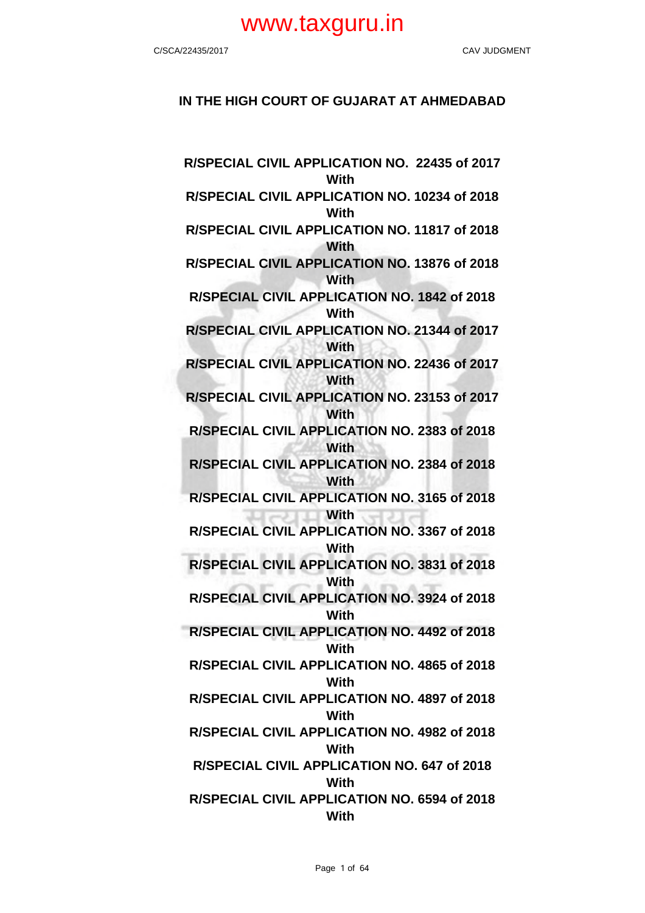# IN THE HIGH COURT OF GUJARAT AT AHMEDABAD

**R/SPECIAL CIVIL APPLICATION NO. 22435 of 2017**
**With**
**R/SPECIAL CIVIL APPLICATION NO. 10234 of 2018**
**With**
**R/SPECIAL CIVIL APPLICATION NO. 11817 of 2018**
**With**
**R/SPECIAL CIVIL APPLICATION NO. 13876 of 2018**
**With**
**R/SPECIAL CIVIL APPLICATION NO. 1842 of 2018**
**With**
**R/SPECIAL CIVIL APPLICATION NO. 21344 of 2017**
**With**
**R/SPECIAL CIVIL APPLICATION NO. 22436 of 2017**
**With**
**R/SPECIAL CIVIL APPLICATION NO. 23153 of 2017**
**With**
**R/SPECIAL CIVIL APPLICATION NO. 2383 of 2018**
**With**
**R/SPECIAL CIVIL APPLICATION NO. 2384 of 2018**
**With**
**R/SPECIAL CIVIL APPLICATION NO. 3165 of 2018**
**With**
**R/SPECIAL CIVIL APPLICATION NO. 3367 of 2018**
**With**
**R/SPECIAL CIVIL APPLICATION NO. 3831 of 2018**
**With**
**R/SPECIAL CIVIL APPLICATION NO. 3924 of 2018**
**With**
**R/SPECIAL CIVIL APPLICATION NO. 4492 of 2018**
**With**
**R/SPECIAL CIVIL APPLICATION NO. 4865 of 2018**
**With**
**R/SPECIAL CIVIL APPLICATION NO. 4897 of 2018**
**With**
**R/SPECIAL CIVIL APPLICATION NO. 4982 of 2018**
**With**
**R/SPECIAL CIVIL APPLICATION NO. 647 of 2018**
**With**
**R/SPECIAL CIVIL APPLICATION NO. 6594 of 2018**
**With**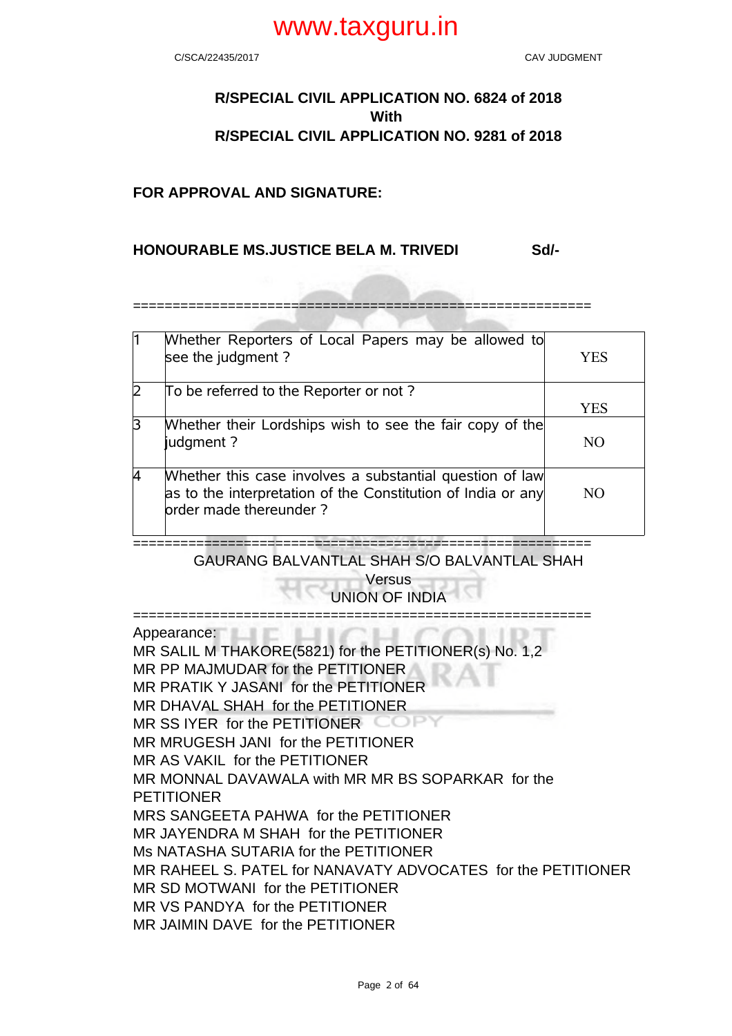**R/SPECIAL CIVIL APPLICATION NO. 6824 of 2018**
**With**
**R/SPECIAL CIVIL APPLICATION NO. 9281 of 2018**

**FOR APPROVAL AND SIGNATURE:**

**HONOURABLE MS.JUSTICE BELA M. TRIVEDI Sd/-**

==========================================================

| | | |
|---|---|---|
| 1 | Whether Reporters of Local Papers may be allowed to see the judgment ? | YES |
| 2 | To be referred to the Reporter or not ? | YES |
| 3 | Whether their Lordships wish to see the fair copy of the judgment ? | NO |
| 4 | Whether this case involves a substantial question of law as to the interpretation of the Constitution of India or any order made thereunder ? | NO |

==========================================================

GAURANG BALVANTLAL SHAH S/O BALVANTLAL SHAH
Versus
UNION OF INDIA

==========================================================

Appearance:
MR SALIL M THAKORE(5821) for the PETITIONER(s) No. 1,2
MR PP MAJMUDAR for the PETITIONER
MR PRATIK Y JASANI for the PETITIONER
MR DHAVAL SHAH for the PETITIONER
MR SS IYER for the PETITIONER
MR MRUGESH JANI for the PETITIONER
MR AS VAKIL for the PETITIONER
MR MONNAL DAVAWALA with MR MR BS SOPARKAR for the PETITIONER
MRS SANGEETA PAHWA for the PETITIONER
MR JAYENDRA M SHAH for the PETITIONER
Ms NATASHA SUTARIA for the PETITIONER
MR RAHEEL S. PATEL for NANAVATY ADVOCATES for the PETITIONER
MR SD MOTWANI for the PETITIONER
MR VS PANDYA for the PETITIONER
MR JAIMIN DAVE for the PETITIONER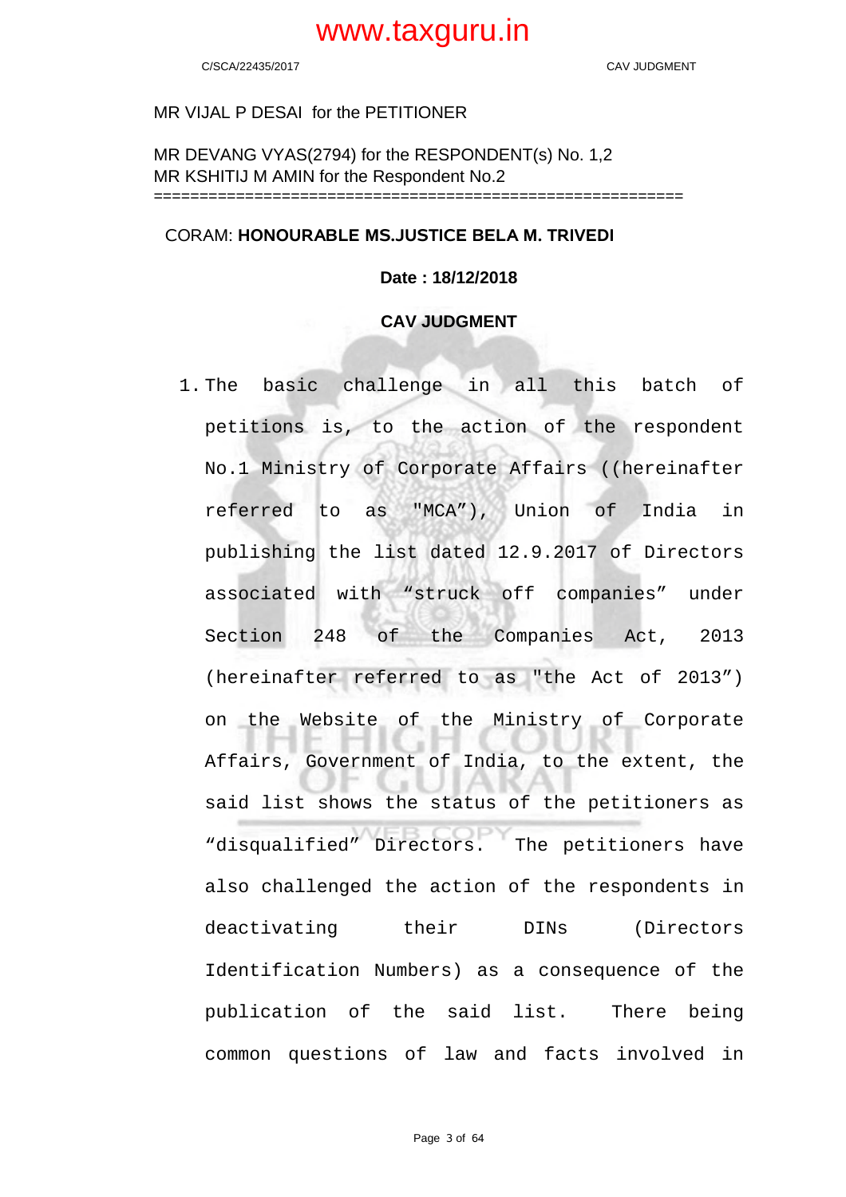MR VIJAL P DESAI for the PETITIONER

MR DEVANG VYAS(2794) for the RESPONDENT(s) No. 1,2
MR KSHITIJ M AMIN for the Respondent No.2

==========================================================

CORAM: **HONOURABLE MS.JUSTICE BELA M. TRIVEDI**

**Date : 18/12/2018**

**CAV JUDGMENT**

1. The basic challenge in all this batch of petitions is, to the action of the respondent No.1 Ministry of Corporate Affairs ((hereinafter referred to as "MCA"), Union of India in publishing the list dated 12.9.2017 of Directors associated with "struck off companies" under Section 248 of the Companies Act, 2013 (hereinafter referred to as "the Act of 2013") on the Website of the Ministry of Corporate Affairs, Government of India, to the extent, the said list shows the status of the petitioners as "disqualified" Directors. The petitioners have also challenged the action of the respondents in deactivating their DINs (Directors Identification Numbers) as a consequence of the publication of the said list. There being common questions of law and facts involved in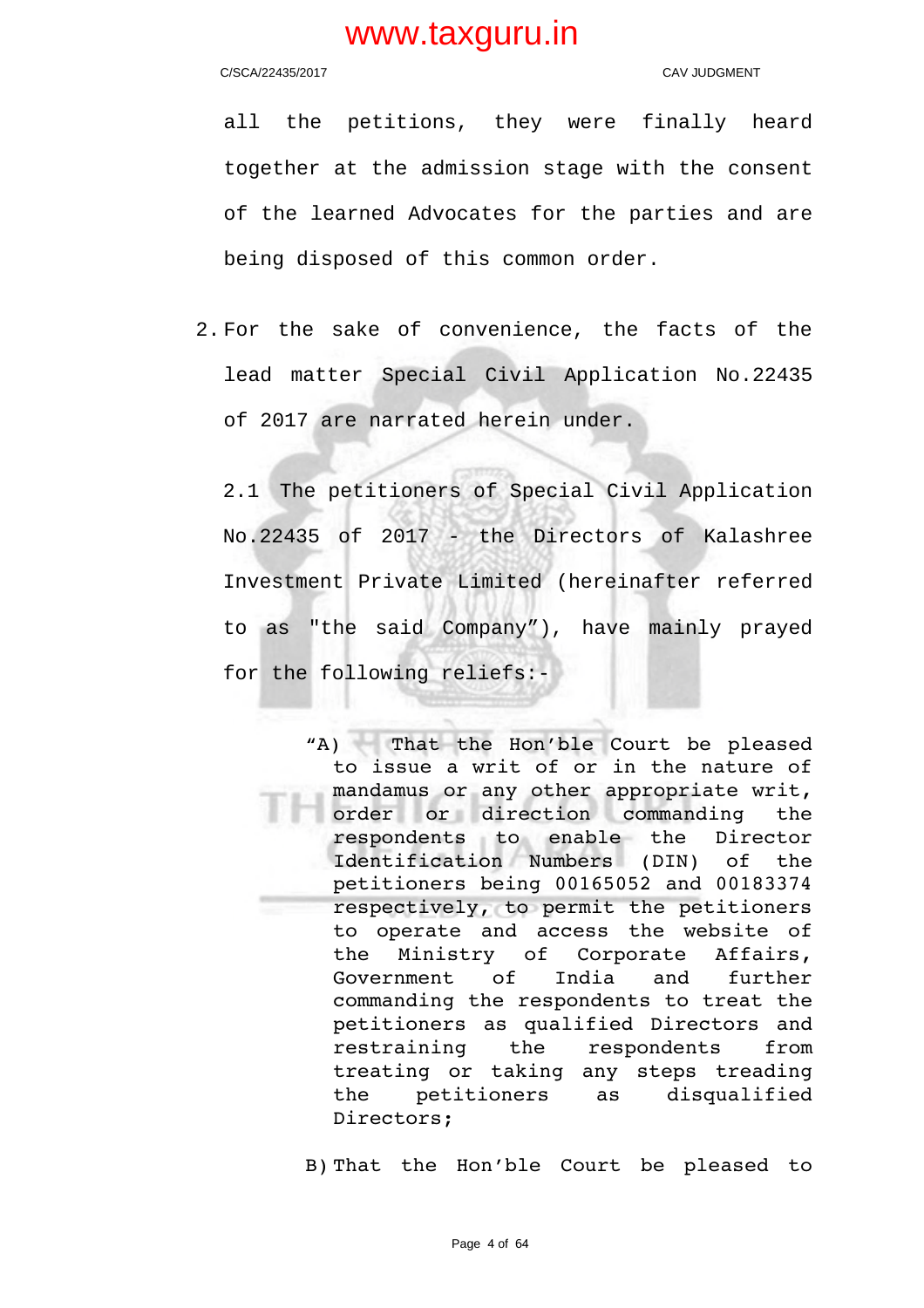all the petitions, they were finally heard together at the admission stage with the consent of the learned Advocates for the parties and are being disposed of this common order.

2. For the sake of convenience, the facts of the lead matter Special Civil Application No.22435 of 2017 are narrated herein under.

2.1 The petitioners of Special Civil Application No.22435 of 2017 - the Directors of Kalashree Investment Private Limited (hereinafter referred to as "the said Company"), have mainly prayed for the following reliefs:-

> "A) That the Hon'ble Court be pleased to issue a writ of or in the nature of mandamus or any other appropriate writ, order or direction commanding the respondents to enable the Director Identification Numbers (DIN) of the petitioners being 00165052 and 00183374 respectively, to permit the petitioners to operate and access the website of the Ministry of Corporate Affairs, Government of India and further commanding the respondents to treat the petitioners as qualified Directors and restraining the respondents from treating or taking any steps treading the petitioners as disqualified Directors;
>
> B) That the Hon'ble Court be pleased to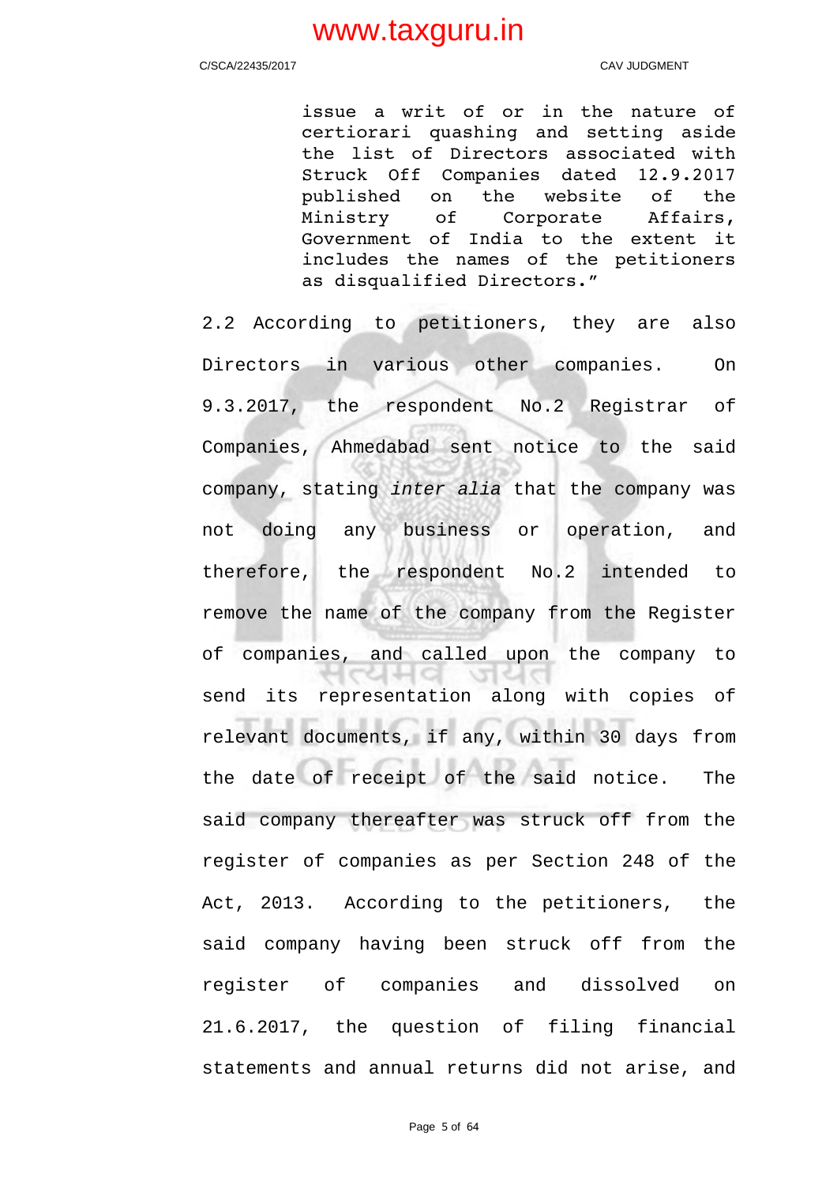> issue a writ of or in the nature of certiorari quashing and setting aside the list of Directors associated with Struck Off Companies dated 12.9.2017 published on the website of the Ministry of Corporate Affairs, Government of India to the extent it includes the names of the petitioners as disqualified Directors."

2.2 According to petitioners, they are also Directors in various other companies. On 9.3.2017, the respondent No.2 Registrar of Companies, Ahmedabad sent notice to the said company, stating *inter alia* that the company was not doing any business or operation, and therefore, the respondent No.2 intended to remove the name of the company from the Register of companies, and called upon the company to send its representation along with copies of relevant documents, if any, within 30 days from the date of receipt of the said notice. The said company thereafter was struck off from the register of companies as per Section 248 of the Act, 2013. According to the petitioners, the said company having been struck off from the register of companies and dissolved on 21.6.2017, the question of filing financial statements and annual returns did not arise, and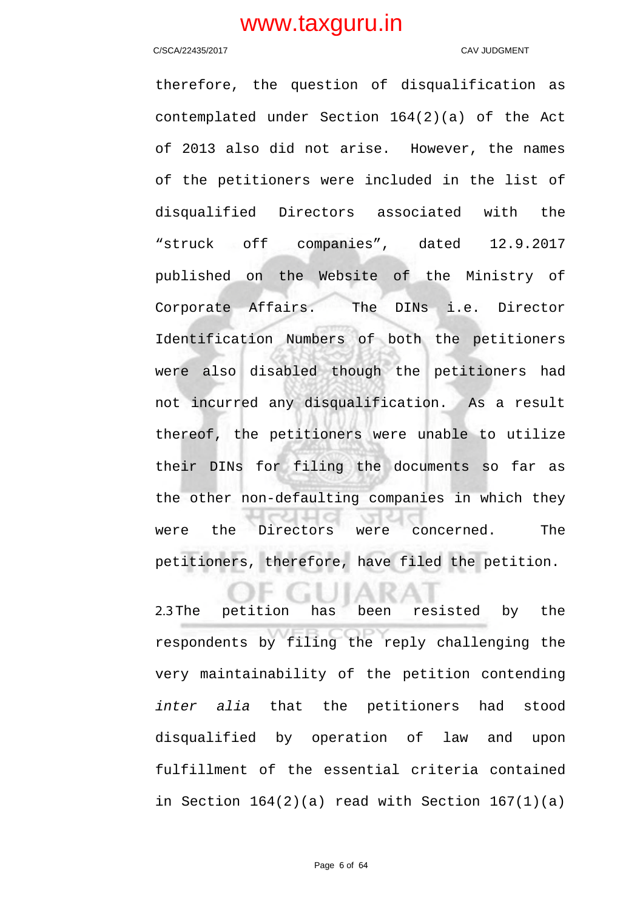therefore, the question of disqualification as contemplated under Section 164(2)(a) of the Act of 2013 also did not arise. However, the names of the petitioners were included in the list of disqualified Directors associated with the "struck off companies", dated 12.9.2017 published on the Website of the Ministry of Corporate Affairs. The DINs i.e. Director Identification Numbers of both the petitioners were also disabled though the petitioners had not incurred any disqualification. As a result thereof, the petitioners were unable to utilize their DINs for filing the documents so far as the other non-defaulting companies in which they were the Directors were concerned. The petitioners, therefore, have filed the petition.

2.3 The petition has been resisted by the respondents by filing the reply challenging the very maintainability of the petition contending *inter alia* that the petitioners had stood disqualified by operation of law and upon fulfillment of the essential criteria contained in Section 164(2)(a) read with Section 167(1)(a)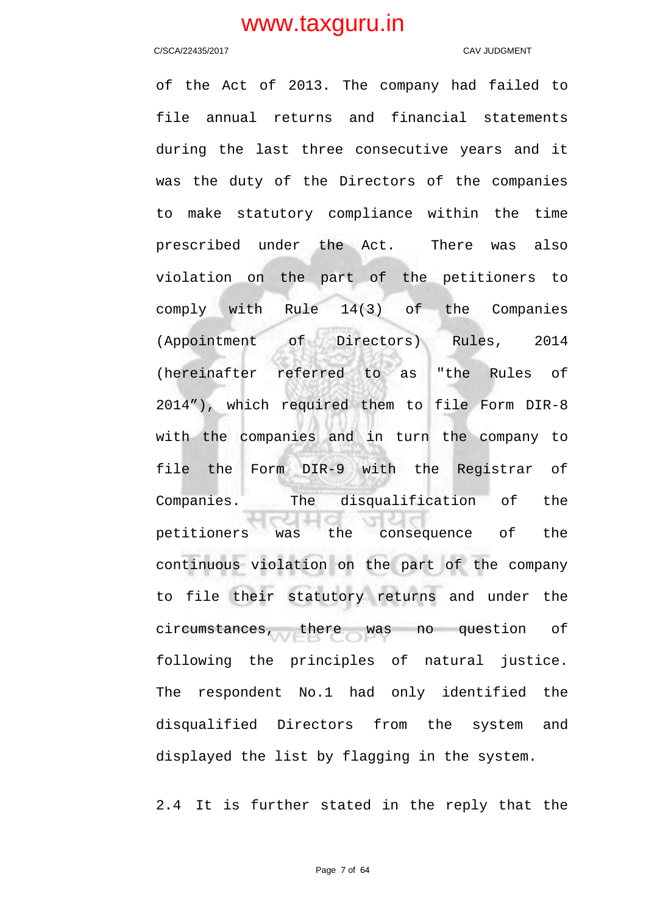of the Act of 2013. The company had failed to file annual returns and financial statements during the last three consecutive years and it was the duty of the Directors of the companies to make statutory compliance within the time prescribed under the Act. There was also violation on the part of the petitioners to comply with Rule 14(3) of the Companies (Appointment of Directors) Rules, 2014 (hereinafter referred to as "the Rules of 2014”), which required them to file Form DIR-8 with the companies and in turn the company to file the Form DIR-9 with the Registrar of Companies. The disqualification of the petitioners was the consequence of the continuous violation on the part of the company to file their statutory returns and under the circumstances, there was no question of following the principles of natural justice. The respondent No.1 had only identified the disqualified Directors from the system and displayed the list by flagging in the system.

2.4 It is further stated in the reply that the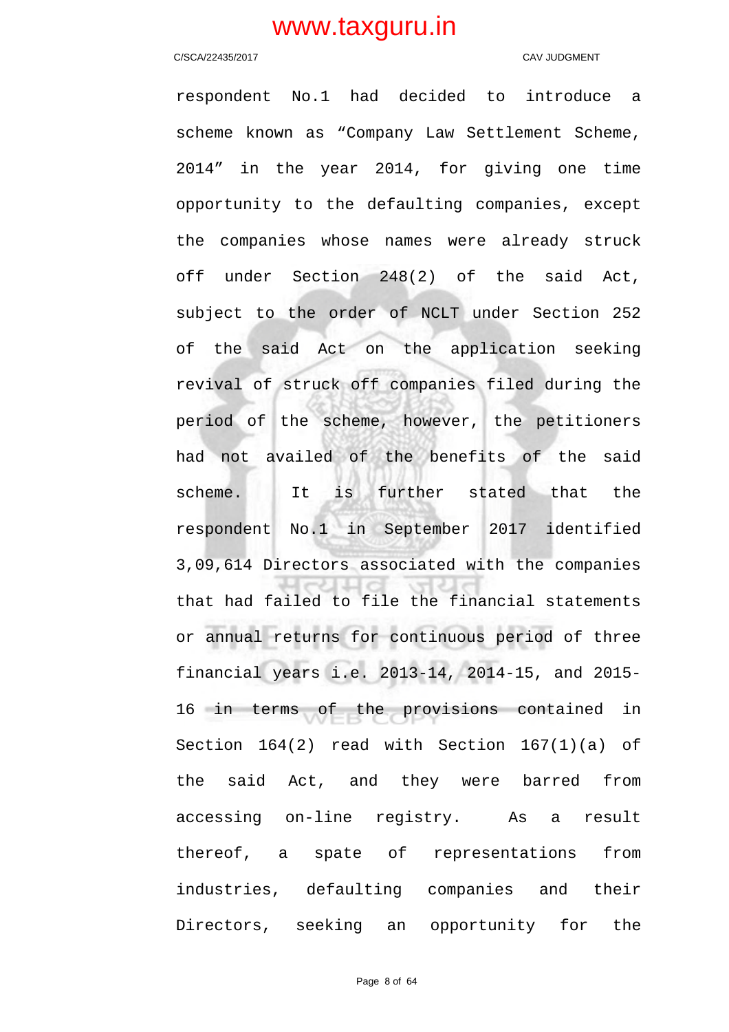respondent No.1 had decided to introduce a scheme known as "Company Law Settlement Scheme, 2014" in the year 2014, for giving one time opportunity to the defaulting companies, except the companies whose names were already struck off under Section 248(2) of the said Act, subject to the order of NCLT under Section 252 of the said Act on the application seeking revival of struck off companies filed during the period of the scheme, however, the petitioners had not availed of the benefits of the said scheme. It is further stated that the respondent No.1 in September 2017 identified 3,09,614 Directors associated with the companies that had failed to file the financial statements or annual returns for continuous period of three financial years i.e. 2013-14, 2014-15, and 2015-16 in terms of the provisions contained in Section 164(2) read with Section 167(1)(a) of the said Act, and they were barred from accessing on-line registry. As a result thereof, a spate of representations from industries, defaulting companies and their Directors, seeking an opportunity for the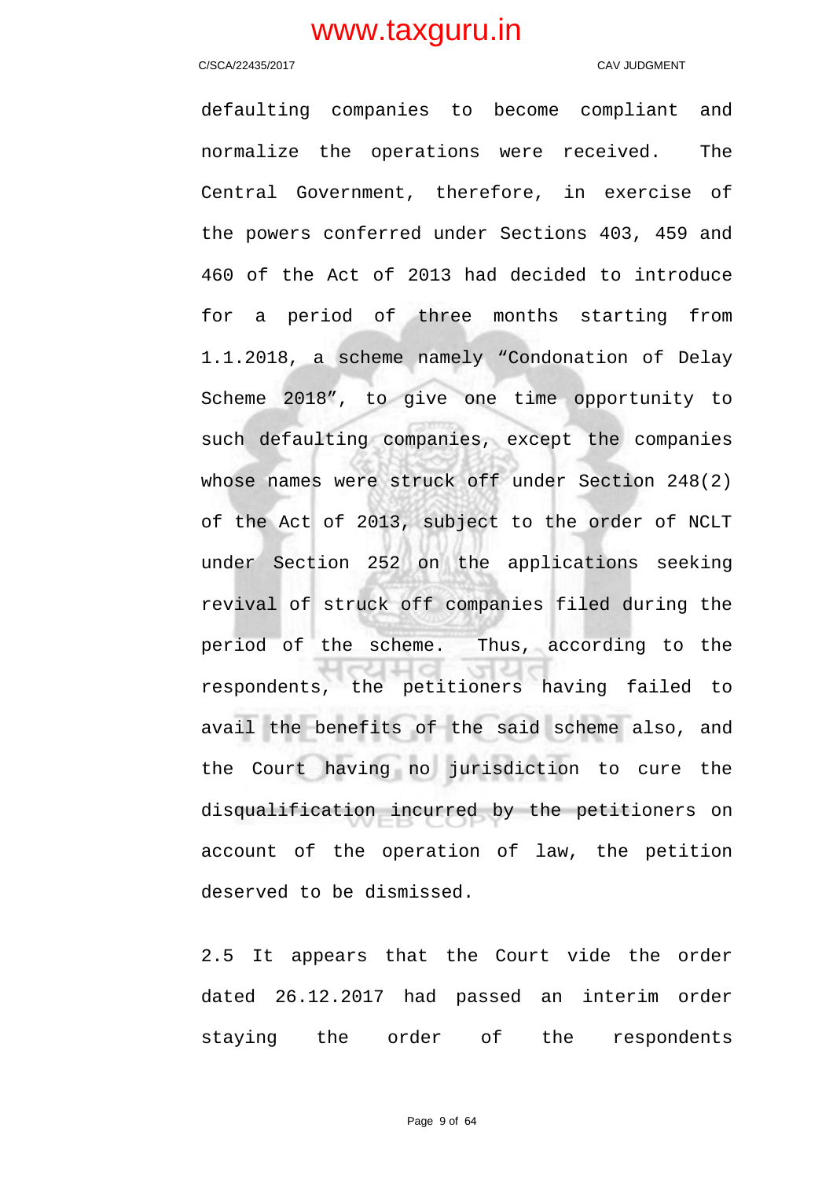defaulting companies to become compliant and normalize the operations were received. The Central Government, therefore, in exercise of the powers conferred under Sections 403, 459 and 460 of the Act of 2013 had decided to introduce for a period of three months starting from 1.1.2018, a scheme namely "Condonation of Delay Scheme 2018", to give one time opportunity to such defaulting companies, except the companies whose names were struck off under Section 248(2) of the Act of 2013, subject to the order of NCLT under Section 252 on the applications seeking revival of struck off companies filed during the period of the scheme. Thus, according to the respondents, the petitioners having failed to avail the benefits of the said scheme also, and the Court having no jurisdiction to cure the disqualification incurred by the petitioners on account of the operation of law, the petition deserved to be dismissed.

2.5 It appears that the Court vide the order dated 26.12.2017 had passed an interim order staying the order of the respondents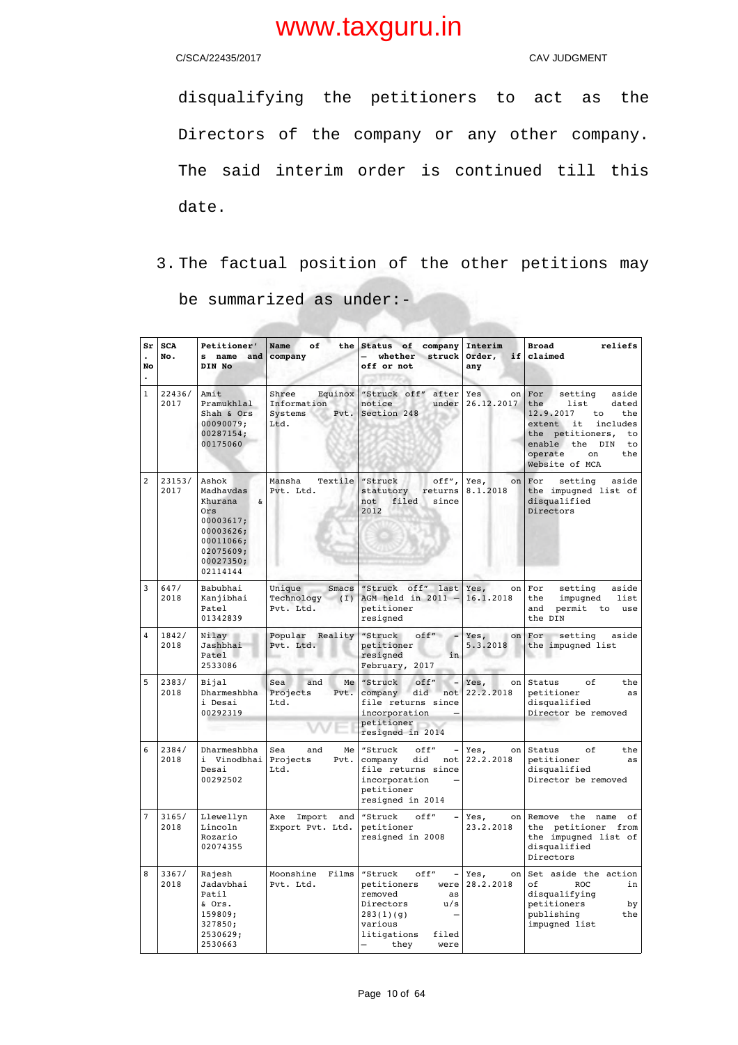disqualifying the petitioners to act as the Directors of the company or any other company. The said interim order is continued till this date.

3. The factual position of the other petitions may be summarized as under:-

| Sr. No. | SCA No. | Petitioner's name and DIN No | Name of the company | Status of company – whether struck off or not | Interim Order, if any | Broad reliefs claimed |
|---|---|---|---|---|---|---|
| 1 | 22436/ 2017 | Amit Pramukhlal Shah & Ors 00090079; 00287154; 00175060 | Shree Equinox Information Systems Pvt. Ltd. | "Struck off" after notice under Section 248 | Yes on 26.12.2017 | For setting aside the list dated 12.9.2017 to the extent it includes the petitioners, to enable the DIN to operate on the Website of MCA |
| 2 | 23153/ 2017 | Ashok Madhavdas Khurana & Ors 00003617; 00003626; 00011066; 02075609; 00027350; 02114144 | Mansha Textile Pvt. Ltd. | "Struck off", statutory returns not filed since 2012 | Yes, on 8.1.2018 | For setting aside the impugned list of disqualified Directors |
| 3 | 647/ 2018 | Babubhai Kanjibhai Patel 01342839 | Unique Smacs Technology (I) Pvt. Ltd. | "Struck off" last AGM held in 2011 – petitioner resigned | Yes, on 16.1.2018 | For setting aside the impugned list and permit to use the DIN |
| 4 | 1842/ 2018 | Nilay Jashbhai Patel 2533086 | Popular Reality Pvt. Ltd. | "Struck off" – petitioner resigned in February, 2017 | Yes, on 5.3.2018 | For setting aside the impugned list |
| 5 | 2383/ 2018 | Bijal Dharmeshbhai Desai 00292319 | Sea and Me Projects Pvt. Ltd. | "Struck off" – company did not file returns since incorporation – petitioner resigned in 2014 | Yes, on 22.2.2018 | Status of the petitioner as disqualified Director be removed |
| 6 | 2384/ 2018 | Dharmeshbhai Vinodbhai Desai 00292502 | Sea and Me Projects Pvt. Ltd. | "Struck off" – company did not file returns since incorporation – petitioner resigned in 2014 | Yes, on 22.2.2018 | Status of the petitioner as disqualified Director be removed |
| 7 | 3165/ 2018 | Llewellyn Lincoln Rozario 02074355 | Axe Import and Export Pvt. Ltd. | "Struck off" – petitioner resigned in 2008 | Yes, on 23.2.2018 | Remove the name of the petitioner from the impugned list of disqualified Directors |
| 8 | 3367/ 2018 | Rajesh Jadavbhai Patil & Ors. 159809; 327850; 2530629; 2530663 | Moonshine Films Pvt. Ltd. | "Struck off" – petitioners were removed as Directors u/s 283(1)(g) – various litigations filed – they were | Yes, on 28.2.2018 | Set aside the action of ROC in disqualifying petitioners by publishing the impugned list |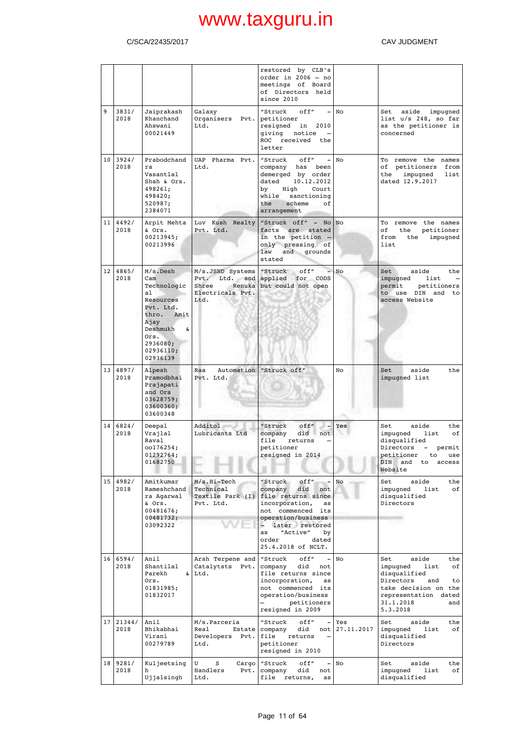| | | | | restored by CLB's order in 2006 – no meetings of Board of Directors held since 2010 | | |
|---|---|---|---|---|---|---|
| 9 | 3831/ 2018 | Jaiprakash Khanchand Ahswani 00021449 | Galaxy Organisers Pvt. Ltd. | "Struck off" – petitioner resigned in 2010 giving notice – ROC received the letter | No | Set aside impugned list u/s 248, so far as the petitioner is concerned |
| 10 | 3924/ 2018 | Prabodchandra Vasantlal Shah & Ors. 498261; 498420; 520987; 2384071 | UAP Pharma Pvt. Ltd. | "Struck off" – company has been demerged by order dated 10.12.2012 by High Court while sanctioning the scheme of arrangement | No | To remove the names of petitioners from the impugned list dated 12.9.2017 |
| 11 | 4492/ 2018 | Arpit Mehta & Ors. 00213945; 00213996 | Luv Kush Realty Pvt. Ltd. | "Struck off" – No facts are stated in the petition – only pressing of law and grounds stated | No | To remove the names of the petitioner from the impugned list |
| 12 | 4865/ 2018 | M/s.Desh Cam Technological Resources Pvt. Ltd. thro. Amit Ajay Deshmukh & Ors. 2936080; 02936110; 02936139 | M/s.JSND Systems Pvt. Ltd. and Shree Renuka Electricals Pvt. Ltd. | "Struck off" – applied for CODS but could not open | No | Set aside the impugned list – permit petitioners to use DIN and to access Website |
| 13 | 4897/ 2018 | Alpesh Pramodbhai Prajapati and Ors 03628759; 03600360; 03600348 | Raa Automation Pvt. Ltd. | "Struck off" | No | Set aside the impugned list |
| 14 | 6824/ 2018 | Deepal Vrajlal Raval oo176254; 01292764; 01682750 | Additol Lubricants Ltd | "Struck off" – company did not file returns – petitioner resigned in 2014 | Yes | Set aside the impugned list of disqualified Directors – permit petitioner to use DIN and to access Website |
| 15 | 4982/ 2018 | Amitkumar Rameshchandra Agarwal & Ors. 00481676; 00481732; 03092322 | M/s.Hi-Tech Technical Textile Park (I) Pvt. Ltd. | "Struck off" – company did not file returns since incorporation, as not commenced its operation/business – later restored as "Active" by order dated 25.4.2018 of NCLT. | No | Set aside the impugned list of disqualified Directors |
| 16 | 6594/ 2018 | Anil Shantilal Parekh & Ors. 01831985; 01832017 | Arsh Terpene and Catalytsts Pvt. Ltd. | "Struck off" – company did not file returns since incorporation, as not commenced its operation/business – petitioners resigned in 2009 | No | Set aside the impugned list of disqualified Directors and to take decision on the representation dated 31.1.2018 and 5.3.2018 |
| 17 | 21344/ 2018 | Anil Bhikabhai Virani 00279789 | M/s.Parceria Real Estate Developers Pvt. Ltd. | "Struck off" – company did not file returns – petitioner resigned in 2010 | Yes 27.11.2017 | Set aside the impugned list of disqualified Directors |
| 18 | 9281/ 2018 | Kuljeetsingh Ujjalsingh | U S Cargo Handlers Pvt. Ltd. | "Struck off" – company did not file returns, as | No | Set aside the impugned list of disqualified |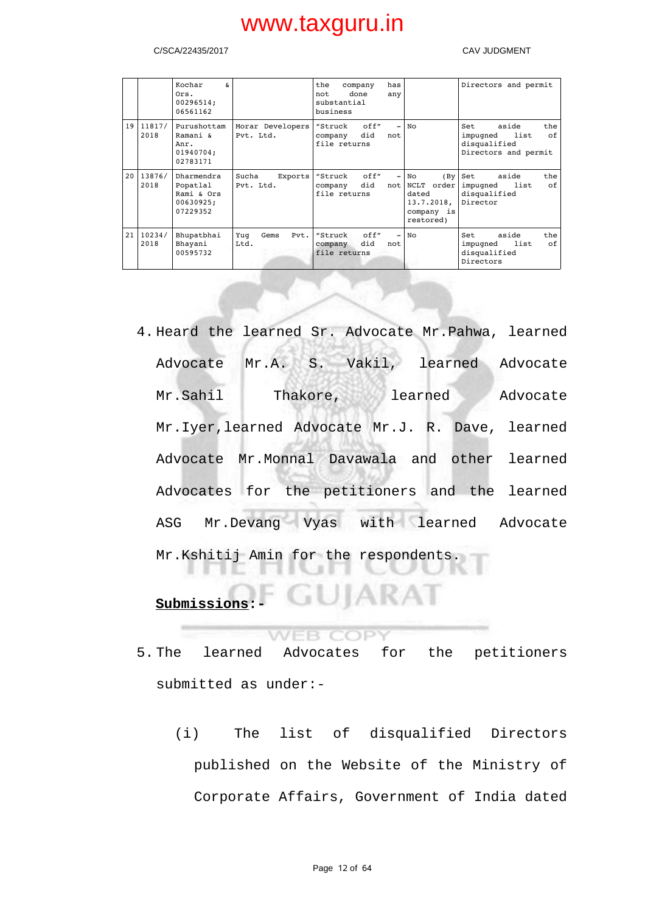|  |  | Kochar & Ors. 00296514; 06561162 |  | the company has not done any substantial business |  | Directors and permit |
|---|---|---|---|---|---|---|
| 19 | 11817/ 2018 | Purushottam Ramani & Anr. 01940704; 02783171 | Morar Developers Pvt. Ltd. | "Struck off" - company did not file returns | No | Set aside the impugned list of disqualified Directors and permit |
| 20 | 13876/ 2018 | Dharmendra Popatlal Rami & Ors 00630925; 07229352 | Sucha Exports Pvt. Ltd. | "Struck off" - company did not file returns | No (By NCLT order dated 13.7.2018, company is restored) | Set aside the impugned list of disqualified Director |
| 21 | 10234/ 2018 | Bhupatbhai Bhayani 00595732 | Yug Gems Pvt. Ltd. | "Struck off" - company did not file returns | No | Set aside the impugned list of disqualified Directors |

4. Heard the learned Sr. Advocate Mr.Pahwa, learned Advocate Mr.A. S. Vakil, learned Advocate Mr.Sahil Thakore, learned Advocate Mr.Iyer,learned Advocate Mr.J. R. Dave, learned Advocate Mr.Monnal Davawala and other learned Advocates for the petitioners and the learned ASG Mr.Devang Vyas with learned Advocate Mr.Kshitij Amin for the respondents.

**Submissions:-**

5. The learned Advocates for the petitioners submitted as under:-

   (i) The list of disqualified Directors published on the Website of the Ministry of Corporate Affairs, Government of India dated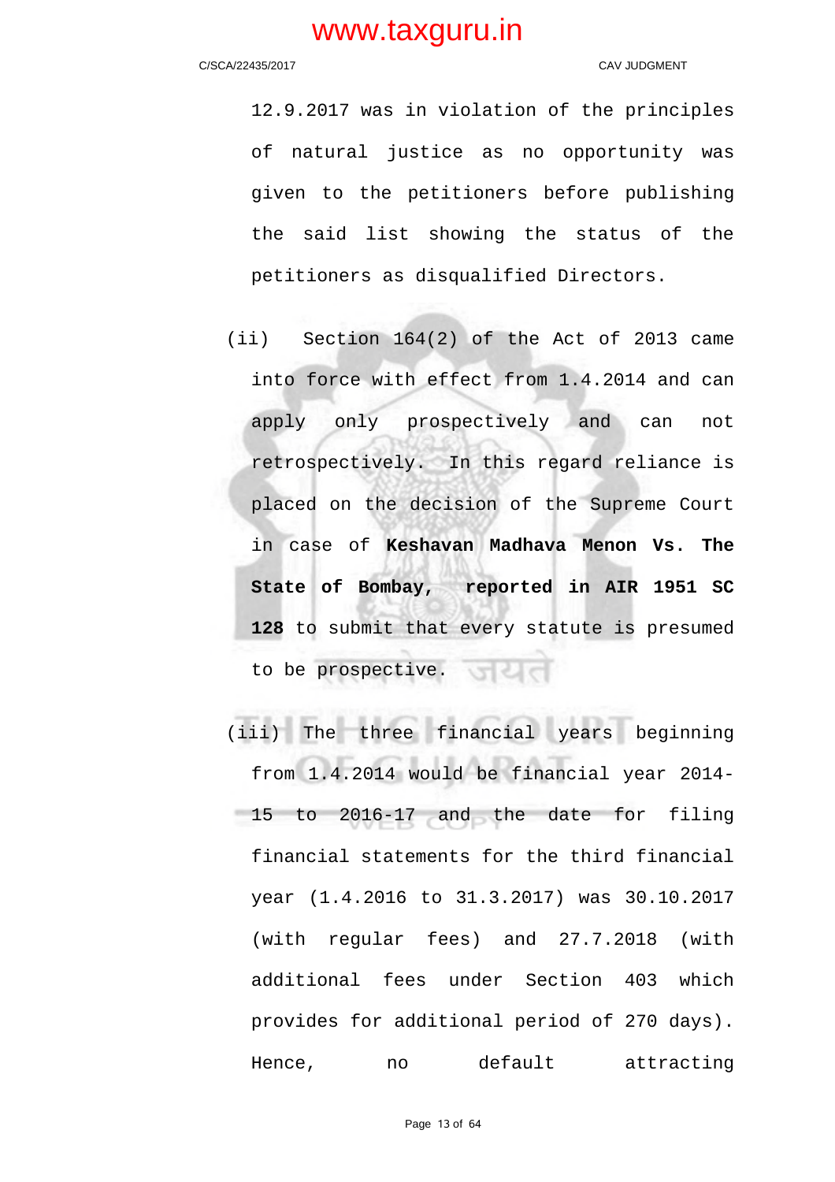12.9.2017 was in violation of the principles of natural justice as no opportunity was given to the petitioners before publishing the said list showing the status of the petitioners as disqualified Directors.

(ii) Section 164(2) of the Act of 2013 came into force with effect from 1.4.2014 and can apply only prospectively and can not retrospectively. In this regard reliance is placed on the decision of the Supreme Court in case of **Keshavan Madhava Menon Vs. The State of Bombay, reported in AIR 1951 SC 128** to submit that every statute is presumed to be prospective.

(iii) The three financial years beginning from 1.4.2014 would be financial year 2014-15 to 2016-17 and the date for filing financial statements for the third financial year (1.4.2016 to 31.3.2017) was 30.10.2017 (with regular fees) and 27.7.2018 (with additional fees under Section 403 which provides for additional period of 270 days). Hence, no default attracting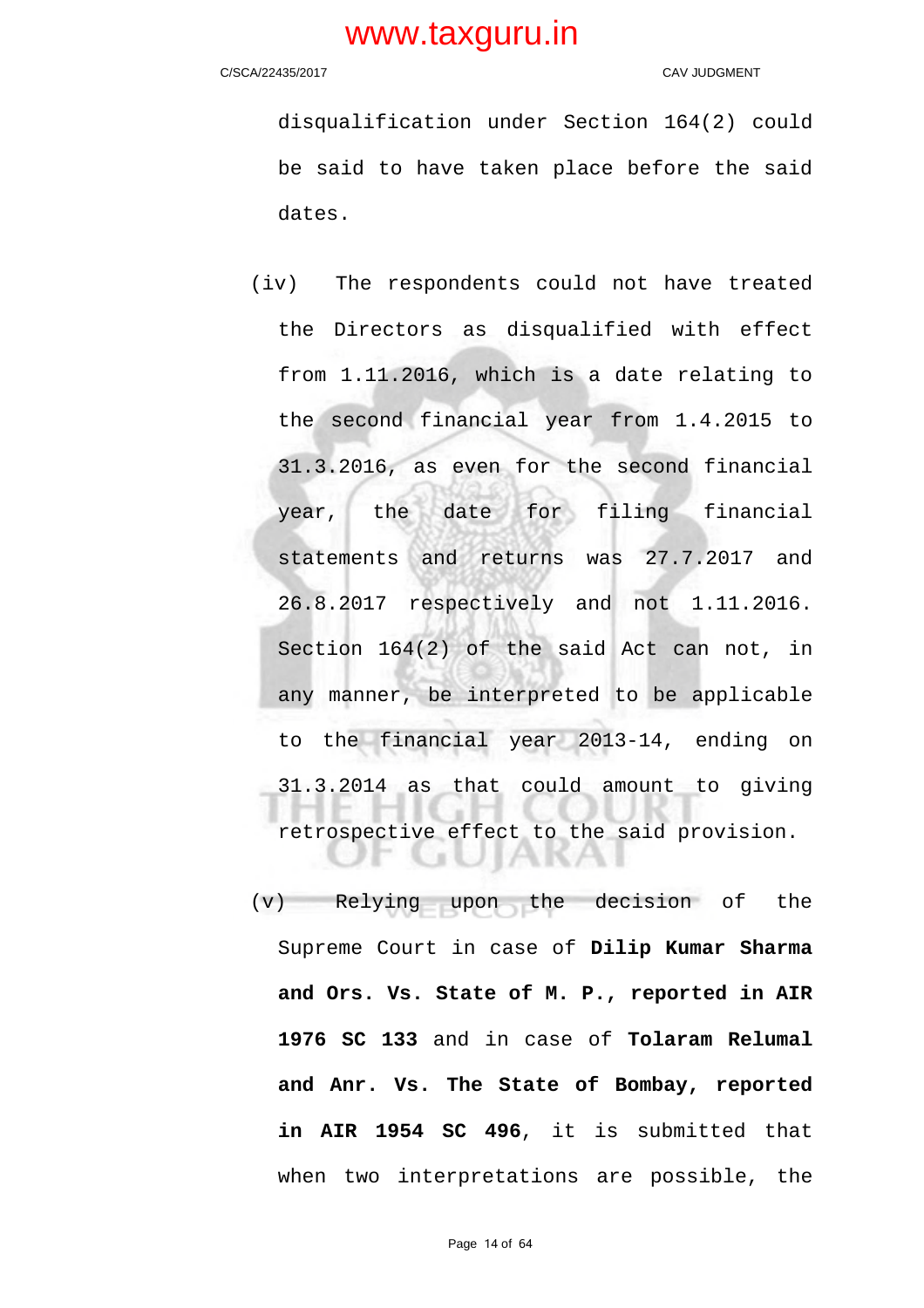disqualification under Section 164(2) could be said to have taken place before the said dates.

(iv) The respondents could not have treated the Directors as disqualified with effect from 1.11.2016, which is a date relating to the second financial year from 1.4.2015 to 31.3.2016, as even for the second financial year, the date for filing financial statements and returns was 27.7.2017 and 26.8.2017 respectively and not 1.11.2016. Section 164(2) of the said Act can not, in any manner, be interpreted to be applicable to the financial year 2013-14, ending on 31.3.2014 as that could amount to giving retrospective effect to the said provision.

(v) Relying upon the decision of the Supreme Court in case of **Dilip Kumar Sharma and Ors. Vs. State of M. P., reported in AIR 1976 SC 133** and in case of **Tolaram Relumal and Anr. Vs. The State of Bombay, reported in AIR 1954 SC 496**, it is submitted that when two interpretations are possible, the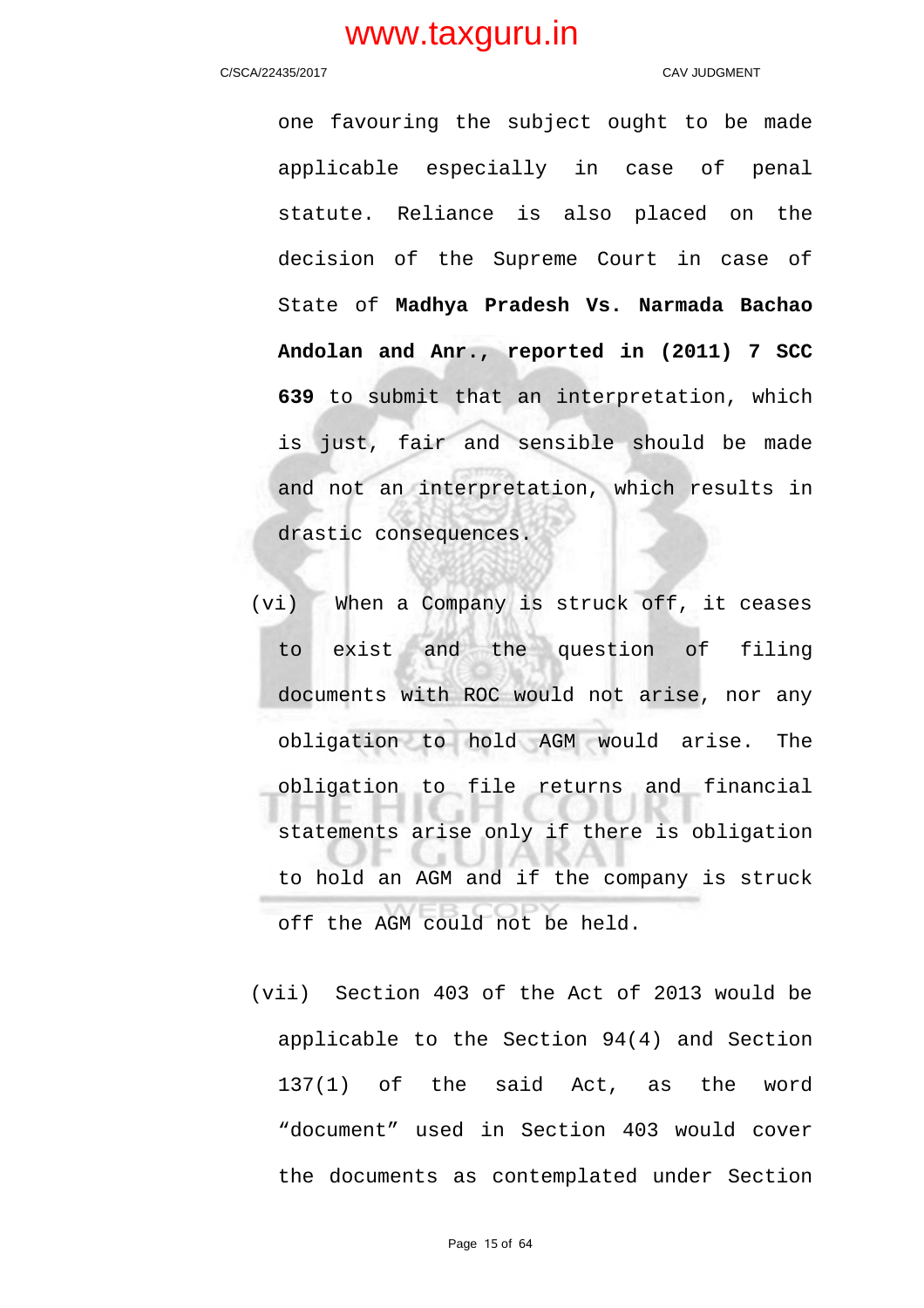one favouring the subject ought to be made applicable especially in case of penal statute. Reliance is also placed on the decision of the Supreme Court in case of State of **Madhya Pradesh Vs. Narmada Bachao Andolan and Anr., reported in (2011) 7 SCC 639** to submit that an interpretation, which is just, fair and sensible should be made and not an interpretation, which results in drastic consequences.

(vi) When a Company is struck off, it ceases to exist and the question of filing documents with ROC would not arise, nor any obligation to hold AGM would arise. The obligation to file returns and financial statements arise only if there is obligation to hold an AGM and if the company is struck off the AGM could not be held.

(vii) Section 403 of the Act of 2013 would be applicable to the Section 94(4) and Section 137(1) of the said Act, as the word "document" used in Section 403 would cover the documents as contemplated under Section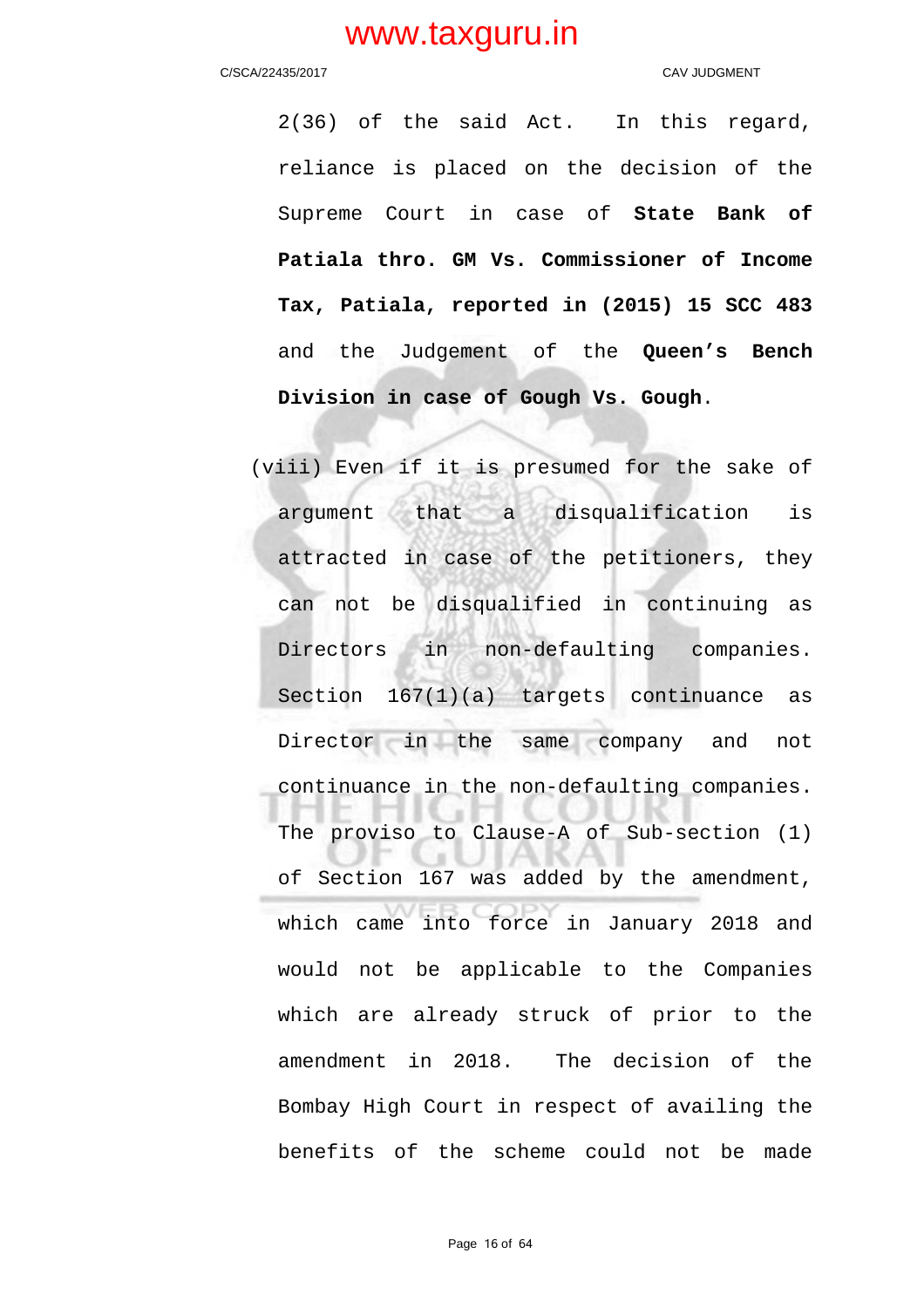2(36) of the said Act. In this regard, reliance is placed on the decision of the Supreme Court in case of **State Bank of Patiala thro. GM Vs. Commissioner of Income Tax, Patiala, reported in (2015) 15 SCC 483** and the Judgement of the **Queen's Bench Division in case of Gough Vs. Gough**.

(viii) Even if it is presumed for the sake of argument that a disqualification is attracted in case of the petitioners, they can not be disqualified in continuing as Directors in non-defaulting companies. Section 167(1)(a) targets continuance as Director in the same company and not continuance in the non-defaulting companies. The proviso to Clause-A of Sub-section (1) of Section 167 was added by the amendment, which came into force in January 2018 and would not be applicable to the Companies which are already struck of prior to the amendment in 2018. The decision of the Bombay High Court in respect of availing the benefits of the scheme could not be made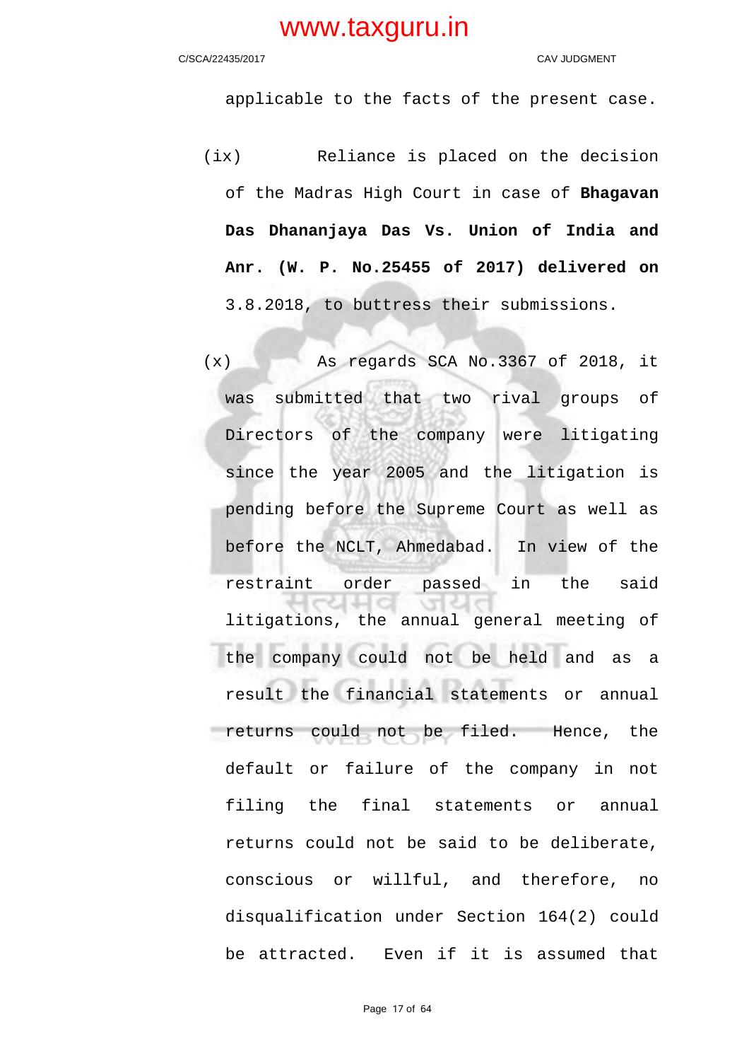applicable to the facts of the present case.

(ix) Reliance is placed on the decision of the Madras High Court in case of **Bhagavan Das Dhananjaya Das Vs. Union of India and Anr. (W. P. No.25455 of 2017) delivered on** 3.8.2018, to buttress their submissions.

(x) As regards SCA No.3367 of 2018, it was submitted that two rival groups of Directors of the company were litigating since the year 2005 and the litigation is pending before the Supreme Court as well as before the NCLT, Ahmedabad. In view of the restraint order passed in the said litigations, the annual general meeting of the company could not be held and as a result the financial statements or annual returns could not be filed. Hence, the default or failure of the company in not filing the final statements or annual returns could not be said to be deliberate, conscious or willful, and therefore, no disqualification under Section 164(2) could be attracted. Even if it is assumed that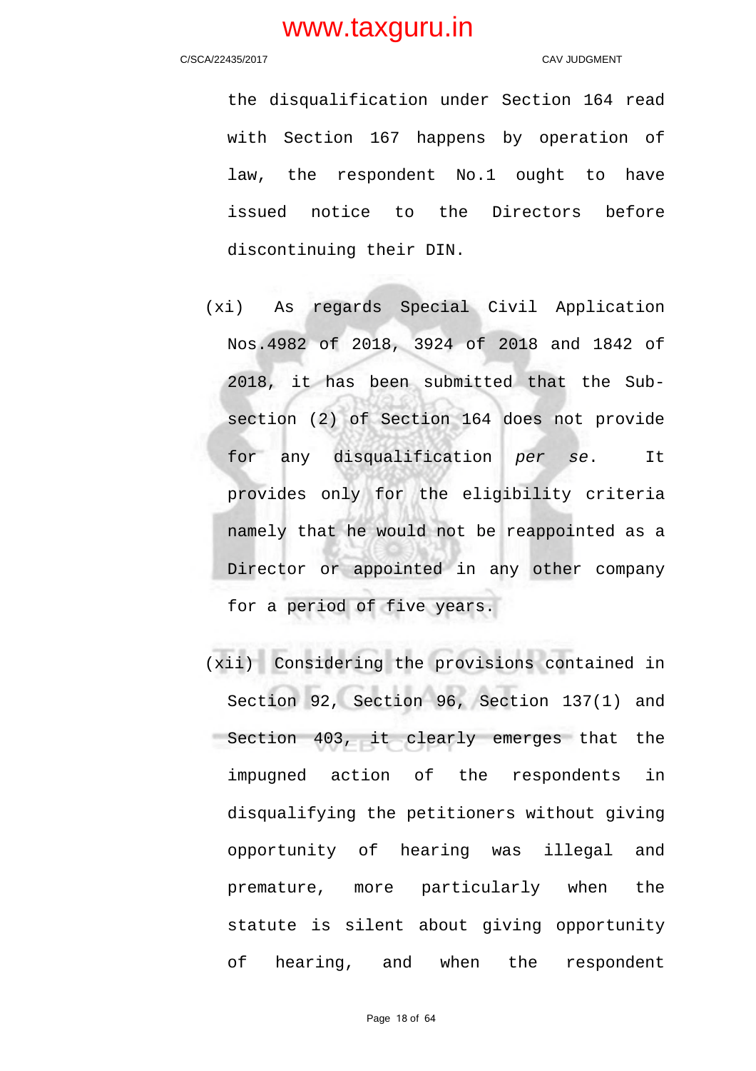the disqualification under Section 164 read with Section 167 happens by operation of law, the respondent No.1 ought to have issued notice to the Directors before discontinuing their DIN.

(xi) As regards Special Civil Application Nos.4982 of 2018, 3924 of 2018 and 1842 of 2018, it has been submitted that the Sub-section (2) of Section 164 does not provide for any disqualification *per se*. It provides only for the eligibility criteria namely that he would not be reappointed as a Director or appointed in any other company for a period of five years.

(xii) Considering the provisions contained in Section 92, Section 96, Section 137(1) and Section 403, it clearly emerges that the impugned action of the respondents in disqualifying the petitioners without giving opportunity of hearing was illegal and premature, more particularly when the statute is silent about giving opportunity of hearing, and when the respondent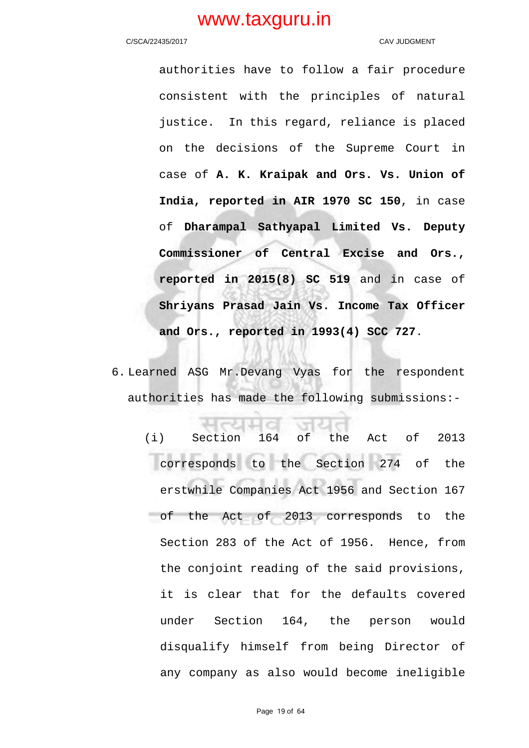authorities have to follow a fair procedure consistent with the principles of natural justice. In this regard, reliance is placed on the decisions of the Supreme Court in case of **A. K. Kraipak and Ors. Vs. Union of India, reported in AIR 1970 SC 150**, in case of **Dharampal Sathyapal Limited Vs. Deputy Commissioner of Central Excise and Ors., reported in 2015(8) SC 519** and in case of **Shriyans Prasad Jain Vs. Income Tax Officer and Ors., reported in 1993(4) SCC 727**.

6. Learned ASG Mr.Devang Vyas for the respondent authorities has made the following submissions:-

   (i) Section 164 of the Act of 2013 corresponds to the Section 274 of the erstwhile Companies Act 1956 and Section 167 of the Act of 2013 corresponds to the Section 283 of the Act of 1956. Hence, from the conjoint reading of the said provisions, it is clear that for the defaults covered under Section 164, the person would disqualify himself from being Director of any company as also would become ineligible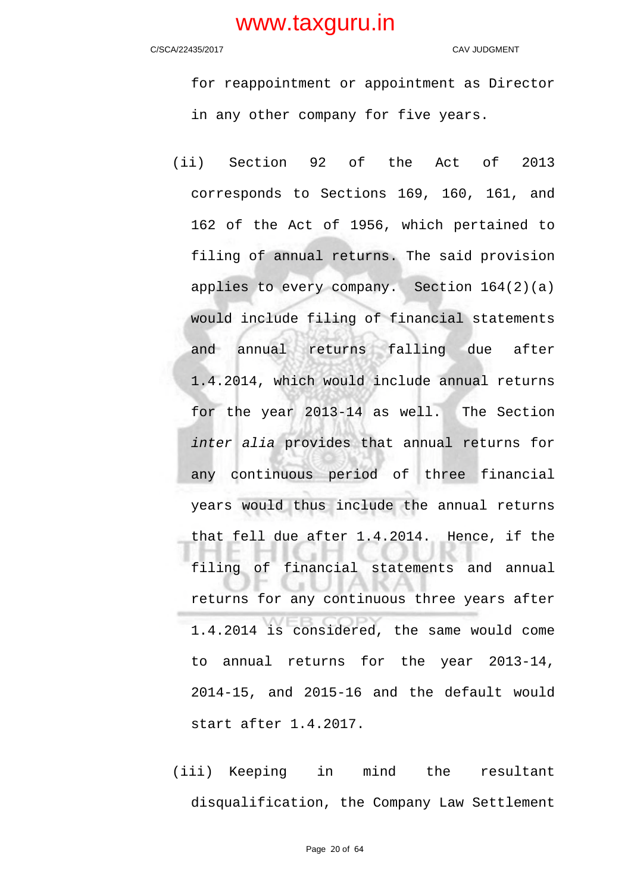for reappointment or appointment as Director in any other company for five years.

(ii) Section 92 of the Act of 2013 corresponds to Sections 169, 160, 161, and 162 of the Act of 1956, which pertained to filing of annual returns. The said provision applies to every company. Section 164(2)(a) would include filing of financial statements and annual returns falling due after 1.4.2014, which would include annual returns for the year 2013-14 as well. The Section *inter alia* provides that annual returns for any continuous period of three financial years would thus include the annual returns that fell due after 1.4.2014. Hence, if the filing of financial statements and annual returns for any continuous three years after 1.4.2014 is considered, the same would come to annual returns for the year 2013-14, 2014-15, and 2015-16 and the default would start after 1.4.2017.

(iii) Keeping in mind the resultant disqualification, the Company Law Settlement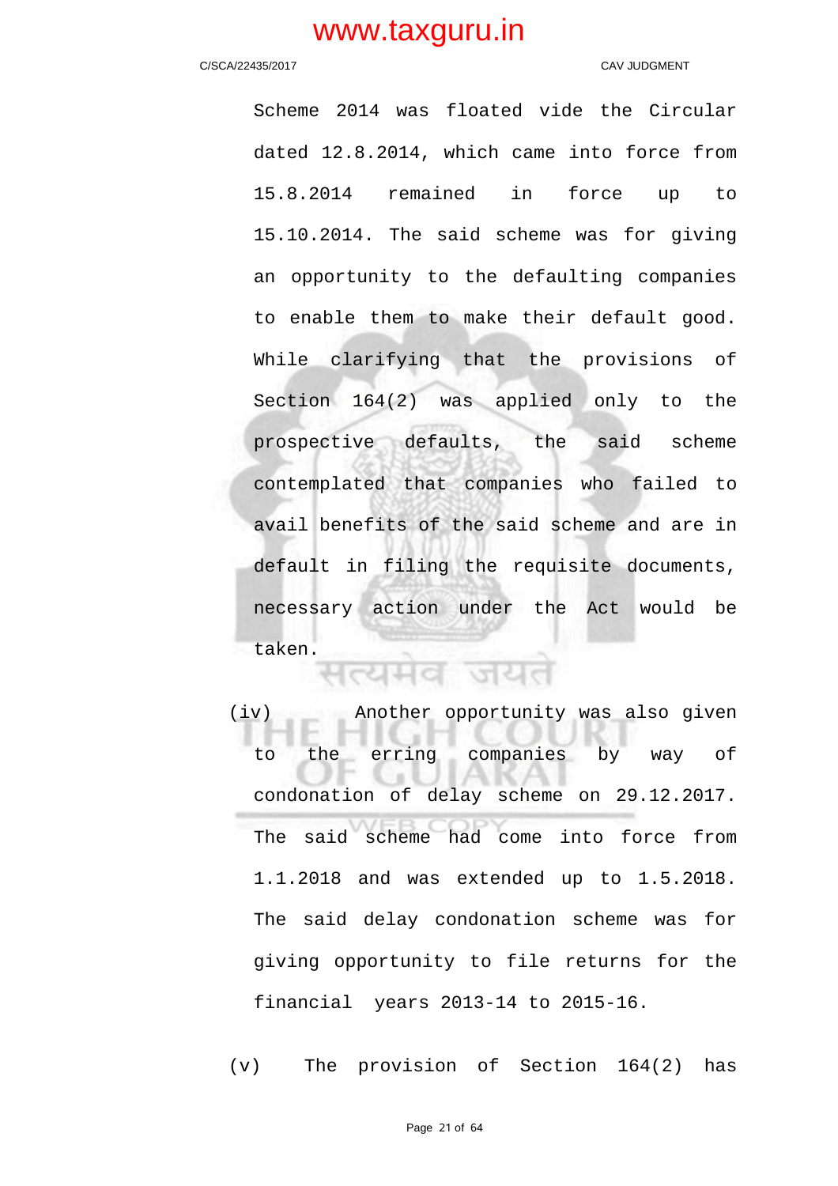Scheme 2014 was floated vide the Circular dated 12.8.2014, which came into force from 15.8.2014 remained in force up to 15.10.2014. The said scheme was for giving an opportunity to the defaulting companies to enable them to make their default good. While clarifying that the provisions of Section 164(2) was applied only to the prospective defaults, the said scheme contemplated that companies who failed to avail benefits of the said scheme and are in default in filing the requisite documents, necessary action under the Act would be taken.

(iv) Another opportunity was also given to the erring companies by way of condonation of delay scheme on 29.12.2017. The said scheme had come into force from 1.1.2018 and was extended up to 1.5.2018. The said delay condonation scheme was for giving opportunity to file returns for the financial years 2013-14 to 2015-16.

(v) The provision of Section 164(2) has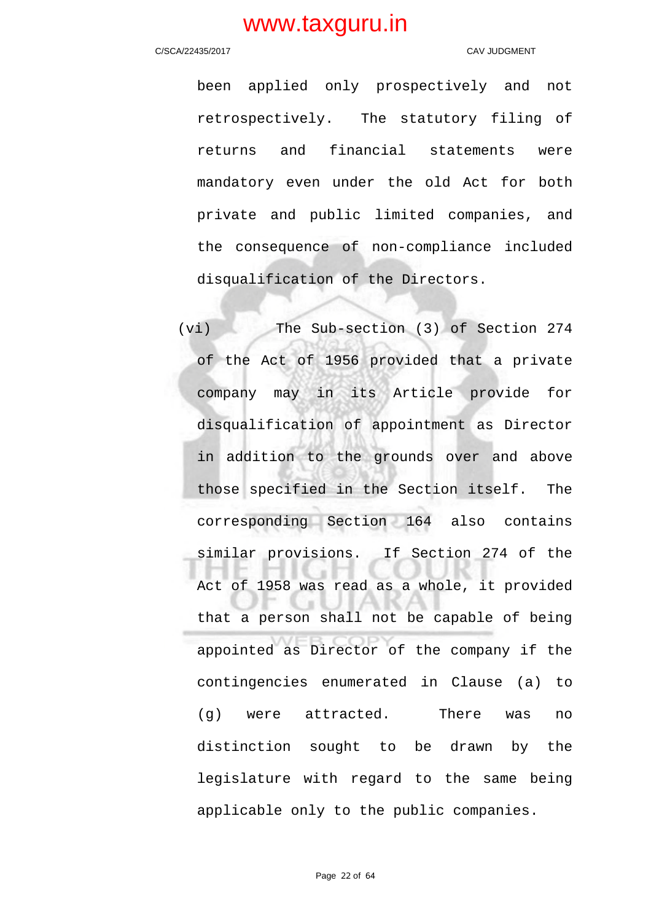been applied only prospectively and not retrospectively. The statutory filing of returns and financial statements were mandatory even under the old Act for both private and public limited companies, and the consequence of non-compliance included disqualification of the Directors.

(vi) The Sub-section (3) of Section 274 of the Act of 1956 provided that a private company may in its Article provide for disqualification of appointment as Director in addition to the grounds over and above those specified in the Section itself. The corresponding Section 164 also contains similar provisions. If Section 274 of the Act of 1958 was read as a whole, it provided that a person shall not be capable of being appointed as Director of the company if the contingencies enumerated in Clause (a) to (g) were attracted. There was no distinction sought to be drawn by the legislature with regard to the same being applicable only to the public companies.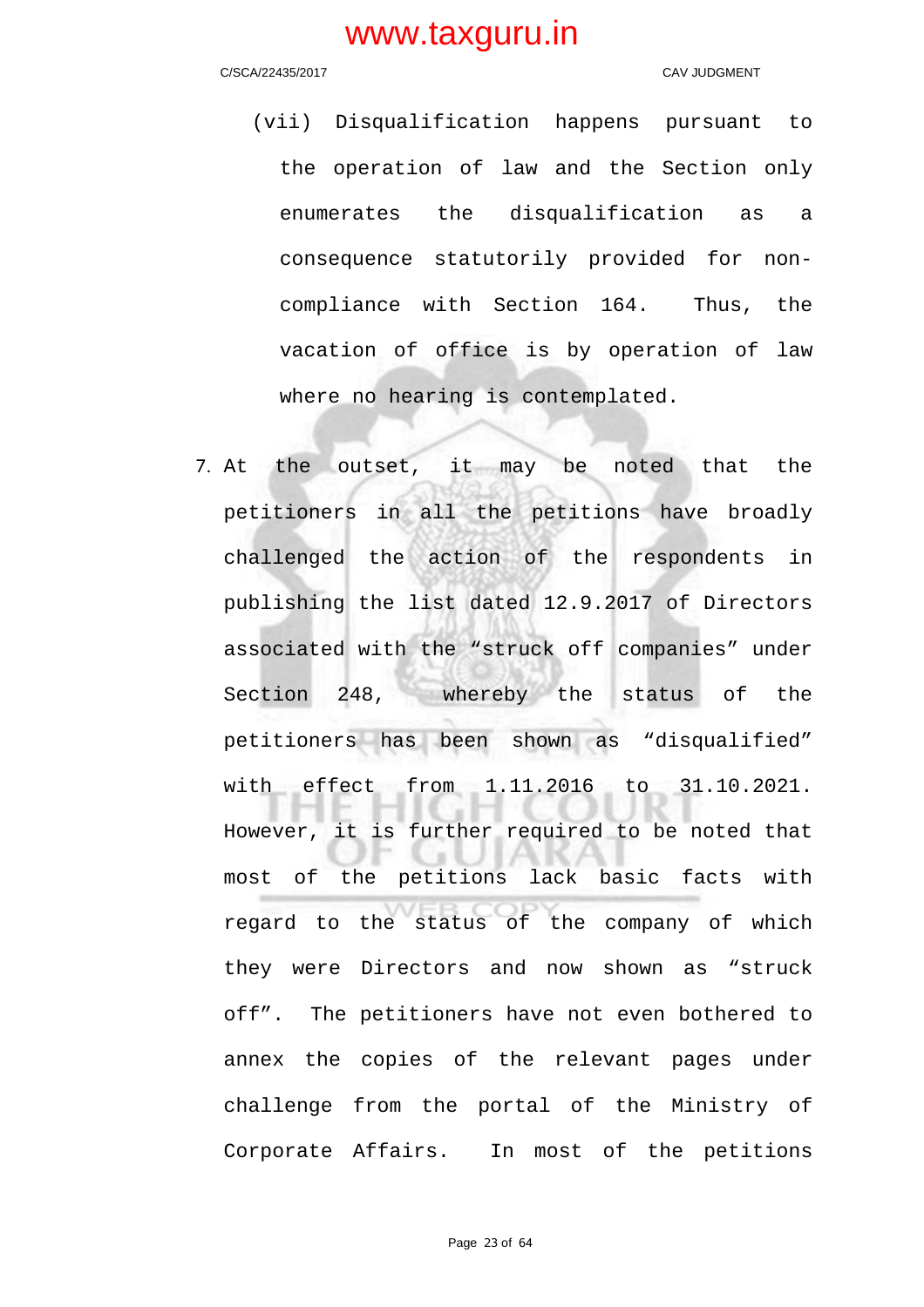(vii) Disqualification happens pursuant to the operation of law and the Section only enumerates the disqualification as a consequence statutorily provided for non-compliance with Section 164. Thus, the vacation of office is by operation of law where no hearing is contemplated.

7. At the outset, it may be noted that the petitioners in all the petitions have broadly challenged the action of the respondents in publishing the list dated 12.9.2017 of Directors associated with the "struck off companies" under Section 248, whereby the status of the petitioners has been shown as "disqualified" with effect from 1.11.2016 to 31.10.2021. However, it is further required to be noted that most of the petitions lack basic facts with regard to the status of the company of which they were Directors and now shown as "struck off". The petitioners have not even bothered to annex the copies of the relevant pages under challenge from the portal of the Ministry of Corporate Affairs. In most of the petitions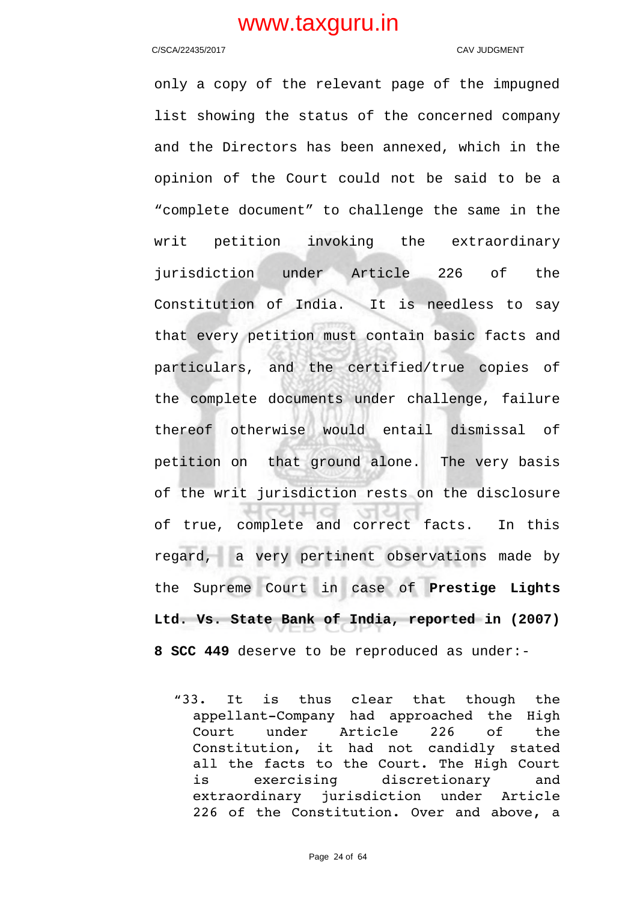only a copy of the relevant page of the impugned list showing the status of the concerned company and the Directors has been annexed, which in the opinion of the Court could not be said to be a "complete document" to challenge the same in the writ petition invoking the extraordinary jurisdiction under Article 226 of the Constitution of India. It is needless to say that every petition must contain basic facts and particulars, and the certified/true copies of the complete documents under challenge, failure thereof otherwise would entail dismissal of petition on that ground alone. The very basis of the writ jurisdiction rests on the disclosure of true, complete and correct facts. In this regard, a very pertinent observations made by the Supreme Court in case of **Prestige Lights Ltd. Vs. State Bank of India, reported in (2007) 8 SCC 449** deserve to be reproduced as under:-

> "33. It is thus clear that though the appellant-Company had approached the High Court under Article 226 of the Constitution, it had not candidly stated all the facts to the Court. The High Court is exercising discretionary and extraordinary jurisdiction under Article 226 of the Constitution. Over and above, a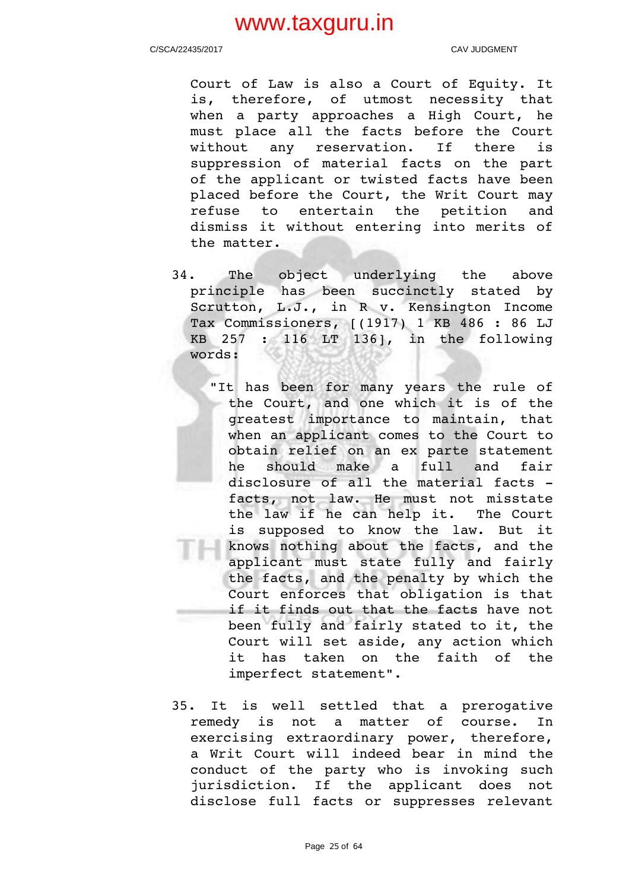Court of Law is also a Court of Equity. It is, therefore, of utmost necessity that when a party approaches a High Court, he must place all the facts before the Court without any reservation. If there is suppression of material facts on the part of the applicant or twisted facts have been placed before the Court, the Writ Court may refuse to entertain the petition and dismiss it without entering into merits of the matter.

34. The object underlying the above principle has been succinctly stated by Scrutton, L.J., in R v. Kensington Income Tax Commissioners, [(1917) 1 KB 486 : 86 LJ KB 257 : 116 LT 136], in the following words:

> "It has been for many years the rule of the Court, and one which it is of the greatest importance to maintain, that when an applicant comes to the Court to obtain relief on an ex parte statement he should make a full and fair disclosure of all the material facts - facts, not law. He must not misstate the law if he can help it. The Court is supposed to know the law. But it knows nothing about the facts, and the applicant must state fully and fairly the facts, and the penalty by which the Court enforces that obligation is that if it finds out that the facts have not been fully and fairly stated to it, the Court will set aside, any action which it has taken on the faith of the imperfect statement".

35. It is well settled that a prerogative remedy is not a matter of course. In exercising extraordinary power, therefore, a Writ Court will indeed bear in mind the conduct of the party who is invoking such jurisdiction. If the applicant does not disclose full facts or suppresses relevant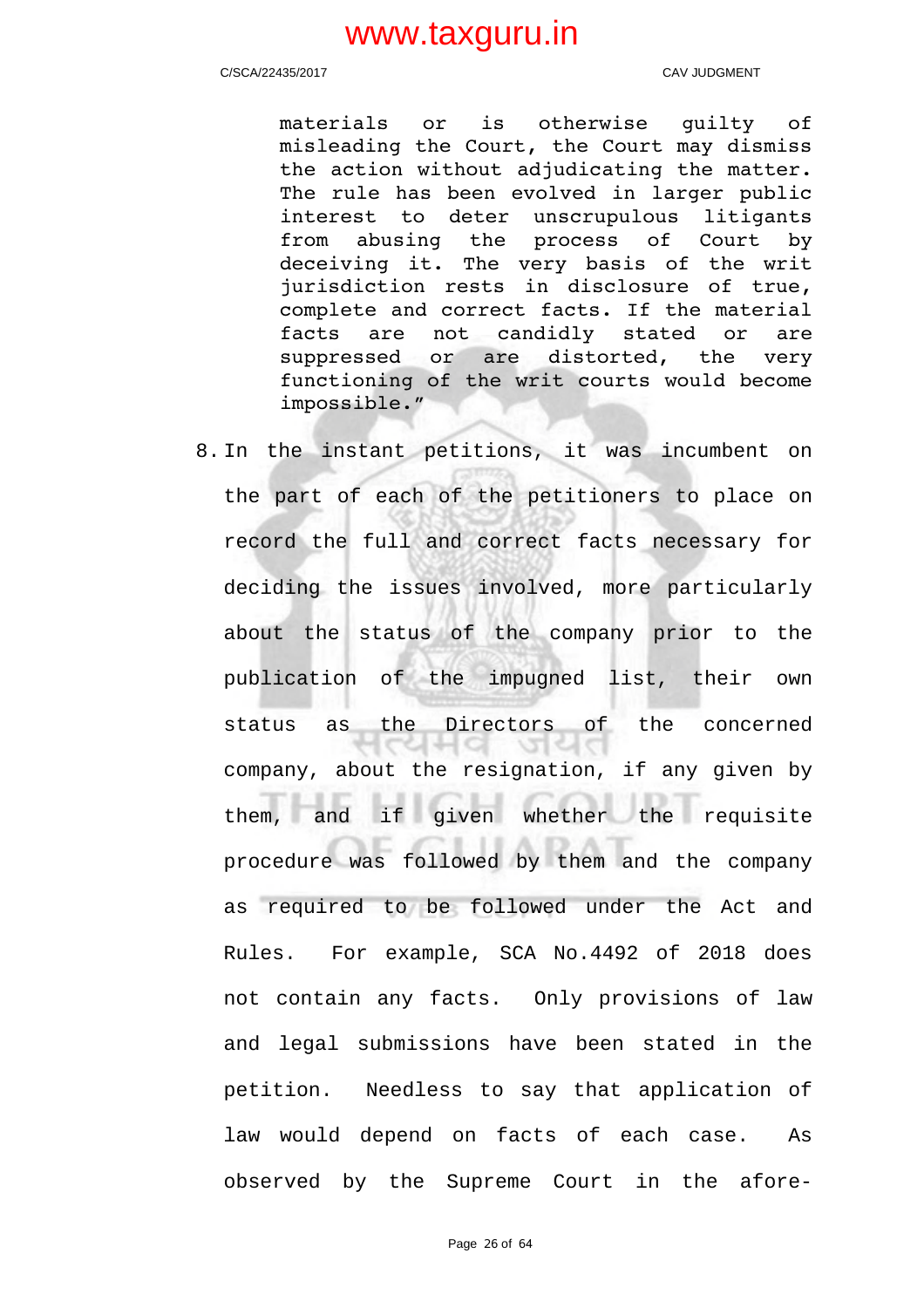> materials or is otherwise guilty of misleading the Court, the Court may dismiss the action without adjudicating the matter. The rule has been evolved in larger public interest to deter unscrupulous litigants from abusing the process of Court by deceiving it. The very basis of the writ jurisdiction rests in disclosure of true, complete and correct facts. If the material facts are not candidly stated or are suppressed or are distorted, the very functioning of the writ courts would become impossible."

8. In the instant petitions, it was incumbent on the part of each of the petitioners to place on record the full and correct facts necessary for deciding the issues involved, more particularly about the status of the company prior to the publication of the impugned list, their own status as the Directors of the concerned company, about the resignation, if any given by them, and if given whether the requisite procedure was followed by them and the company as required to be followed under the Act and Rules. For example, SCA No.4492 of 2018 does not contain any facts. Only provisions of law and legal submissions have been stated in the petition. Needless to say that application of law would depend on facts of each case. As observed by the Supreme Court in the afore-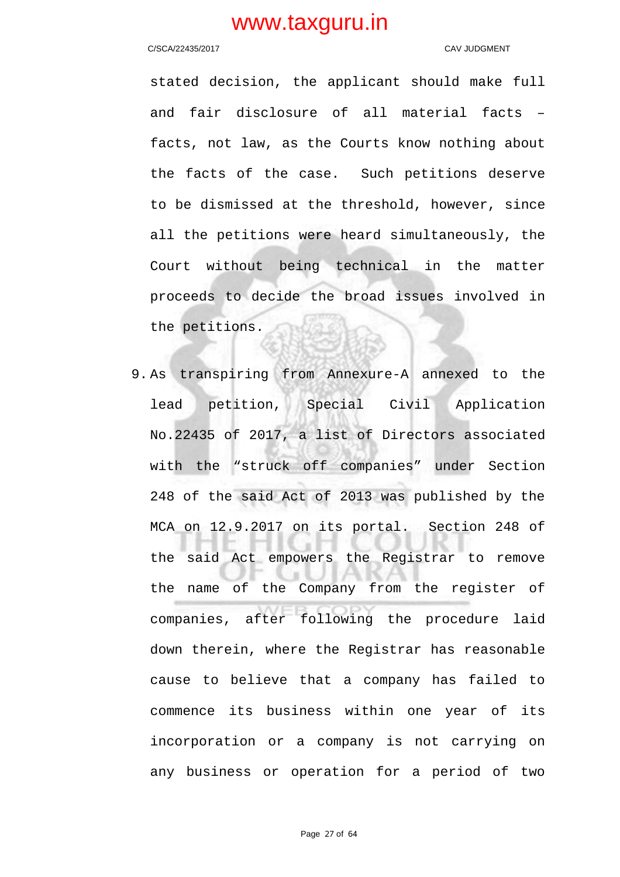stated decision, the applicant should make full and fair disclosure of all material facts – facts, not law, as the Courts know nothing about the facts of the case. Such petitions deserve to be dismissed at the threshold, however, since all the petitions were heard simultaneously, the Court without being technical in the matter proceeds to decide the broad issues involved in the petitions.

9. As transpiring from Annexure-A annexed to the lead petition, Special Civil Application No.22435 of 2017, a list of Directors associated with the "struck off companies" under Section 248 of the said Act of 2013 was published by the MCA on 12.9.2017 on its portal. Section 248 of the said Act empowers the Registrar to remove the name of the Company from the register of companies, after following the procedure laid down therein, where the Registrar has reasonable cause to believe that a company has failed to commence its business within one year of its incorporation or a company is not carrying on any business or operation for a period of two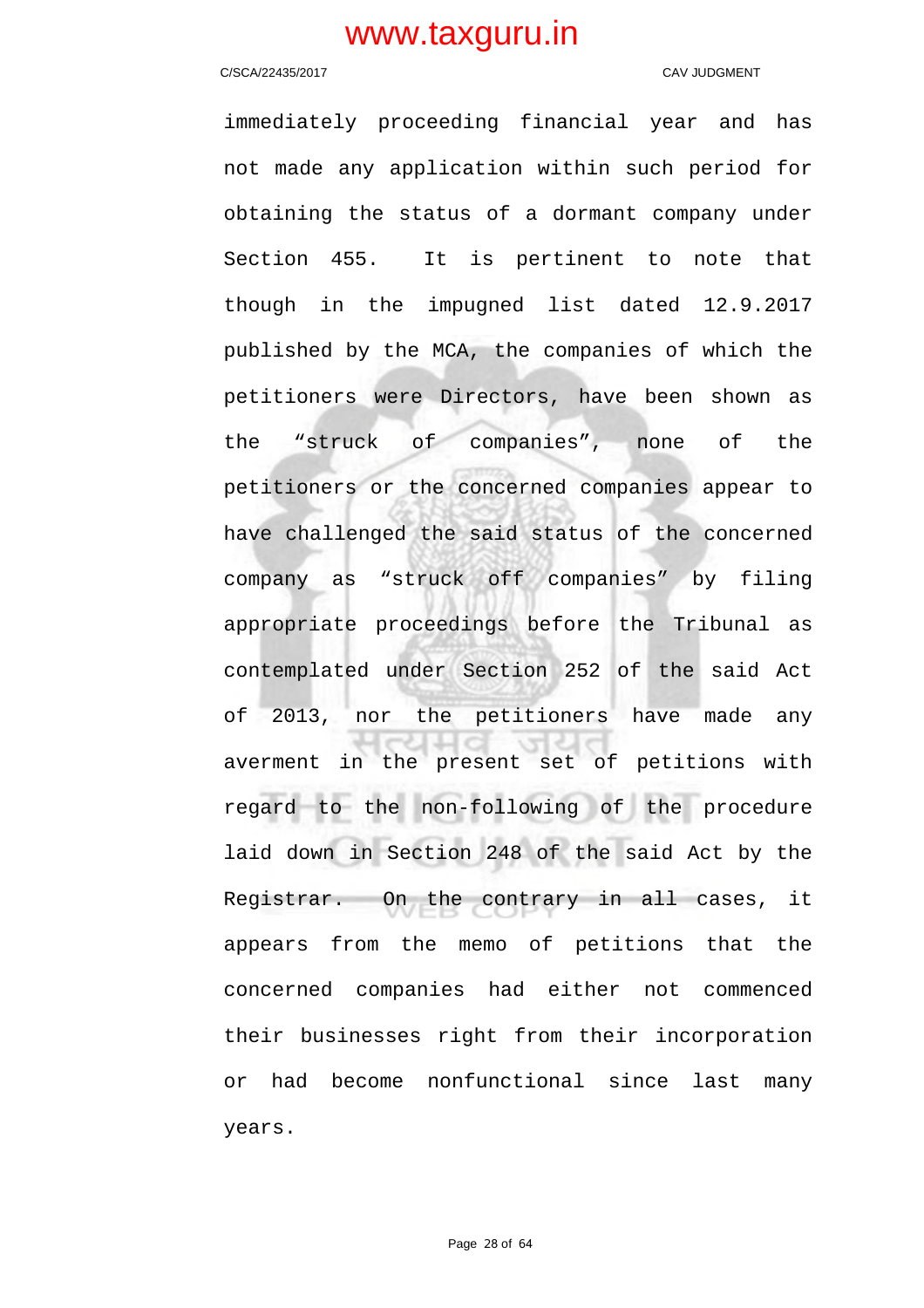immediately proceeding financial year and has not made any application within such period for obtaining the status of a dormant company under Section 455. It is pertinent to note that though in the impugned list dated 12.9.2017 published by the MCA, the companies of which the petitioners were Directors, have been shown as the "struck of companies", none of the petitioners or the concerned companies appear to have challenged the said status of the concerned company as "struck off companies" by filing appropriate proceedings before the Tribunal as contemplated under Section 252 of the said Act of 2013, nor the petitioners have made any averment in the present set of petitions with regard to the non-following of the procedure laid down in Section 248 of the said Act by the Registrar. On the contrary in all cases, it appears from the memo of petitions that the concerned companies had either not commenced their businesses right from their incorporation or had become nonfunctional since last many years.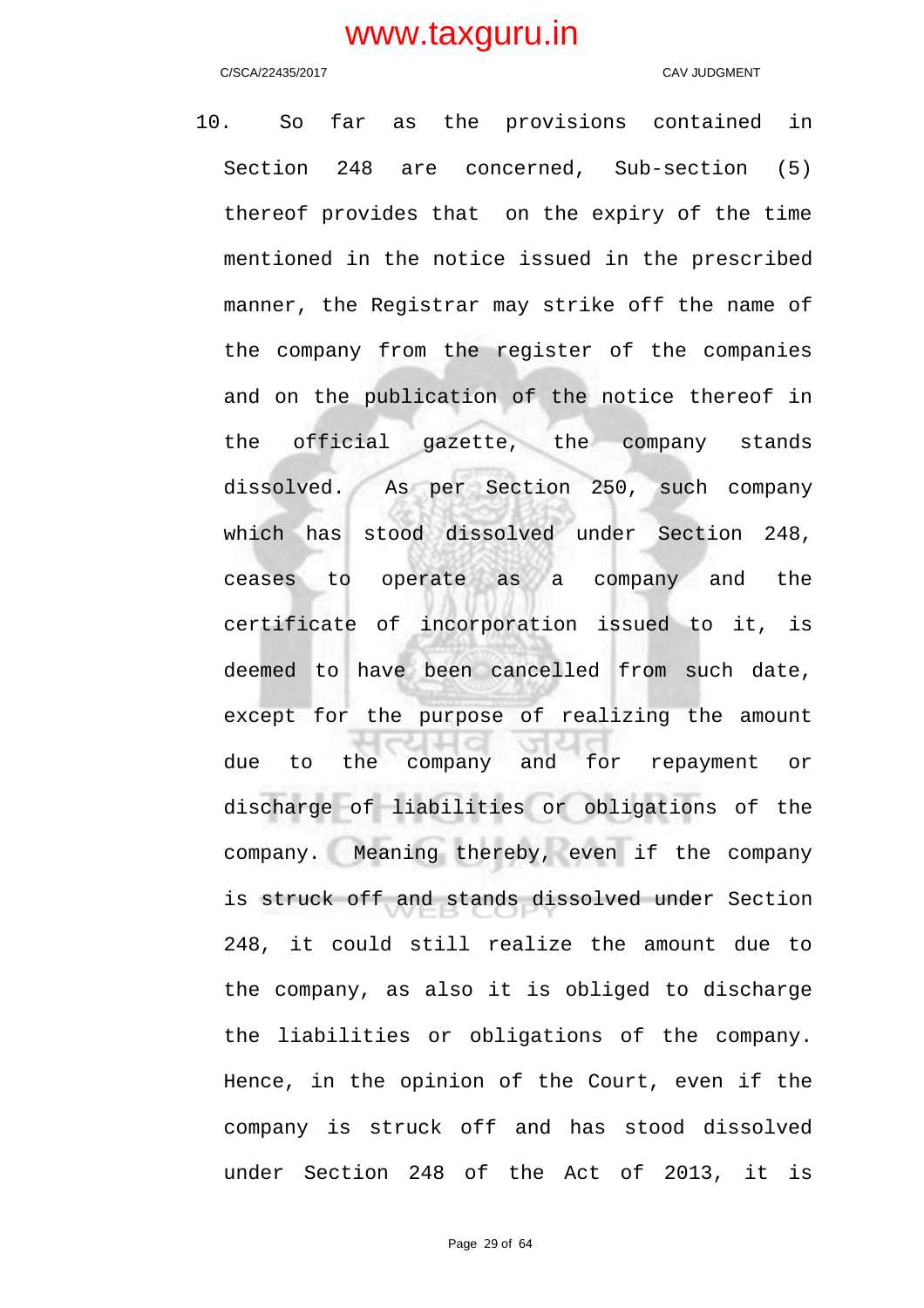10. So far as the provisions contained in Section 248 are concerned, Sub-section (5) thereof provides that on the expiry of the time mentioned in the notice issued in the prescribed manner, the Registrar may strike off the name of the company from the register of the companies and on the publication of the notice thereof in the official gazette, the company stands dissolved. As per Section 250, such company which has stood dissolved under Section 248, ceases to operate as a company and the certificate of incorporation issued to it, is deemed to have been cancelled from such date, except for the purpose of realizing the amount due to the company and for repayment or discharge of liabilities or obligations of the company. Meaning thereby, even if the company is struck off and stands dissolved under Section 248, it could still realize the amount due to the company, as also it is obliged to discharge the liabilities or obligations of the company. Hence, in the opinion of the Court, even if the company is struck off and has stood dissolved under Section 248 of the Act of 2013, it is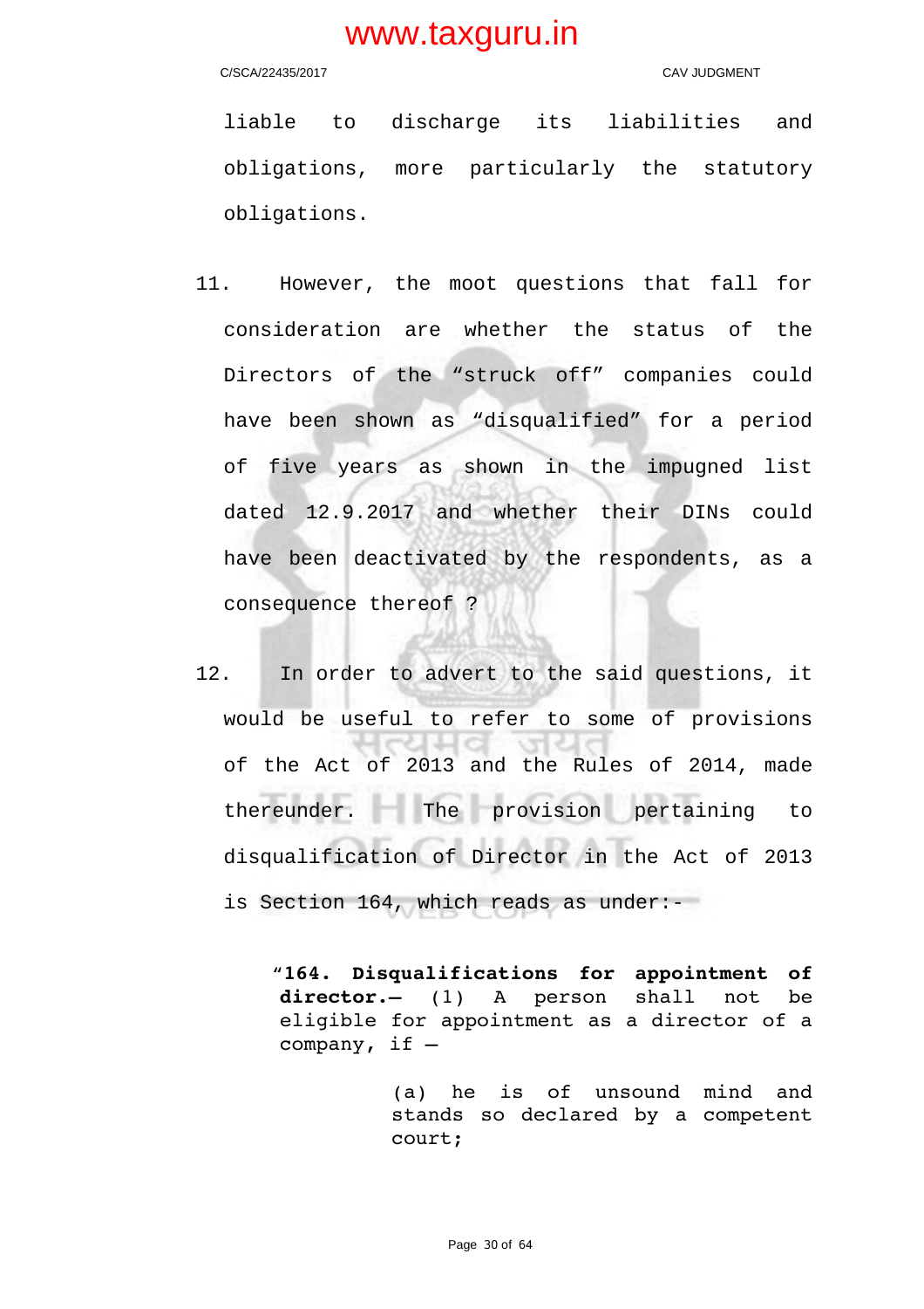liable to discharge its liabilities and obligations, more particularly the statutory obligations.

11. However, the moot questions that fall for consideration are whether the status of the Directors of the "struck off" companies could have been shown as "disqualified" for a period of five years as shown in the impugned list dated 12.9.2017 and whether their DINs could have been deactivated by the respondents, as a consequence thereof ?

12. In order to advert to the said questions, it would be useful to refer to some of provisions of the Act of 2013 and the Rules of 2014, made thereunder. The provision pertaining to disqualification of Director in the Act of 2013 is Section 164, which reads as under:-

> "**164. Disqualifications for appointment of director.**– (1) A person shall not be eligible for appointment as a director of a company, if –
>
> > (a) he is of unsound mind and stands so declared by a competent court;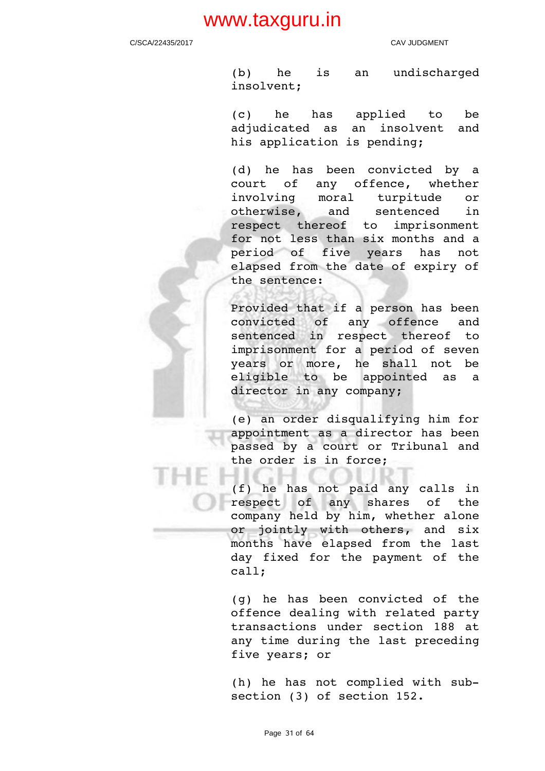(b) he is an undischarged insolvent;

(c) he has applied to be adjudicated as an insolvent and his application is pending;

(d) he has been convicted by a court of any offence, whether involving moral turpitude or otherwise, and sentenced in respect thereof to imprisonment for not less than six months and a period of five years has not elapsed from the date of expiry of the sentence:

Provided that if a person has been convicted of any offence and sentenced in respect thereof to imprisonment for a period of seven years or more, he shall not be eligible to be appointed as a director in any company;

(e) an order disqualifying him for appointment as a director has been passed by a court or Tribunal and the order is in force;

(f) he has not paid any calls in respect of any shares of the company held by him, whether alone or jointly with others, and six months have elapsed from the last day fixed for the payment of the call;

(g) he has been convicted of the offence dealing with related party transactions under section 188 at any time during the last preceding five years; or

(h) he has not complied with sub-section (3) of section 152.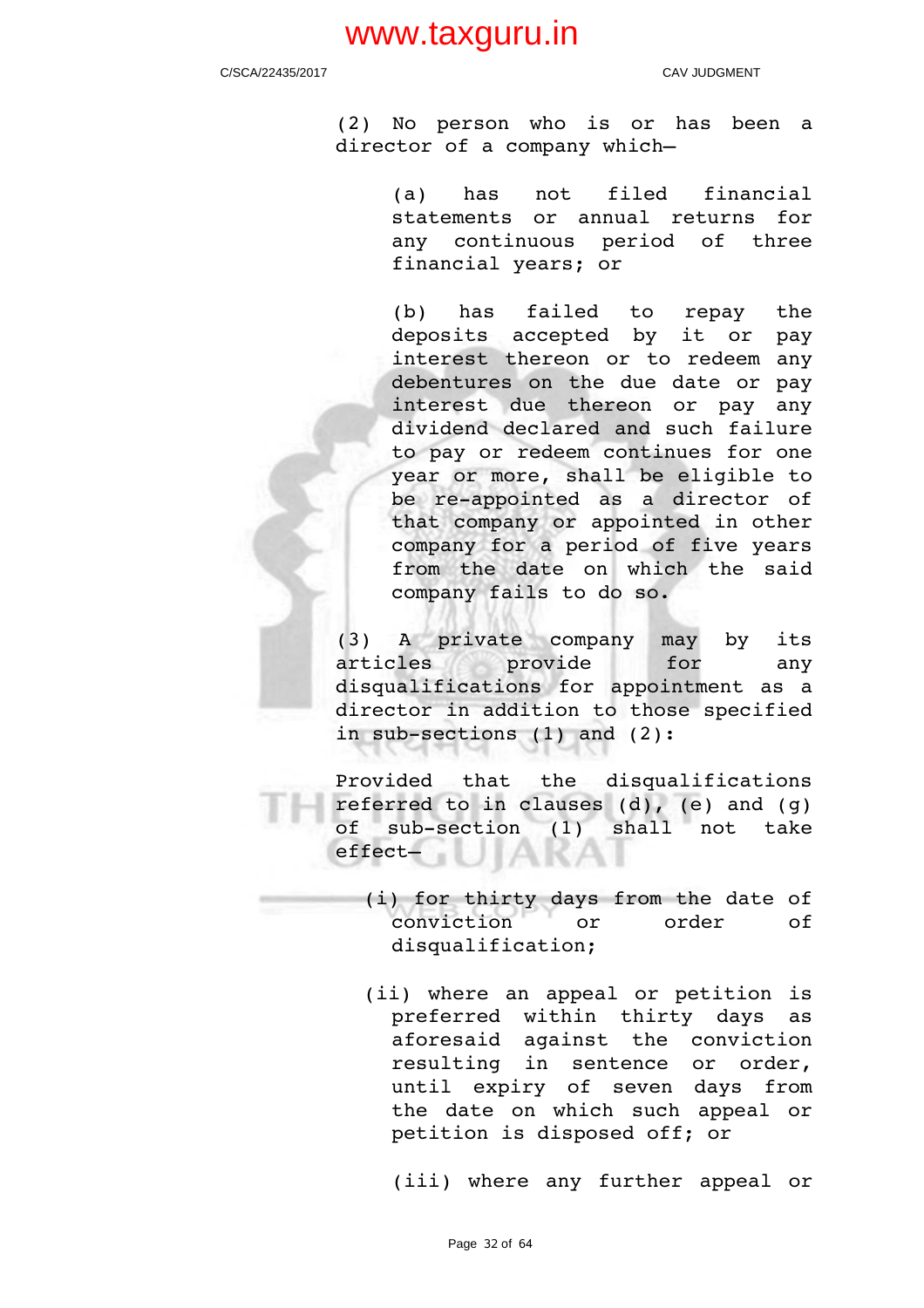(2) No person who is or has been a director of a company which—

(a) has not filed financial statements or annual returns for any continuous period of three financial years; or

(b) has failed to repay the deposits accepted by it or pay interest thereon or to redeem any debentures on the due date or pay interest due thereon or pay any dividend declared and such failure to pay or redeem continues for one year or more, shall be eligible to be re-appointed as a director of that company or appointed in other company for a period of five years from the date on which the said company fails to do so.

(3) A private company may by its articles provide for any disqualifications for appointment as a director in addition to those specified in sub-sections (1) and (2):

Provided that the disqualifications referred to in clauses (d), (e) and (g) of sub-section (1) shall not take effect—

(i) for thirty days from the date of conviction or order of disqualification;

(ii) where an appeal or petition is preferred within thirty days as aforesaid against the conviction resulting in sentence or order, until expiry of seven days from the date on which such appeal or petition is disposed off; or

(iii) where any further appeal or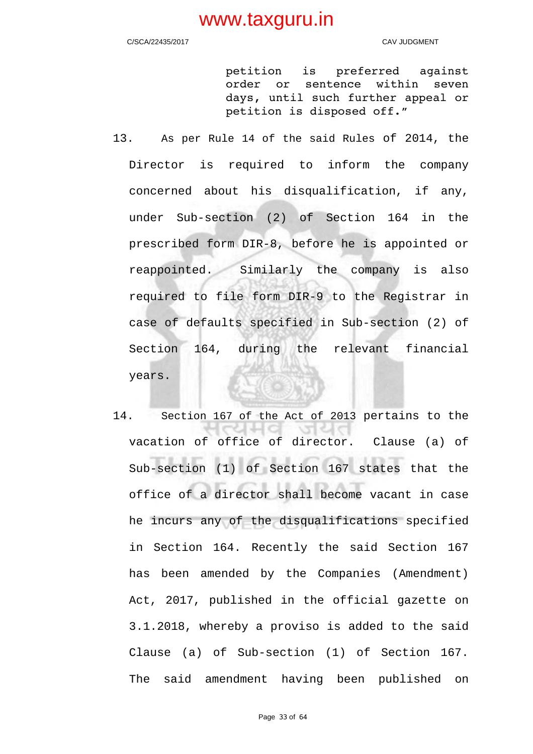> petition is preferred against order or sentence within seven days, until such further appeal or petition is disposed off."

13. As per Rule 14 of the said Rules of 2014, the Director is required to inform the company concerned about his disqualification, if any, under Sub-section (2) of Section 164 in the prescribed form DIR-8, before he is appointed or reappointed. Similarly the company is also required to file form DIR-9 to the Registrar in case of defaults specified in Sub-section (2) of Section 164, during the relevant financial years.

14. Section 167 of the Act of 2013 pertains to the vacation of office of director. Clause (a) of Sub-section (1) of Section 167 states that the office of a director shall become vacant in case he incurs any of the disqualifications specified in Section 164. Recently the said Section 167 has been amended by the Companies (Amendment) Act, 2017, published in the official gazette on 3.1.2018, whereby a proviso is added to the said Clause (a) of Sub-section (1) of Section 167. The said amendment having been published on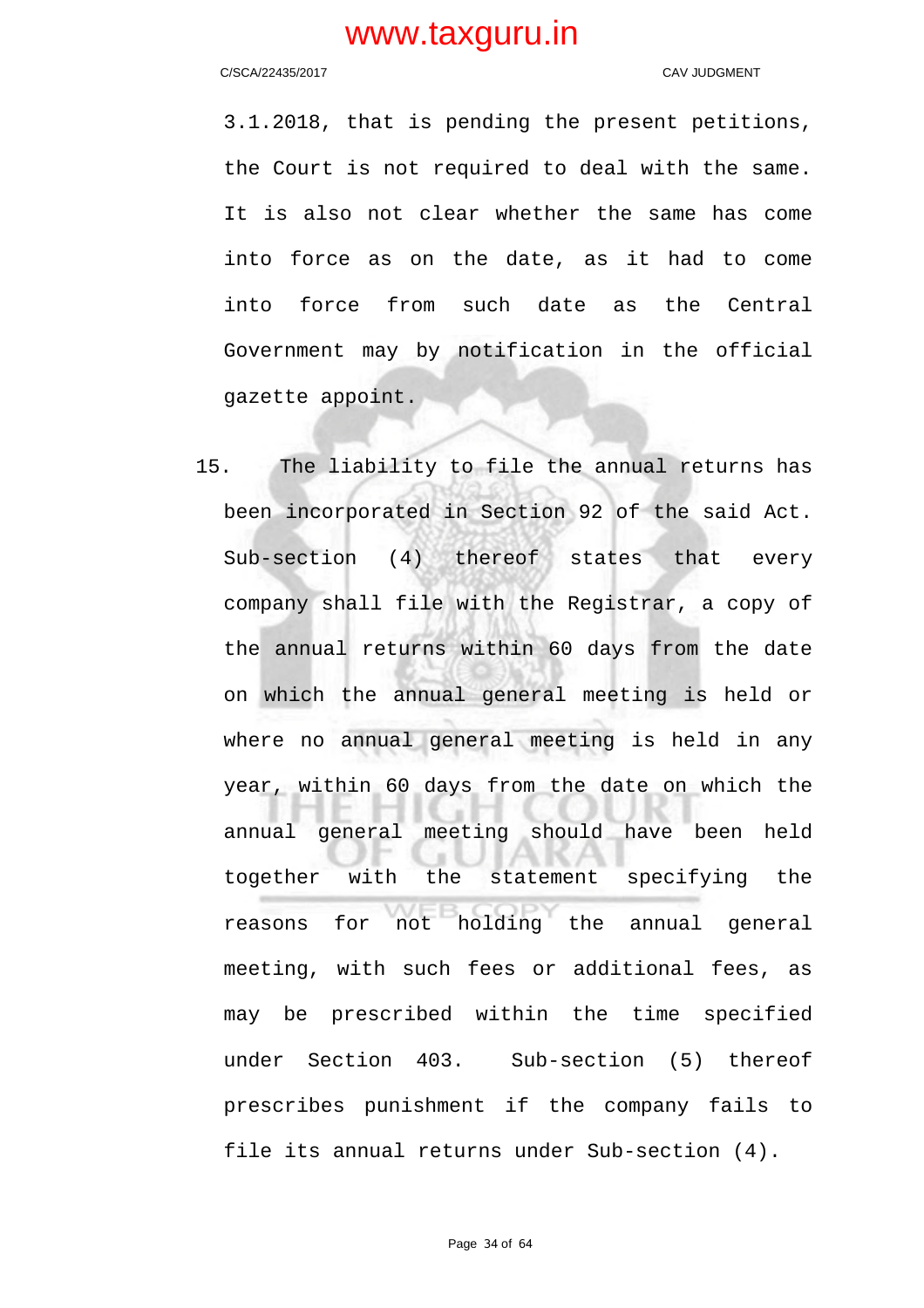3.1.2018, that is pending the present petitions, the Court is not required to deal with the same. It is also not clear whether the same has come into force as on the date, as it had to come into force from such date as the Central Government may by notification in the official gazette appoint.

15. The liability to file the annual returns has been incorporated in Section 92 of the said Act. Sub-section (4) thereof states that every company shall file with the Registrar, a copy of the annual returns within 60 days from the date on which the annual general meeting is held or where no annual general meeting is held in any year, within 60 days from the date on which the annual general meeting should have been held together with the statement specifying the reasons for not holding the annual general meeting, with such fees or additional fees, as may be prescribed within the time specified under Section 403. Sub-section (5) thereof prescribes punishment if the company fails to file its annual returns under Sub-section (4).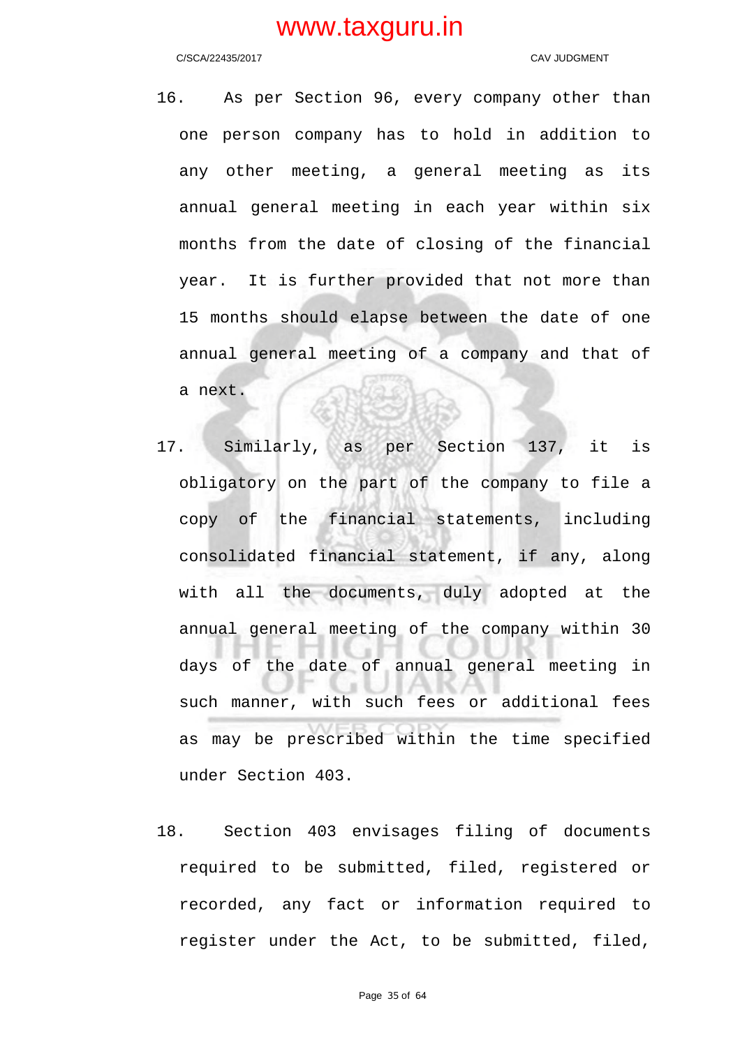16. As per Section 96, every company other than one person company has to hold in addition to any other meeting, a general meeting as its annual general meeting in each year within six months from the date of closing of the financial year. It is further provided that not more than 15 months should elapse between the date of one annual general meeting of a company and that of a next.

17. Similarly, as per Section 137, it is obligatory on the part of the company to file a copy of the financial statements, including consolidated financial statement, if any, along with all the documents, duly adopted at the annual general meeting of the company within 30 days of the date of annual general meeting in such manner, with such fees or additional fees as may be prescribed within the time specified under Section 403.

18. Section 403 envisages filing of documents required to be submitted, filed, registered or recorded, any fact or information required to register under the Act, to be submitted, filed,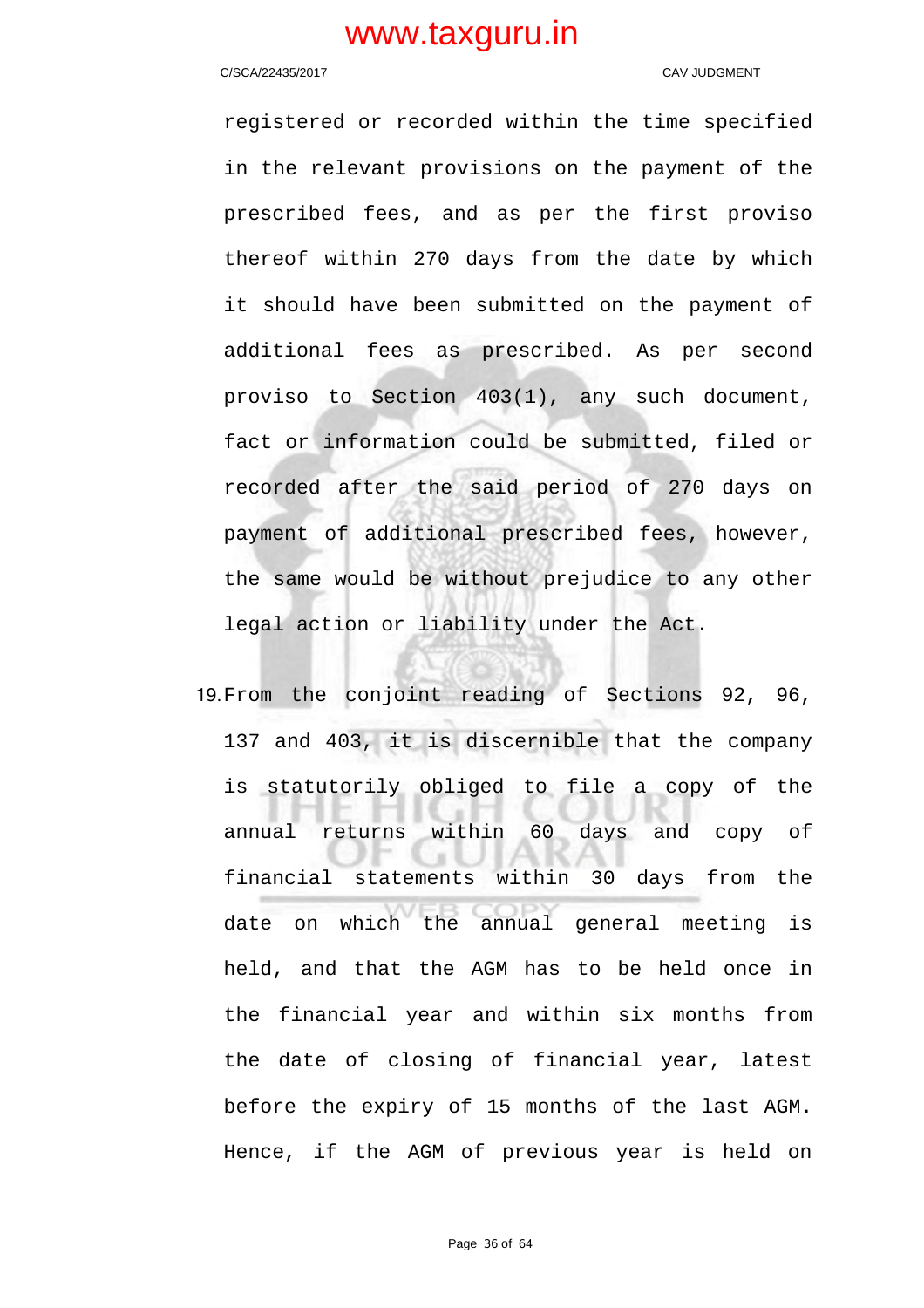registered or recorded within the time specified in the relevant provisions on the payment of the prescribed fees, and as per the first proviso thereof within 270 days from the date by which it should have been submitted on the payment of additional fees as prescribed. As per second proviso to Section 403(1), any such document, fact or information could be submitted, filed or recorded after the said period of 270 days on payment of additional prescribed fees, however, the same would be without prejudice to any other legal action or liability under the Act.

19. From the conjoint reading of Sections 92, 96, 137 and 403, it is discernible that the company is statutorily obliged to file a copy of the annual returns within 60 days and copy of financial statements within 30 days from the date on which the annual general meeting is held, and that the AGM has to be held once in the financial year and within six months from the date of closing of financial year, latest before the expiry of 15 months of the last AGM. Hence, if the AGM of previous year is held on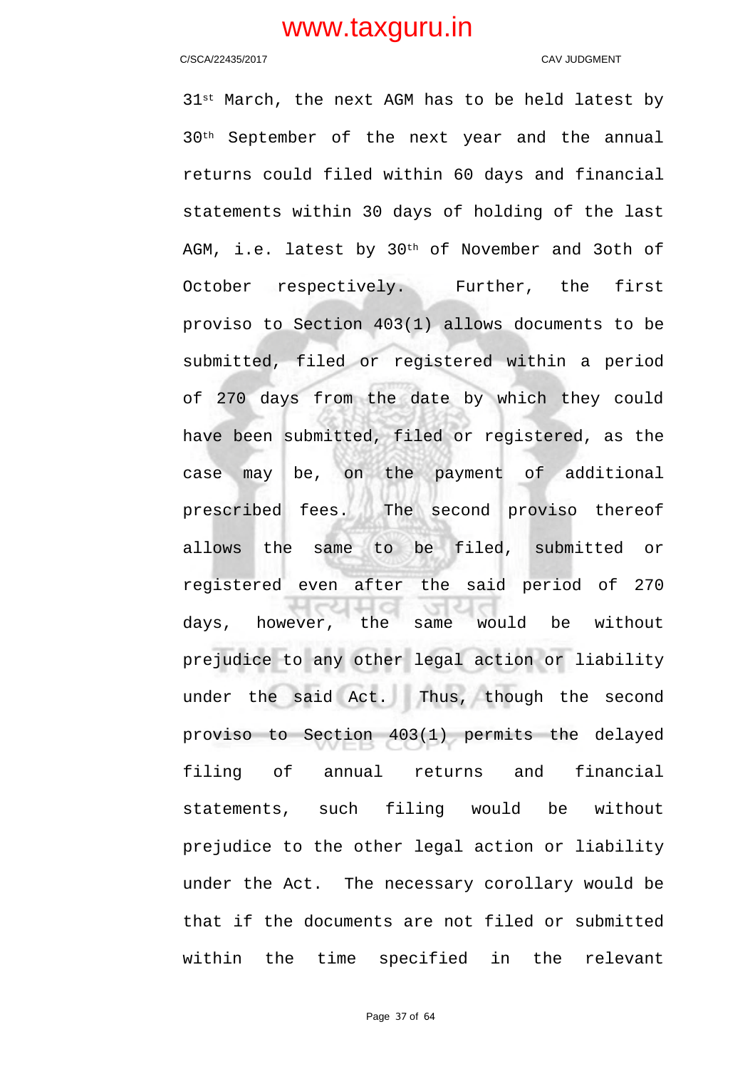31st March, the next AGM has to be held latest by 30th September of the next year and the annual returns could filed within 60 days and financial statements within 30 days of holding of the last AGM, i.e. latest by 30th of November and 3oth of October respectively. Further, the first proviso to Section 403(1) allows documents to be submitted, filed or registered within a period of 270 days from the date by which they could have been submitted, filed or registered, as the case may be, on the payment of additional prescribed fees. The second proviso thereof allows the same to be filed, submitted or registered even after the said period of 270 days, however, the same would be without prejudice to any other legal action or liability under the said Act. Thus, though the second proviso to Section 403(1) permits the delayed filing of annual returns and financial statements, such filing would be without prejudice to the other legal action or liability under the Act. The necessary corollary would be that if the documents are not filed or submitted within the time specified in the relevant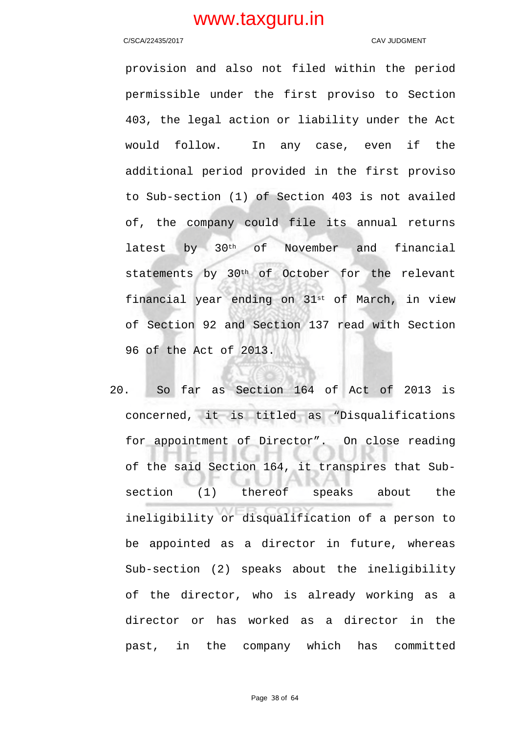provision and also not filed within the period permissible under the first proviso to Section 403, the legal action or liability under the Act would follow. In any case, even if the additional period provided in the first proviso to Sub-section (1) of Section 403 is not availed of, the company could file its annual returns latest by 30th of November and financial statements by 30th of October for the relevant financial year ending on 31st of March, in view of Section 92 and Section 137 read with Section 96 of the Act of 2013.

20. So far as Section 164 of Act of 2013 is concerned, it is titled as "Disqualifications for appointment of Director". On close reading of the said Section 164, it transpires that Sub-section (1) thereof speaks about the ineligibility or disqualification of a person to be appointed as a director in future, whereas Sub-section (2) speaks about the ineligibility of the director, who is already working as a director or has worked as a director in the past, in the company which has committed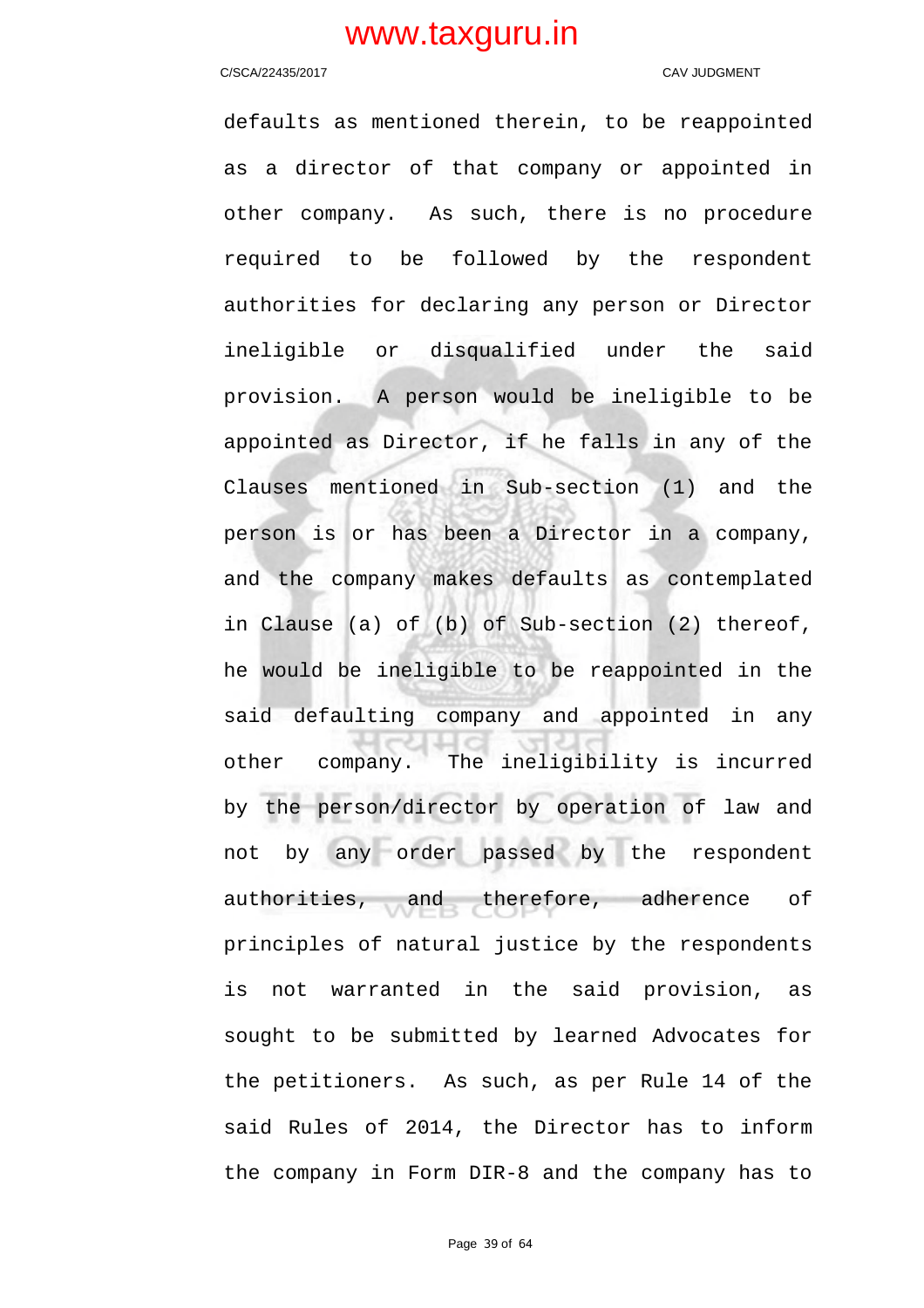defaults as mentioned therein, to be reappointed as a director of that company or appointed in other company. As such, there is no procedure required to be followed by the respondent authorities for declaring any person or Director ineligible or disqualified under the said provision. A person would be ineligible to be appointed as Director, if he falls in any of the Clauses mentioned in Sub-section (1) and the person is or has been a Director in a company, and the company makes defaults as contemplated in Clause (a) of (b) of Sub-section (2) thereof, he would be ineligible to be reappointed in the said defaulting company and appointed in any other company. The ineligibility is incurred by the person/director by operation of law and not by any order passed by the respondent authorities, and therefore, adherence of principles of natural justice by the respondents is not warranted in the said provision, as sought to be submitted by learned Advocates for the petitioners. As such, as per Rule 14 of the said Rules of 2014, the Director has to inform the company in Form DIR-8 and the company has to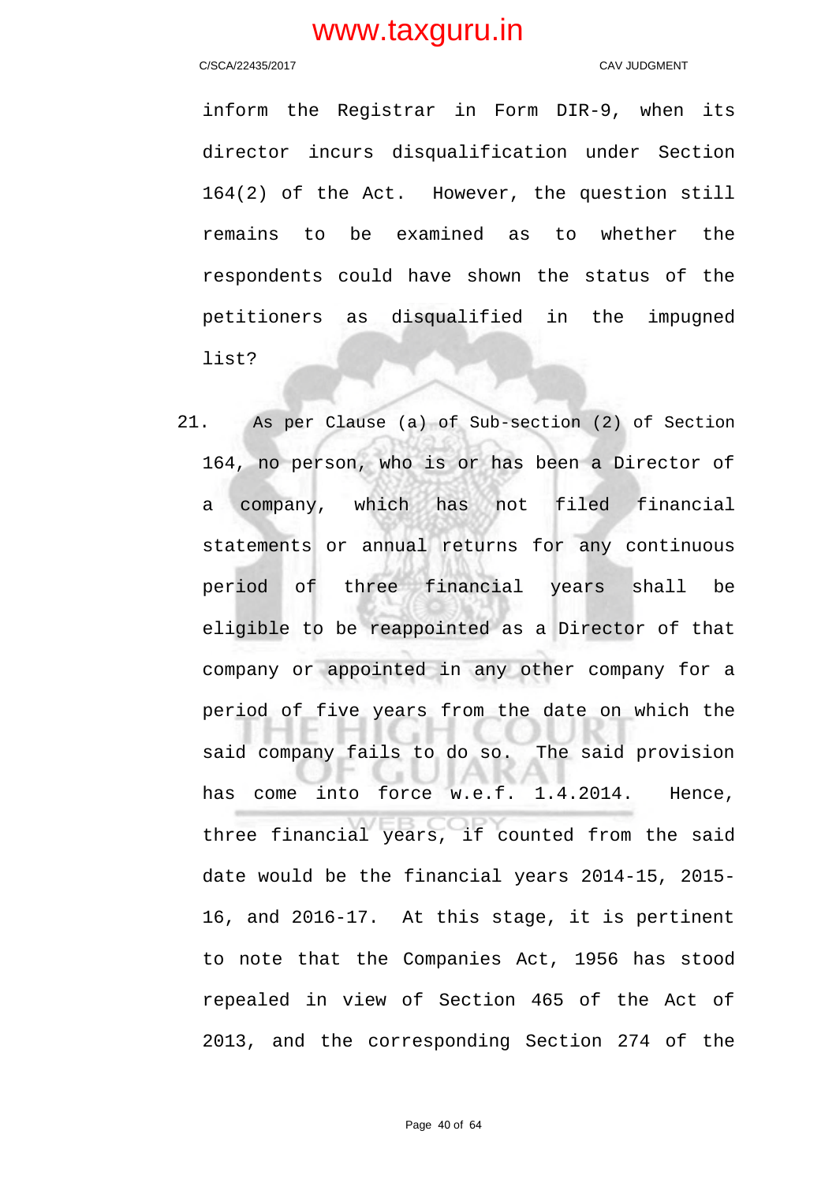inform the Registrar in Form DIR-9, when its director incurs disqualification under Section 164(2) of the Act. However, the question still remains to be examined as to whether the respondents could have shown the status of the petitioners as disqualified in the impugned list?

21. As per Clause (a) of Sub-section (2) of Section 164, no person, who is or has been a Director of a company, which has not filed financial statements or annual returns for any continuous period of three financial years shall be eligible to be reappointed as a Director of that company or appointed in any other company for a period of five years from the date on which the said company fails to do so. The said provision has come into force w.e.f. 1.4.2014. Hence, three financial years, if counted from the said date would be the financial years 2014-15, 2015-16, and 2016-17. At this stage, it is pertinent to note that the Companies Act, 1956 has stood repealed in view of Section 465 of the Act of 2013, and the corresponding Section 274 of the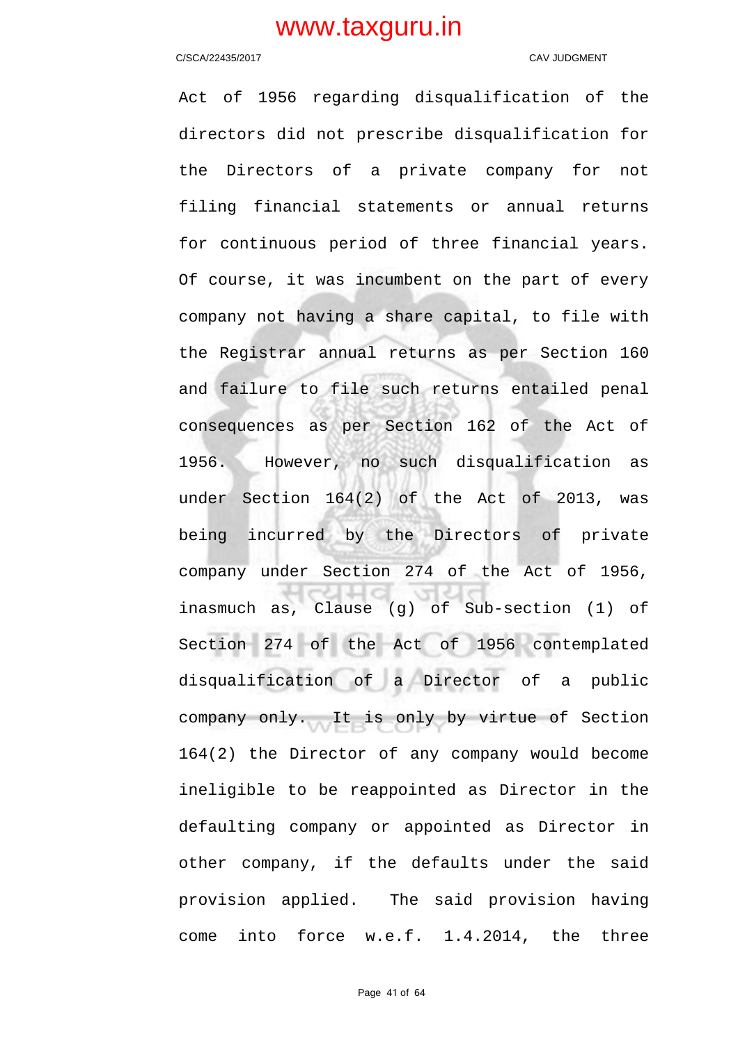Act of 1956 regarding disqualification of the directors did not prescribe disqualification for the Directors of a private company for not filing financial statements or annual returns for continuous period of three financial years. Of course, it was incumbent on the part of every company not having a share capital, to file with the Registrar annual returns as per Section 160 and failure to file such returns entailed penal consequences as per Section 162 of the Act of 1956. However, no such disqualification as under Section 164(2) of the Act of 2013, was being incurred by the Directors of private company under Section 274 of the Act of 1956, inasmuch as, Clause (g) of Sub-section (1) of Section 274 of the Act of 1956 contemplated disqualification of a Director of a public company only. It is only by virtue of Section 164(2) the Director of any company would become ineligible to be reappointed as Director in the defaulting company or appointed as Director in other company, if the defaults under the said provision applied. The said provision having come into force w.e.f. 1.4.2014, the three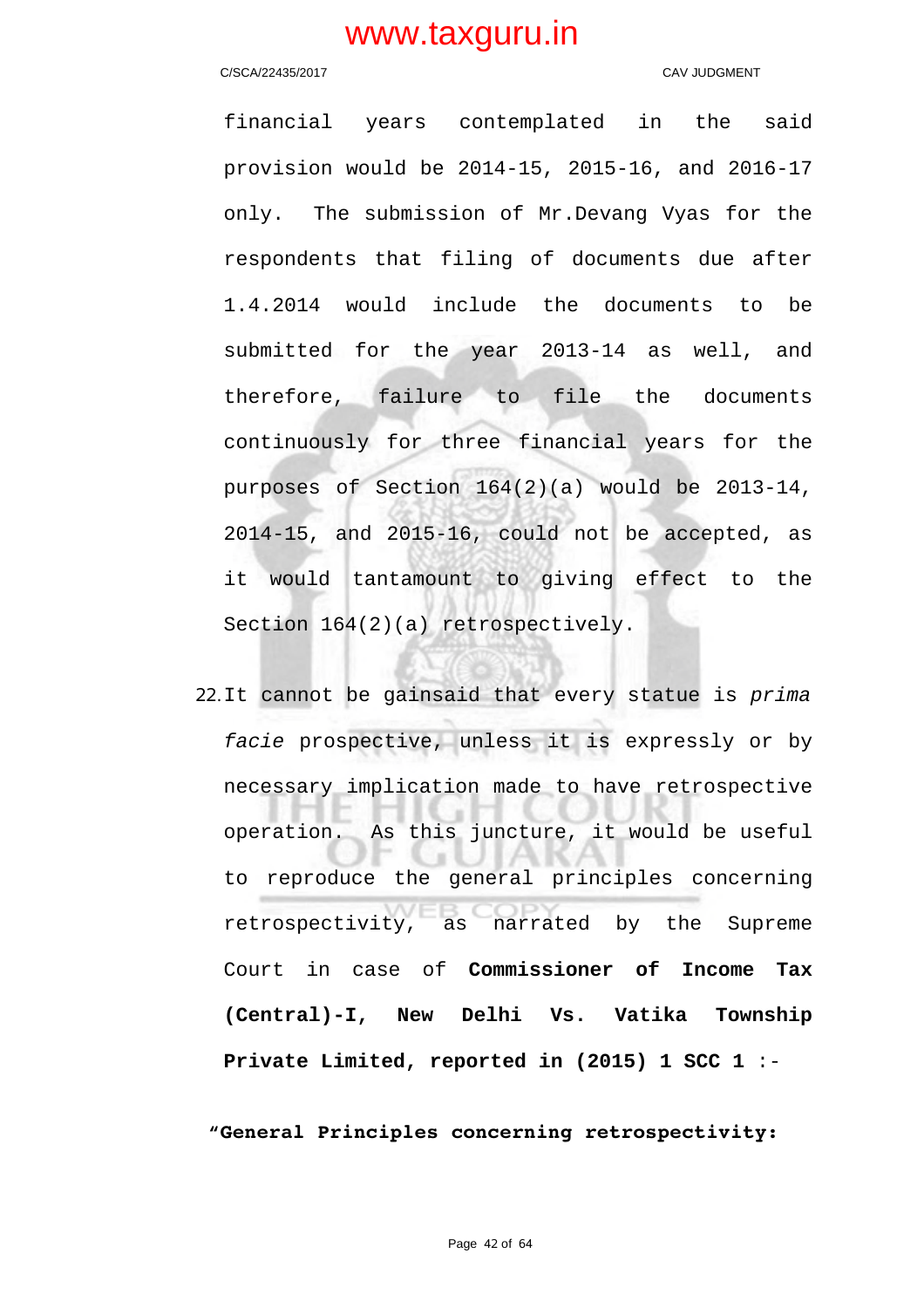financial years contemplated in the said provision would be 2014-15, 2015-16, and 2016-17 only. The submission of Mr.Devang Vyas for the respondents that filing of documents due after 1.4.2014 would include the documents to be submitted for the year 2013-14 as well, and therefore, failure to file the documents continuously for three financial years for the purposes of Section 164(2)(a) would be 2013-14, 2014-15, and 2015-16, could not be accepted, as it would tantamount to giving effect to the Section 164(2)(a) retrospectively.

22. It cannot be gainsaid that every statue is *prima facie* prospective, unless it is expressly or by necessary implication made to have retrospective operation. As this juncture, it would be useful to reproduce the general principles concerning retrospectivity, as narrated by the Supreme Court in case of **Commissioner of Income Tax (Central)-I, New Delhi Vs. Vatika Township Private Limited, reported in (2015) 1 SCC 1** :-

**"General Principles concerning retrospectivity:**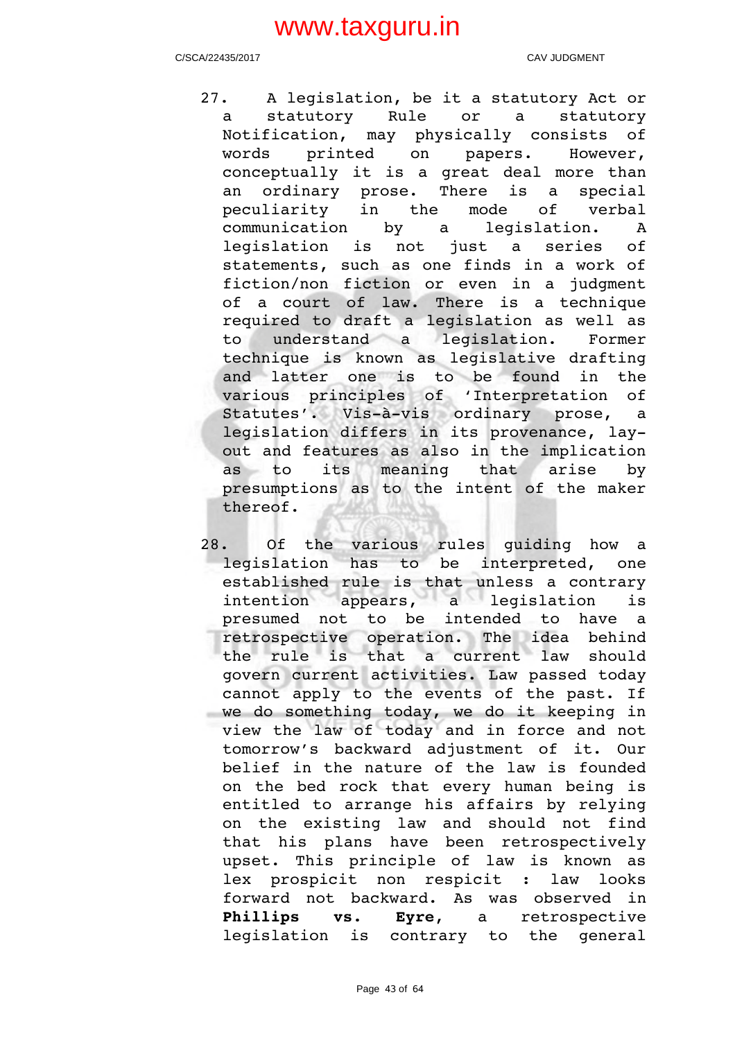27. A legislation, be it a statutory Act or a statutory Rule or a statutory Notification, may physically consists of words printed on papers. However, conceptually it is a great deal more than an ordinary prose. There is a special peculiarity in the mode of verbal communication by a legislation. A legislation is not just a series of statements, such as one finds in a work of fiction/non fiction or even in a judgment of a court of law. There is a technique required to draft a legislation as well as to understand a legislation. Former technique is known as legislative drafting and latter one is to be found in the various principles of 'Interpretation of Statutes'. Vis-à-vis ordinary prose, a legislation differs in its provenance, lay-out and features as also in the implication as to its meaning that arise by presumptions as to the intent of the maker thereof.

28. Of the various rules guiding how a legislation has to be interpreted, one established rule is that unless a contrary intention appears, a legislation is presumed not to be intended to have a retrospective operation. The idea behind the rule is that a current law should govern current activities. Law passed today cannot apply to the events of the past. If we do something today, we do it keeping in view the law of today and in force and not tomorrow's backward adjustment of it. Our belief in the nature of the law is founded on the bed rock that every human being is entitled to arrange his affairs by relying on the existing law and should not find that his plans have been retrospectively upset. This principle of law is known as lex prospicit non respicit : law looks forward not backward. As was observed in **Phillips vs. Eyre**, a retrospective legislation is contrary to the general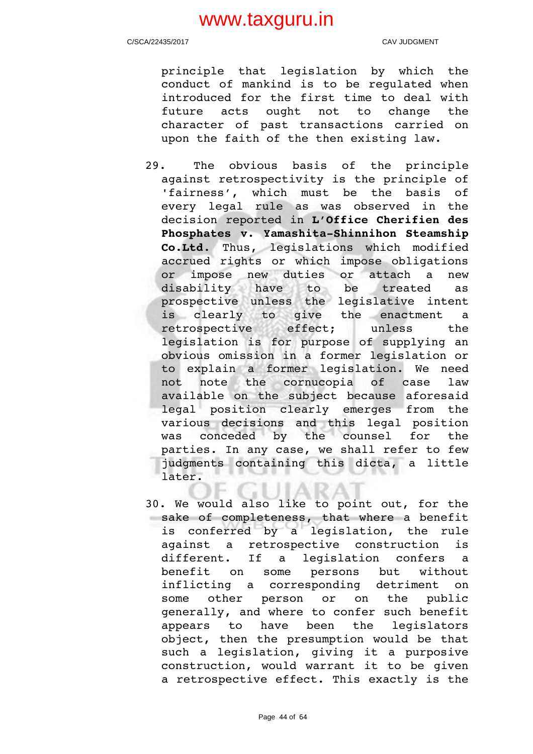principle that legislation by which the conduct of mankind is to be regulated when introduced for the first time to deal with future acts ought not to change the character of past transactions carried on upon the faith of the then existing law.

29. The obvious basis of the principle against retrospectivity is the principle of 'fairness', which must be the basis of every legal rule as was observed in the decision reported in **L'Office Cherifien des Phosphates v. Yamashita-Shinnihon Steamship Co.Ltd.** Thus, legislations which modified accrued rights or which impose obligations or impose new duties or attach a new disability have to be treated as prospective unless the legislative intent is clearly to give the enactment a retrospective effect; unless the legislation is for purpose of supplying an obvious omission in a former legislation or to explain a former legislation. We need not note the cornucopia of case law available on the subject because aforesaid legal position clearly emerges from the various decisions and this legal position was conceded by the counsel for the parties. In any case, we shall refer to few judgments containing this dicta, a little later.

30. We would also like to point out, for the sake of completeness, that where a benefit is conferred by a legislation, the rule against a retrospective construction is different. If a legislation confers a benefit on some persons but without inflicting a corresponding detriment on some other person or on the public generally, and where to confer such benefit appears to have been the legislators object, then the presumption would be that such a legislation, giving it a purposive construction, would warrant it to be given a retrospective effect. This exactly is the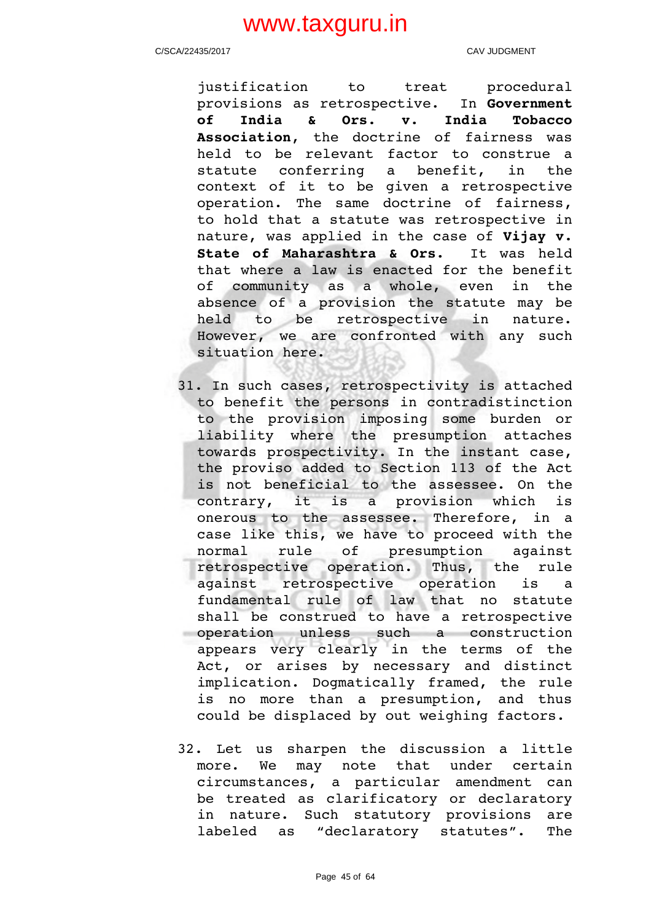justification to treat procedural provisions as retrospective. In **Government of India & Ors. v. India Tobacco Association**, the doctrine of fairness was held to be relevant factor to construe a statute conferring a benefit, in the context of it to be given a retrospective operation. The same doctrine of fairness, to hold that a statute was retrospective in nature, was applied in the case of **Vijay v. State of Maharashtra & Ors.** It was held that where a law is enacted for the benefit of community as a whole, even in the absence of a provision the statute may be held to be retrospective in nature. However, we are confronted with any such situation here.

31. In such cases, retrospectivity is attached to benefit the persons in contradistinction to the provision imposing some burden or liability where the presumption attaches towards prospectivity. In the instant case, the proviso added to Section 113 of the Act is not beneficial to the assessee. On the contrary, it is a provision which is onerous to the assessee. Therefore, in a case like this, we have to proceed with the normal rule of presumption against retrospective operation. Thus, the rule against retrospective operation is a fundamental rule of law that no statute shall be construed to have a retrospective operation unless such a construction appears very clearly in the terms of the Act, or arises by necessary and distinct implication. Dogmatically framed, the rule is no more than a presumption, and thus could be displaced by out weighing factors.

32. Let us sharpen the discussion a little more. We may note that under certain circumstances, a particular amendment can be treated as clarificatory or declaratory in nature. Such statutory provisions are labeled as "declaratory statutes". The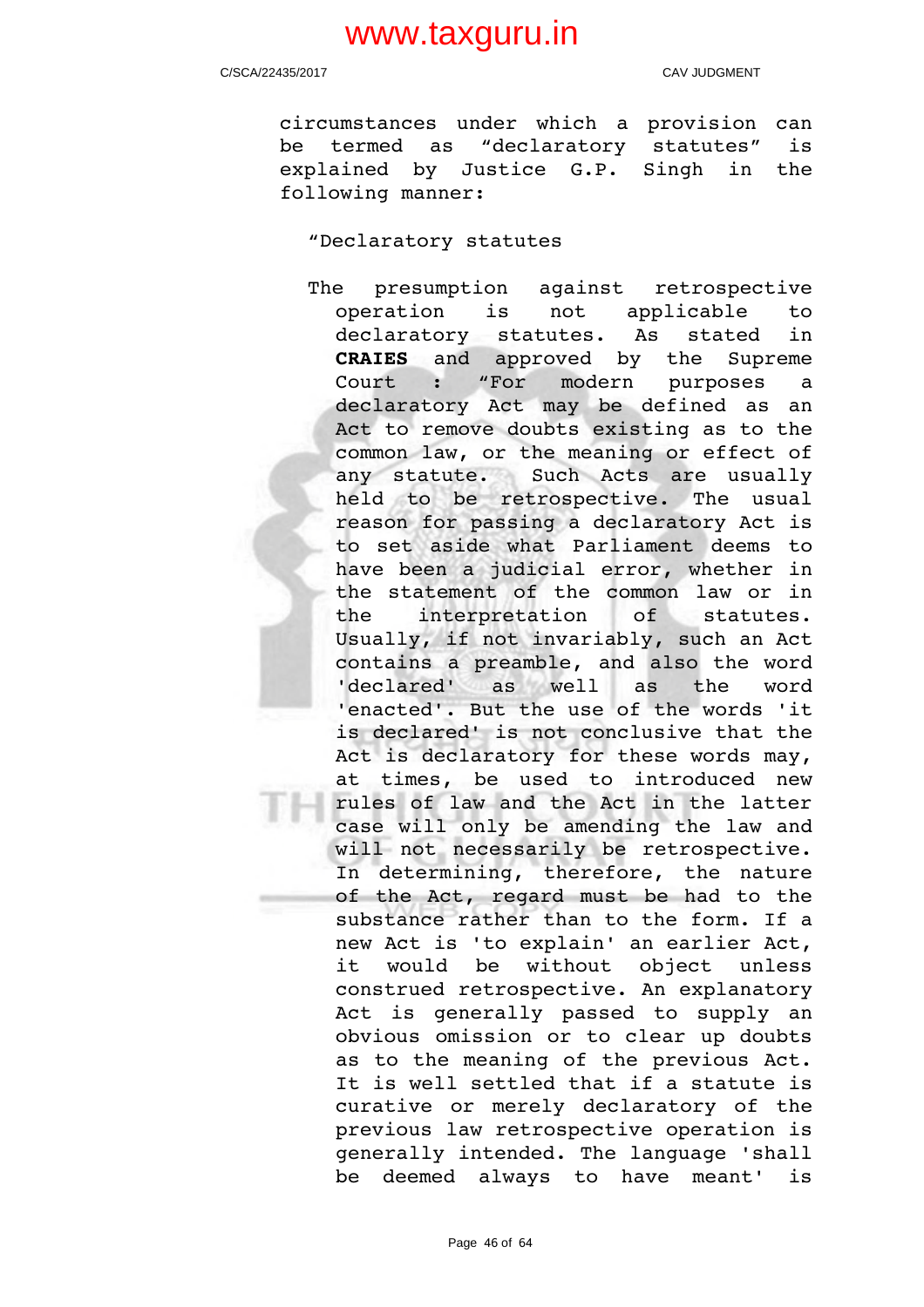circumstances under which a provision can be termed as "declaratory statutes" is explained by Justice G.P. Singh in the following manner:

> "Declaratory statutes
>
> The presumption against retrospective operation is not applicable to declaratory statutes. As stated in **CRAIES** and approved by the Supreme Court : "For modern purposes a declaratory Act may be defined as an Act to remove doubts existing as to the common law, or the meaning or effect of any statute. Such Acts are usually held to be retrospective. The usual reason for passing a declaratory Act is to set aside what Parliament deems to have been a judicial error, whether in the statement of the common law or in the interpretation of statutes. Usually, if not invariably, such an Act contains a preamble, and also the word 'declared' as well as the word 'enacted'. But the use of the words 'it is declared' is not conclusive that the Act is declaratory for these words may, at times, be used to introduced new rules of law and the Act in the latter case will only be amending the law and will not necessarily be retrospective. In determining, therefore, the nature of the Act, regard must be had to the substance rather than to the form. If a new Act is 'to explain' an earlier Act, it would be without object unless construed retrospective. An explanatory Act is generally passed to supply an obvious omission or to clear up doubts as to the meaning of the previous Act. It is well settled that if a statute is curative or merely declaratory of the previous law retrospective operation is generally intended. The language 'shall be deemed always to have meant' is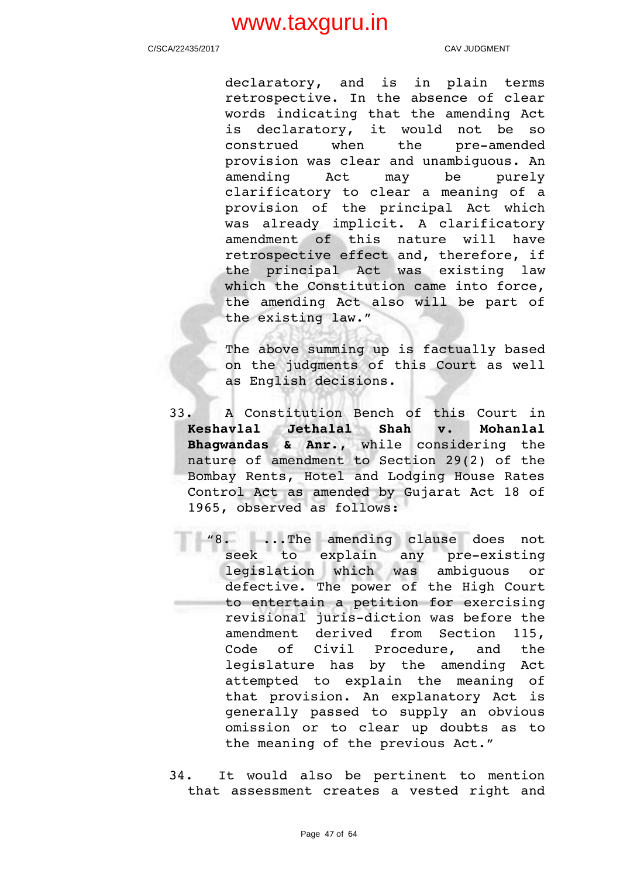> declaratory, and is in plain terms retrospective. In the absence of clear words indicating that the amending Act is declaratory, it would not be so construed when the pre-amended provision was clear and unambiguous. An amending Act may be purely clarificatory to clear a meaning of a provision of the principal Act which was already implicit. A clarificatory amendment of this nature will have retrospective effect and, therefore, if the principal Act was existing law which the Constitution came into force, the amending Act also will be part of the existing law."

The above summing up is factually based on the judgments of this Court as well as English decisions.

33. A Constitution Bench of this Court in **Keshavlal Jethalal Shah v. Mohanlal Bhagwandas & Anr.**, while considering the nature of amendment to Section 29(2) of the Bombay Rents, Hotel and Lodging House Rates Control Act as amended by Gujarat Act 18 of 1965, observed as follows:

> "8. ...The amending clause does not seek to explain any pre-existing legislation which was ambiguous or defective. The power of the High Court to entertain a petition for exercising revisional juris-diction was before the amendment derived from Section 115, Code of Civil Procedure, and the legislature has by the amending Act attempted to explain the meaning of that provision. An explanatory Act is generally passed to supply an obvious omission or to clear up doubts as to the meaning of the previous Act."

34. It would also be pertinent to mention that assessment creates a vested right and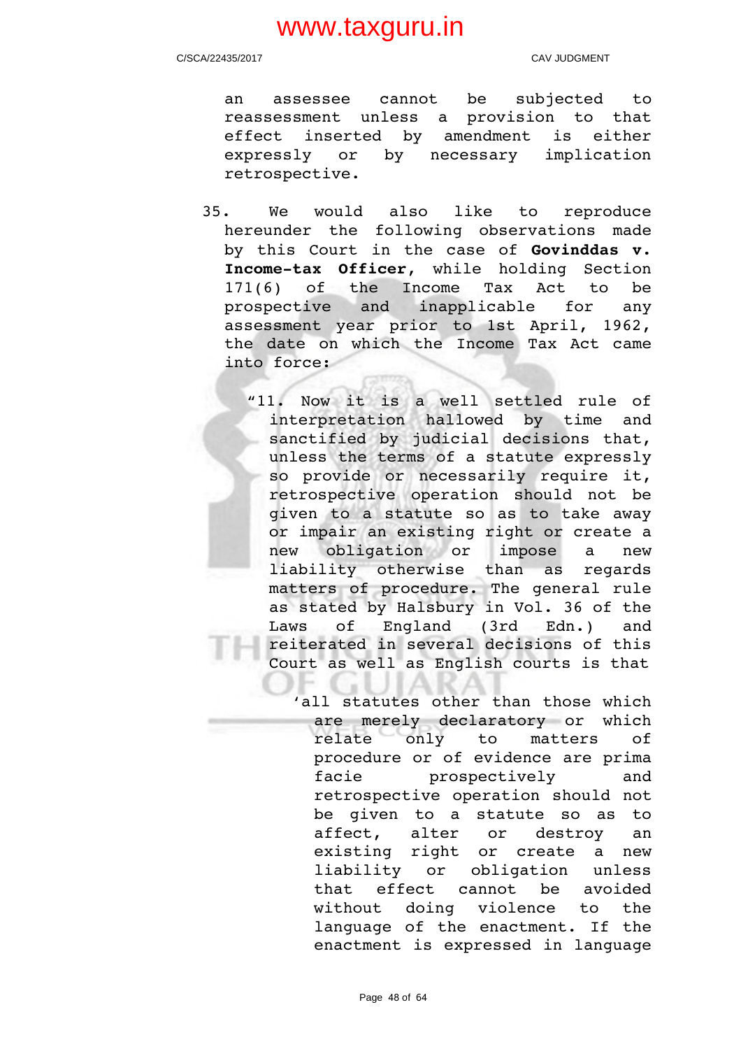an assessee cannot be subjected to reassessment unless a provision to that effect inserted by amendment is either expressly or by necessary implication retrospective.

35. We would also like to reproduce hereunder the following observations made by this Court in the case of **Govinddas v. Income-tax Officer**, while holding Section 171(6) of the Income Tax Act to be prospective and inapplicable for any assessment year prior to 1st April, 1962, the date on which the Income Tax Act came into force:

> "11. Now it is a well settled rule of interpretation hallowed by time and sanctified by judicial decisions that, unless the terms of a statute expressly so provide or necessarily require it, retrospective operation should not be given to a statute so as to take away or impair an existing right or create a new obligation or impose a new liability otherwise than as regards matters of procedure. The general rule as stated by Halsbury in Vol. 36 of the Laws of England (3rd Edn.) and reiterated in several decisions of this Court as well as English courts is that
>
> > 'all statutes other than those which are merely declaratory or which relate only to matters of procedure or of evidence are prima facie prospectively and retrospective operation should not be given to a statute so as to affect, alter or destroy an existing right or create a new liability or obligation unless that effect cannot be avoided without doing violence to the language of the enactment. If the enactment is expressed in language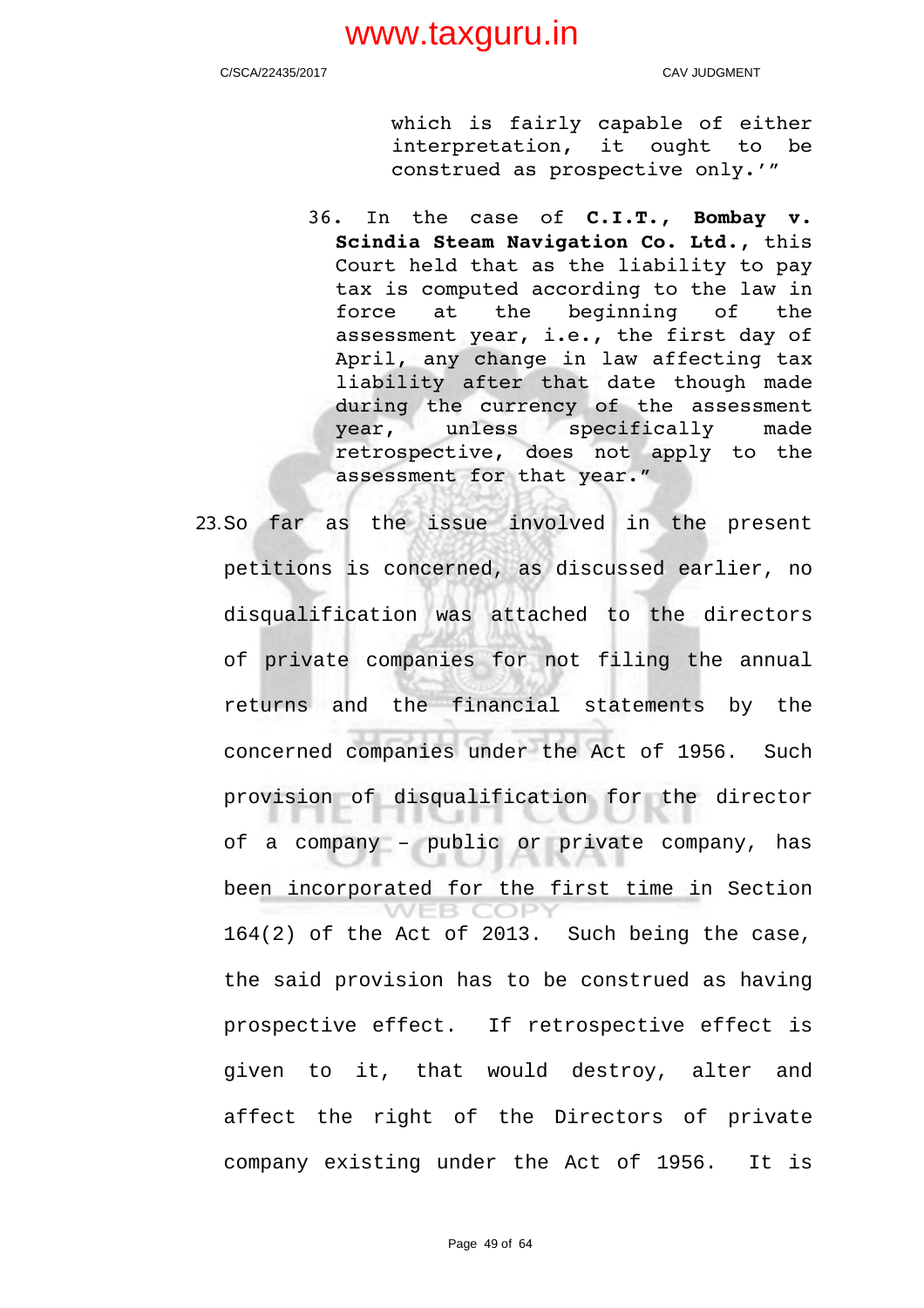> which is fairly capable of either interpretation, it ought to be construed as prospective only.'"
>
> 36. In the case of **C.I.T., Bombay v. Scindia Steam Navigation Co. Ltd.**, this Court held that as the liability to pay tax is computed according to the law in force at the beginning of the assessment year, i.e., the first day of April, any change in law affecting tax liability after that date though made during the currency of the assessment year, unless specifically made retrospective, does not apply to the assessment for that year."

23. So far as the issue involved in the present petitions is concerned, as discussed earlier, no disqualification was attached to the directors of private companies for not filing the annual returns and the financial statements by the concerned companies under the Act of 1956. Such provision of disqualification for the director of a company – public or private company, has been incorporated for the first time in Section 164(2) of the Act of 2013. Such being the case, the said provision has to be construed as having prospective effect. If retrospective effect is given to it, that would destroy, alter and affect the right of the Directors of private company existing under the Act of 1956. It is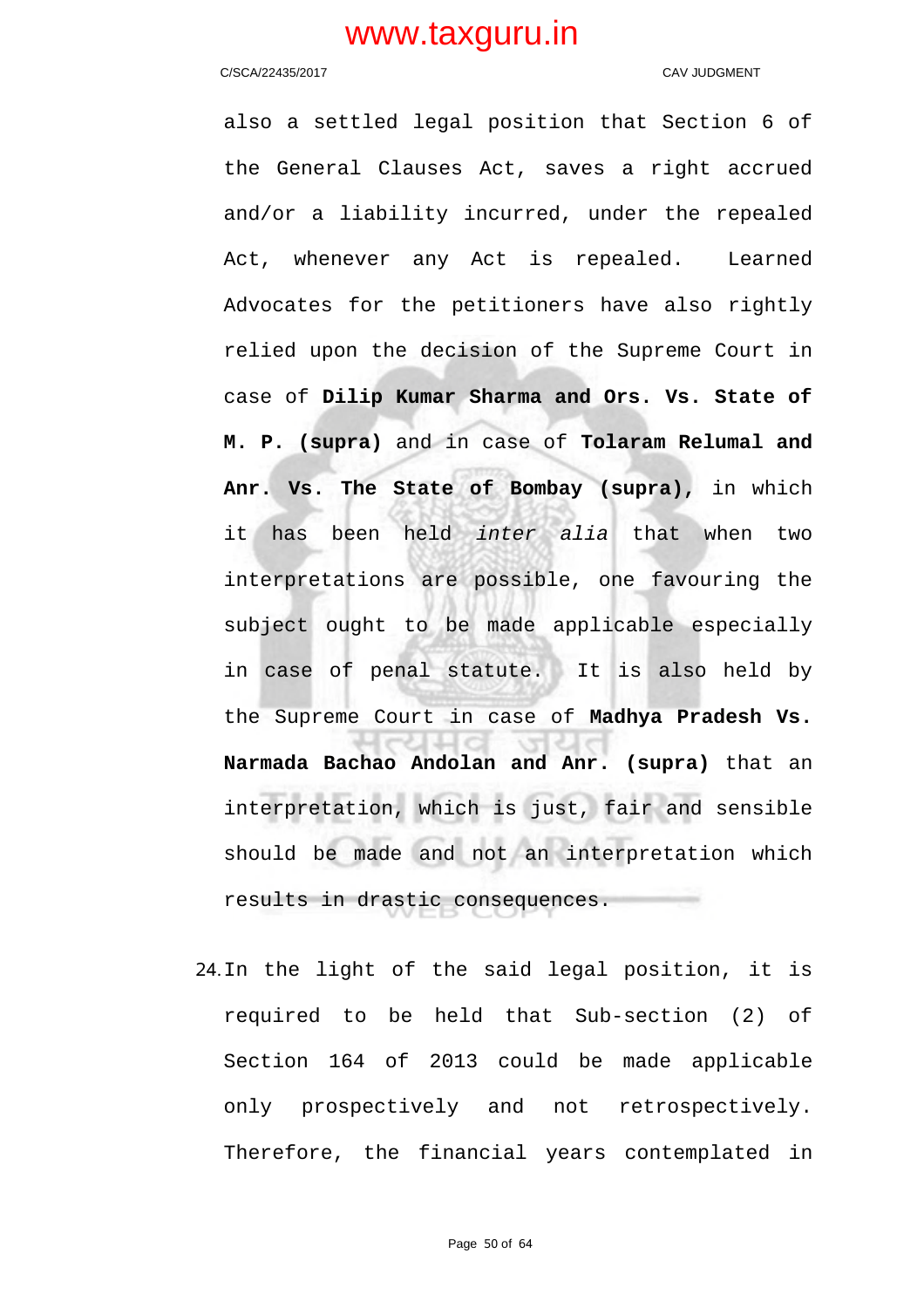also a settled legal position that Section 6 of the General Clauses Act, saves a right accrued and/or a liability incurred, under the repealed Act, whenever any Act is repealed. Learned Advocates for the petitioners have also rightly relied upon the decision of the Supreme Court in case of **Dilip Kumar Sharma and Ors. Vs. State of M. P. (supra)** and in case of **Tolaram Relumal and Anr. Vs. The State of Bombay (supra),** in which it has been held *inter alia* that when two interpretations are possible, one favouring the subject ought to be made applicable especially in case of penal statute. It is also held by the Supreme Court in case of **Madhya Pradesh Vs. Narmada Bachao Andolan and Anr. (supra)** that an interpretation, which is just, fair and sensible should be made and not an interpretation which results in drastic consequences.

24. In the light of the said legal position, it is required to be held that Sub-section (2) of Section 164 of 2013 could be made applicable only prospectively and not retrospectively. Therefore, the financial years contemplated in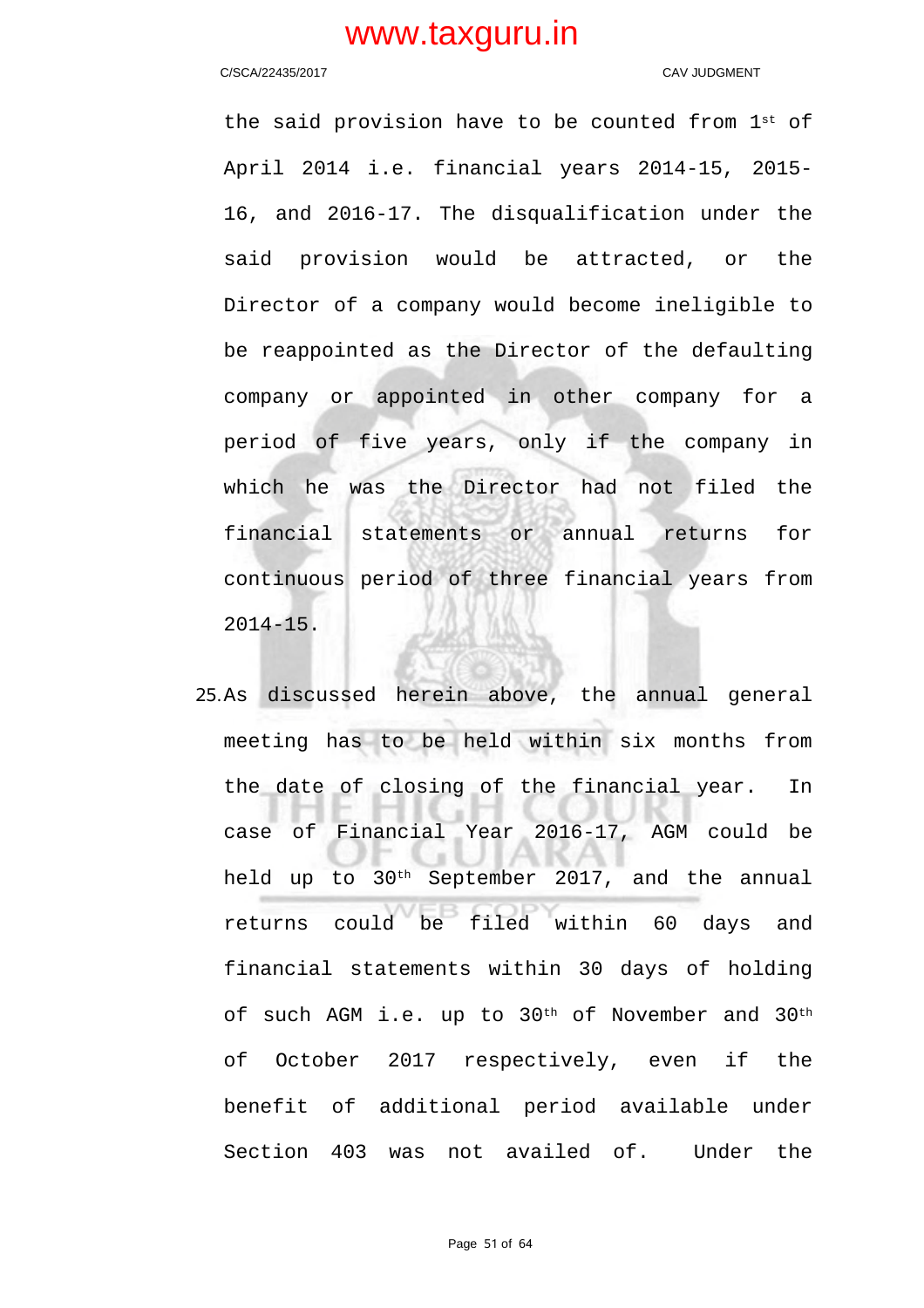the said provision have to be counted from 1st of April 2014 i.e. financial years 2014-15, 2015-16, and 2016-17. The disqualification under the said provision would be attracted, or the Director of a company would become ineligible to be reappointed as the Director of the defaulting company or appointed in other company for a period of five years, only if the company in which he was the Director had not filed the financial statements or annual returns for continuous period of three financial years from 2014-15.

25. As discussed herein above, the annual general meeting has to be held within six months from the date of closing of the financial year. In case of Financial Year 2016-17, AGM could be held up to 30th September 2017, and the annual returns could be filed within 60 days and financial statements within 30 days of holding of such AGM i.e. up to 30th of November and 30th of October 2017 respectively, even if the benefit of additional period available under Section 403 was not availed of. Under the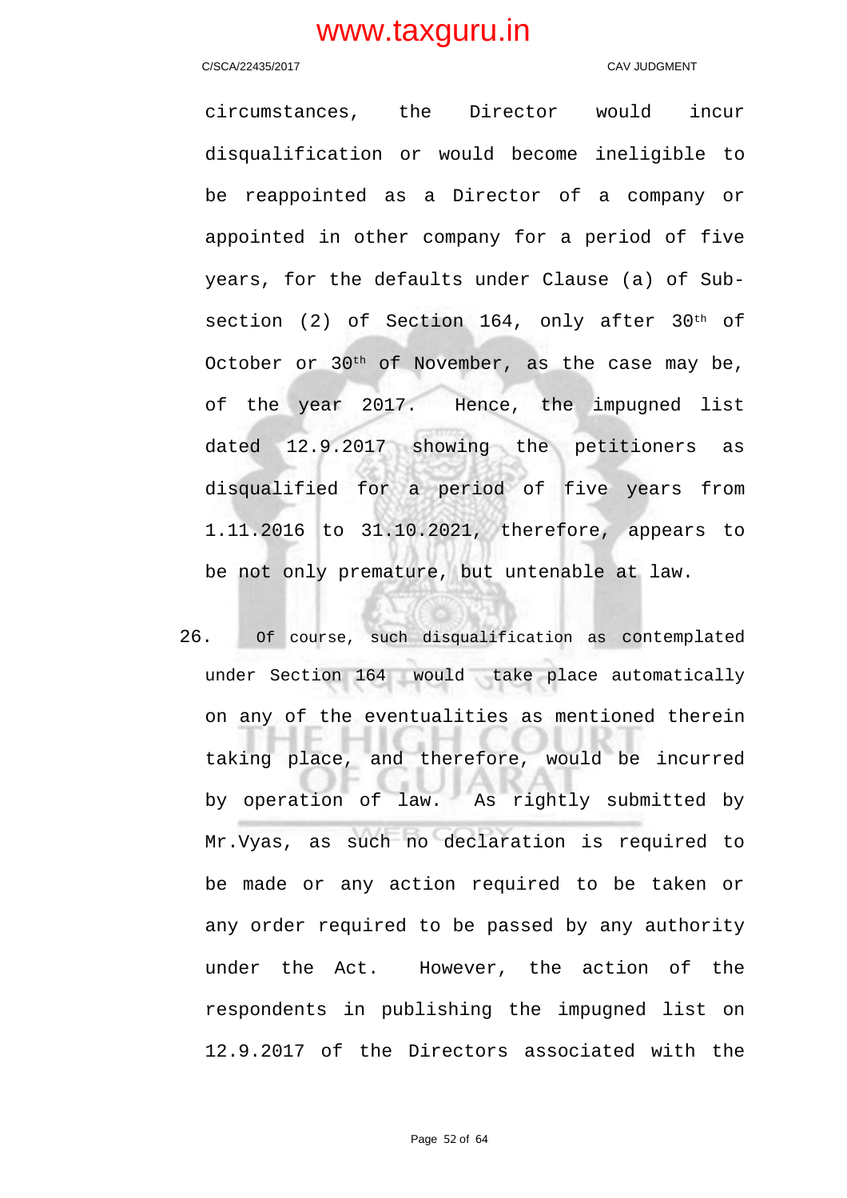circumstances, the Director would incur disqualification or would become ineligible to be reappointed as a Director of a company or appointed in other company for a period of five years, for the defaults under Clause (a) of Sub-section (2) of Section 164, only after 30th of October or 30th of November, as the case may be, of the year 2017. Hence, the impugned list dated 12.9.2017 showing the petitioners as disqualified for a period of five years from 1.11.2016 to 31.10.2021, therefore, appears to be not only premature, but untenable at law.

26. Of course, such disqualification as contemplated under Section 164 would take place automatically on any of the eventualities as mentioned therein taking place, and therefore, would be incurred by operation of law. As rightly submitted by Mr.Vyas, as such no declaration is required to be made or any action required to be taken or any order required to be passed by any authority under the Act. However, the action of the respondents in publishing the impugned list on 12.9.2017 of the Directors associated with the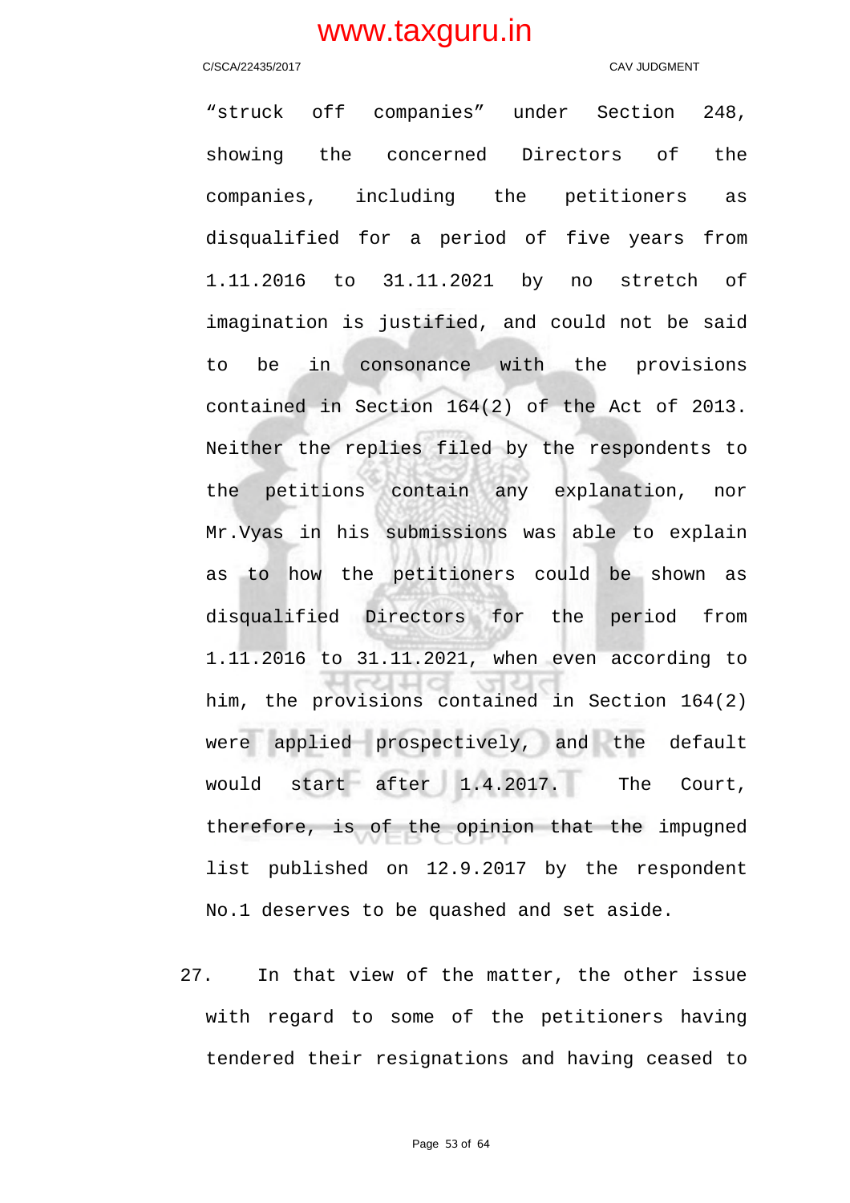"struck off companies" under Section 248, showing the concerned Directors of the companies, including the petitioners as disqualified for a period of five years from 1.11.2016 to 31.11.2021 by no stretch of imagination is justified, and could not be said to be in consonance with the provisions contained in Section 164(2) of the Act of 2013. Neither the replies filed by the respondents to the petitions contain any explanation, nor Mr.Vyas in his submissions was able to explain as to how the petitioners could be shown as disqualified Directors for the period from 1.11.2016 to 31.11.2021, when even according to him, the provisions contained in Section 164(2) were applied prospectively, and the default would start after 1.4.2017. The Court, therefore, is of the opinion that the impugned list published on 12.9.2017 by the respondent No.1 deserves to be quashed and set aside.

27. In that view of the matter, the other issue with regard to some of the petitioners having tendered their resignations and having ceased to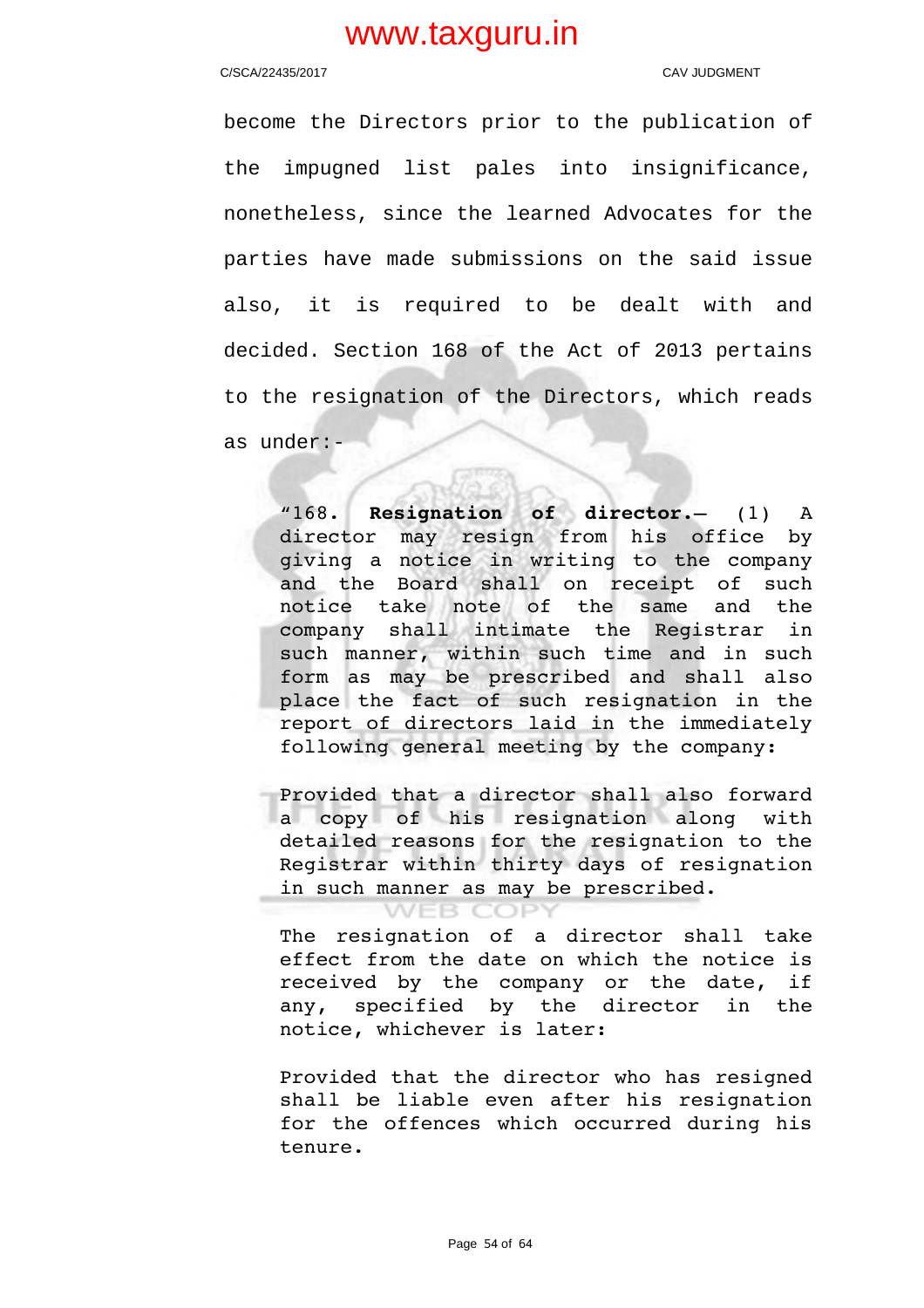become the Directors prior to the publication of the impugned list pales into insignificance, nonetheless, since the learned Advocates for the parties have made submissions on the said issue also, it is required to be dealt with and decided. Section 168 of the Act of 2013 pertains to the resignation of the Directors, which reads as under:-

> "168. **Resignation of director.**— (1) A director may resign from his office by giving a notice in writing to the company and the Board shall on receipt of such notice take note of the same and the company shall intimate the Registrar in such manner, within such time and in such form as may be prescribed and shall also place the fact of such resignation in the report of directors laid in the immediately following general meeting by the company:
>
> Provided that a director shall also forward a copy of his resignation along with detailed reasons for the resignation to the Registrar within thirty days of resignation in such manner as may be prescribed.
>
> The resignation of a director shall take effect from the date on which the notice is received by the company or the date, if any, specified by the director in the notice, whichever is later:
>
> Provided that the director who has resigned shall be liable even after his resignation for the offences which occurred during his tenure.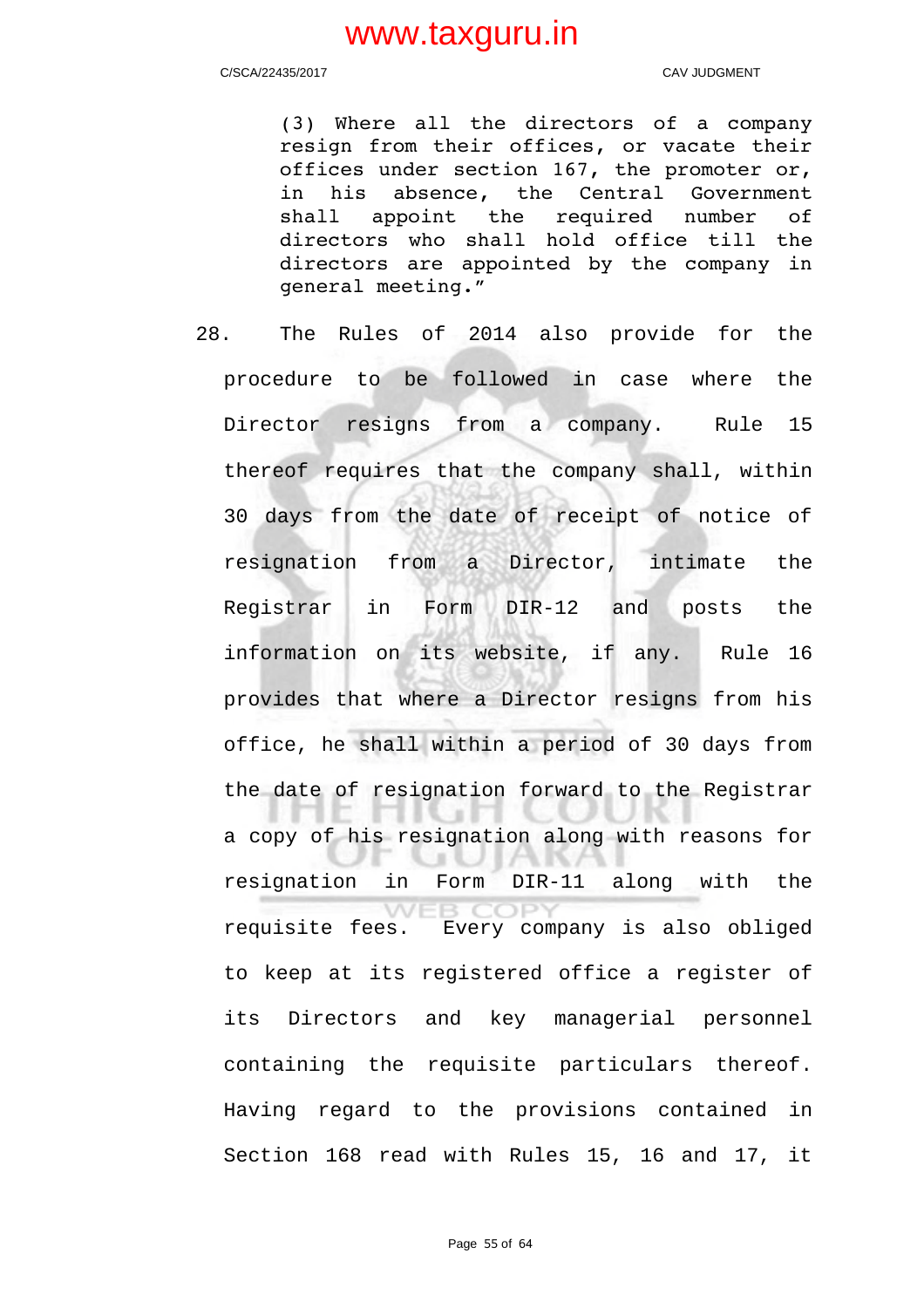> (3) Where all the directors of a company resign from their offices, or vacate their offices under section 167, the promoter or, in his absence, the Central Government shall appoint the required number of directors who shall hold office till the directors are appointed by the company in general meeting."

28. The Rules of 2014 also provide for the procedure to be followed in case where the Director resigns from a company. Rule 15 thereof requires that the company shall, within 30 days from the date of receipt of notice of resignation from a Director, intimate the Registrar in Form DIR-12 and posts the information on its website, if any. Rule 16 provides that where a Director resigns from his office, he shall within a period of 30 days from the date of resignation forward to the Registrar a copy of his resignation along with reasons for resignation in Form DIR-11 along with the requisite fees. Every company is also obliged to keep at its registered office a register of its Directors and key managerial personnel containing the requisite particulars thereof. Having regard to the provisions contained in Section 168 read with Rules 15, 16 and 17, it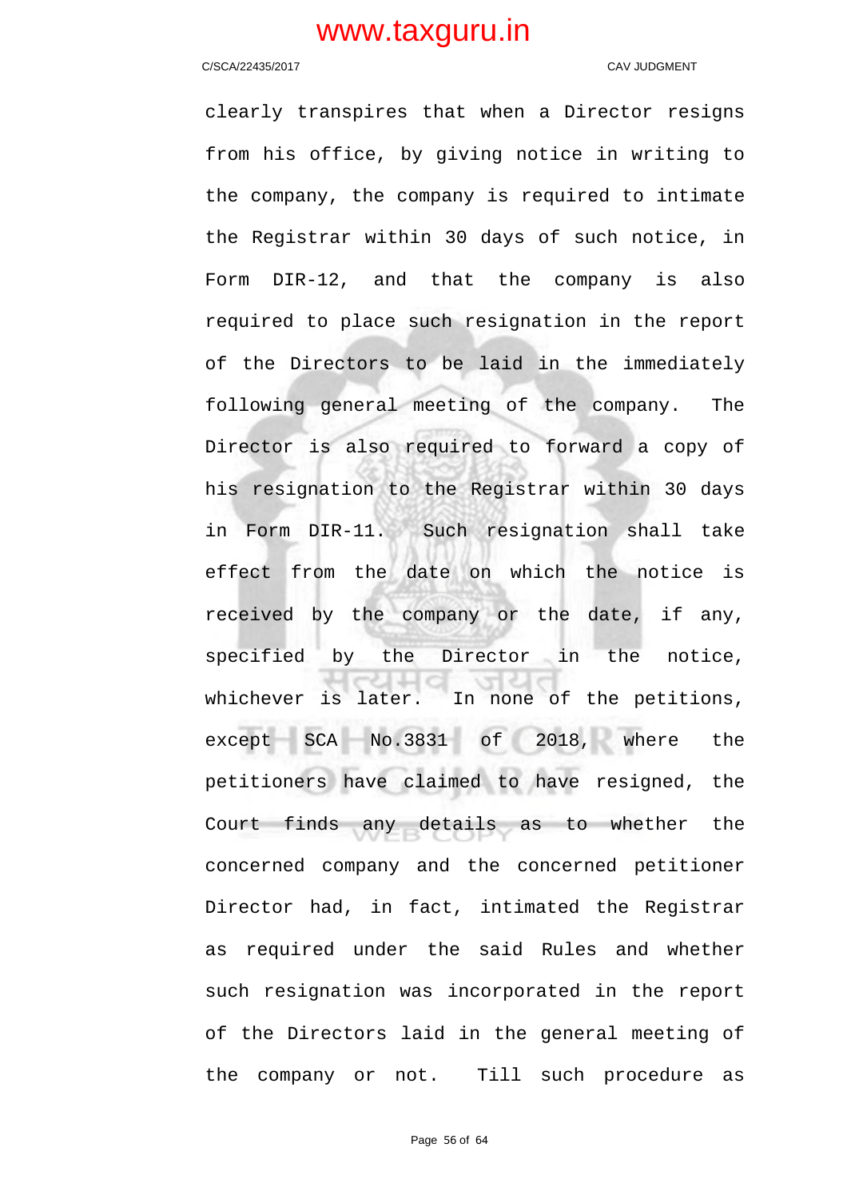clearly transpires that when a Director resigns from his office, by giving notice in writing to the company, the company is required to intimate the Registrar within 30 days of such notice, in Form DIR-12, and that the company is also required to place such resignation in the report of the Directors to be laid in the immediately following general meeting of the company. The Director is also required to forward a copy of his resignation to the Registrar within 30 days in Form DIR-11. Such resignation shall take effect from the date on which the notice is received by the company or the date, if any, specified by the Director in the notice, whichever is later. In none of the petitions, except SCA No.3831 of 2018, where the petitioners have claimed to have resigned, the Court finds any details as to whether the concerned company and the concerned petitioner Director had, in fact, intimated the Registrar as required under the said Rules and whether such resignation was incorporated in the report of the Directors laid in the general meeting of the company or not. Till such procedure as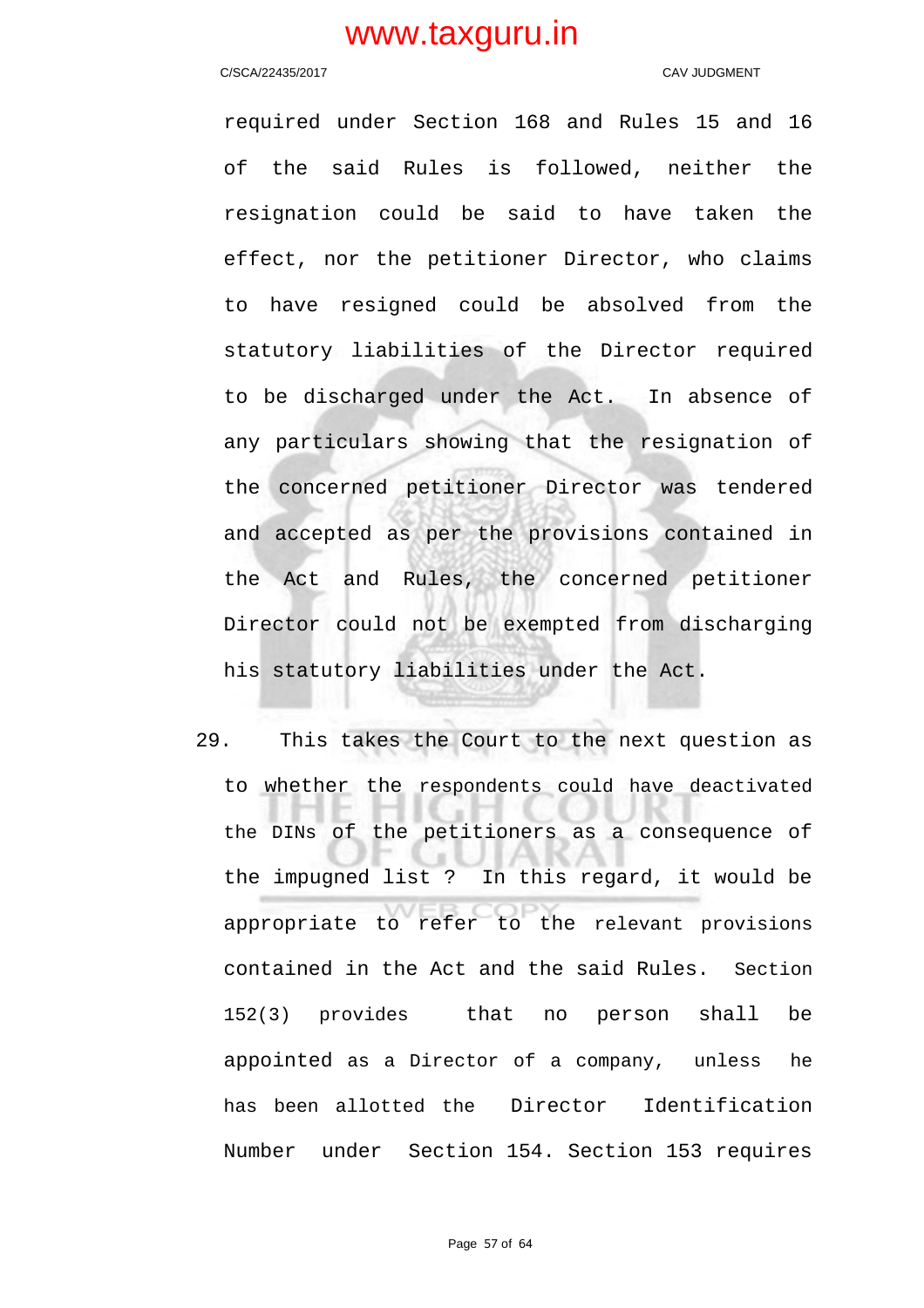required under Section 168 and Rules 15 and 16 of the said Rules is followed, neither the resignation could be said to have taken the effect, nor the petitioner Director, who claims to have resigned could be absolved from the statutory liabilities of the Director required to be discharged under the Act. In absence of any particulars showing that the resignation of the concerned petitioner Director was tendered and accepted as per the provisions contained in the Act and Rules, the concerned petitioner Director could not be exempted from discharging his statutory liabilities under the Act.

29. This takes the Court to the next question as to whether the respondents could have deactivated the DINs of the petitioners as a consequence of the impugned list ? In this regard, it would be appropriate to refer to the relevant provisions contained in the Act and the said Rules. Section 152(3) provides that no person shall be appointed as a Director of a company, unless he has been allotted the Director Identification Number under Section 154. Section 153 requires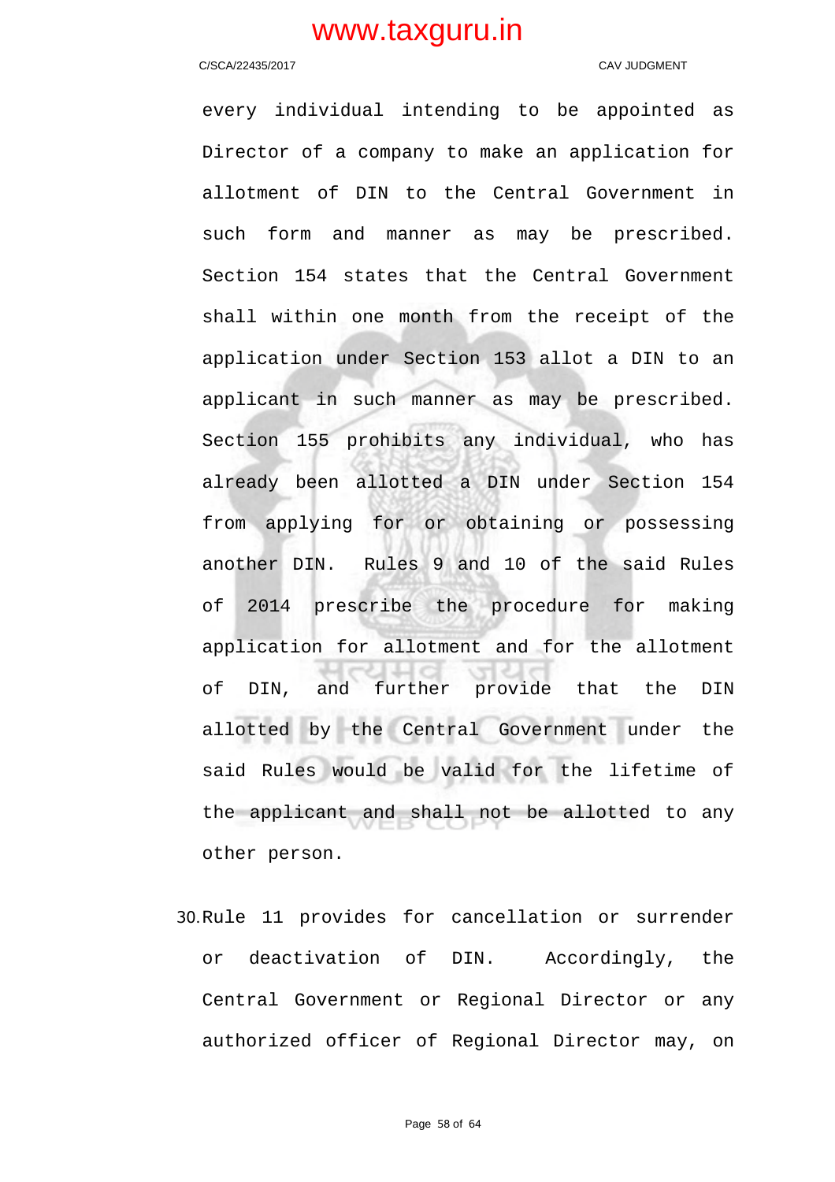every individual intending to be appointed as Director of a company to make an application for allotment of DIN to the Central Government in such form and manner as may be prescribed. Section 154 states that the Central Government shall within one month from the receipt of the application under Section 153 allot a DIN to an applicant in such manner as may be prescribed. Section 155 prohibits any individual, who has already been allotted a DIN under Section 154 from applying for or obtaining or possessing another DIN. Rules 9 and 10 of the said Rules of 2014 prescribe the procedure for making application for allotment and for the allotment of DIN, and further provide that the DIN allotted by the Central Government under the said Rules would be valid for the lifetime of the applicant and shall not be allotted to any other person.

30. Rule 11 provides for cancellation or surrender or deactivation of DIN. Accordingly, the Central Government or Regional Director or any authorized officer of Regional Director may, on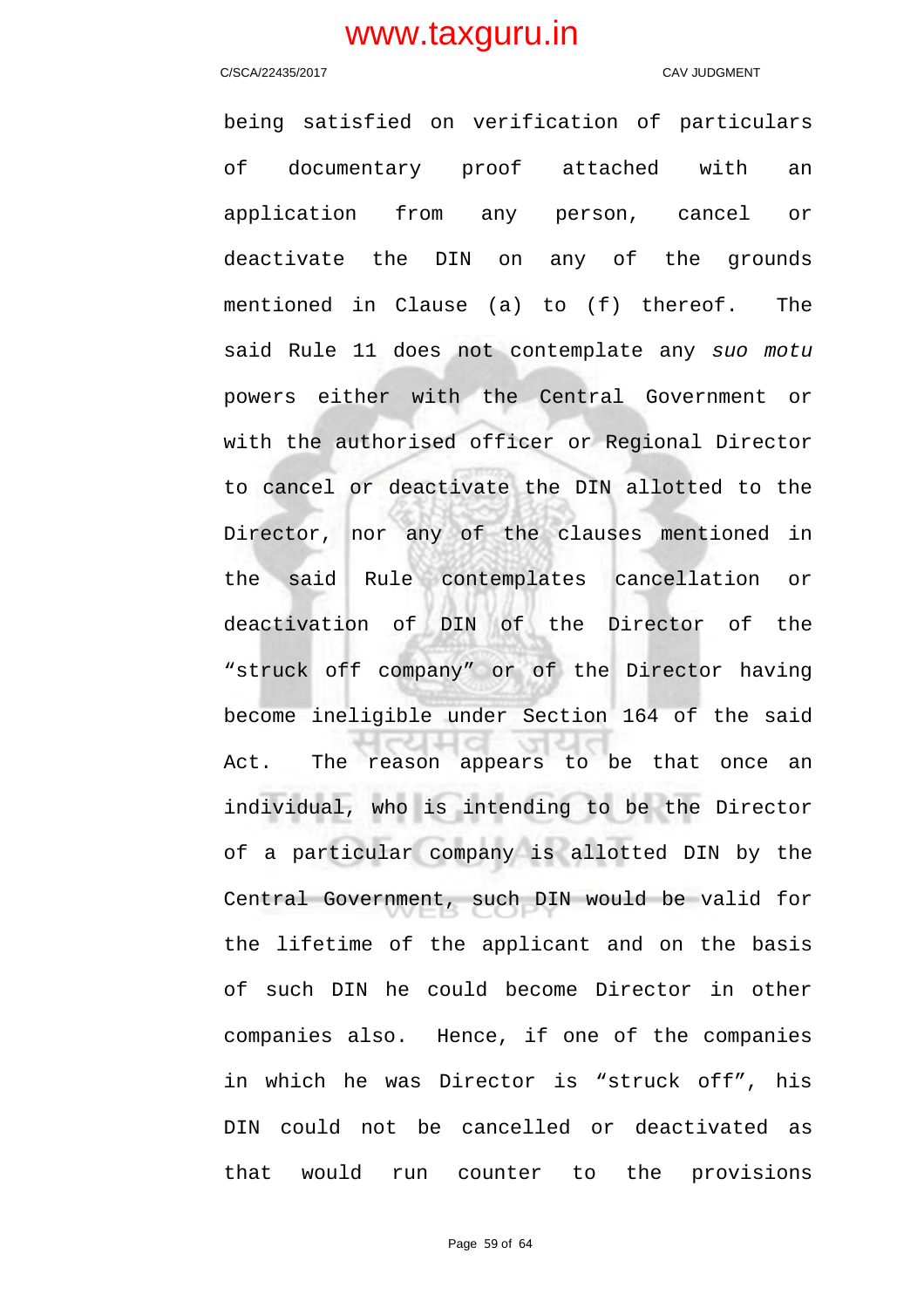being satisfied on verification of particulars of documentary proof attached with an application from any person, cancel or deactivate the DIN on any of the grounds mentioned in Clause (a) to (f) thereof. The said Rule 11 does not contemplate any *suo motu* powers either with the Central Government or with the authorised officer or Regional Director to cancel or deactivate the DIN allotted to the Director, nor any of the clauses mentioned in the said Rule contemplates cancellation or deactivation of DIN of the Director of the "struck off company" or of the Director having become ineligible under Section 164 of the said Act. The reason appears to be that once an individual, who is intending to be the Director of a particular company is allotted DIN by the Central Government, such DIN would be valid for the lifetime of the applicant and on the basis of such DIN he could become Director in other companies also. Hence, if one of the companies in which he was Director is "struck off", his DIN could not be cancelled or deactivated as that would run counter to the provisions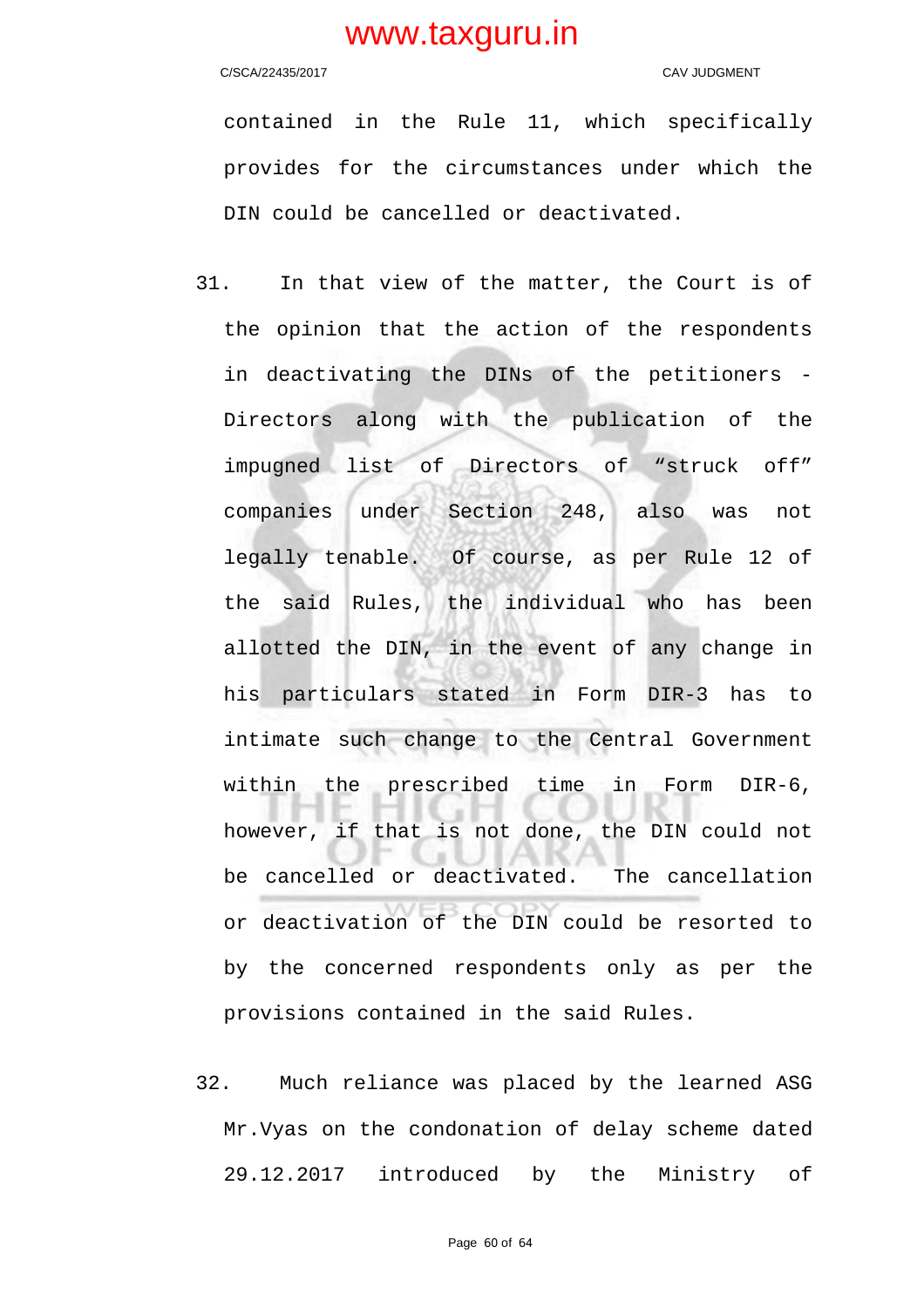contained in the Rule 11, which specifically provides for the circumstances under which the DIN could be cancelled or deactivated.

31. In that view of the matter, the Court is of the opinion that the action of the respondents in deactivating the DINs of the petitioners - Directors along with the publication of the impugned list of Directors of "struck off" companies under Section 248, also was not legally tenable. Of course, as per Rule 12 of the said Rules, the individual who has been allotted the DIN, in the event of any change in his particulars stated in Form DIR-3 has to intimate such change to the Central Government within the prescribed time in Form DIR-6, however, if that is not done, the DIN could not be cancelled or deactivated. The cancellation or deactivation of the DIN could be resorted to by the concerned respondents only as per the provisions contained in the said Rules.

32. Much reliance was placed by the learned ASG Mr.Vyas on the condonation of delay scheme dated 29.12.2017 introduced by the Ministry of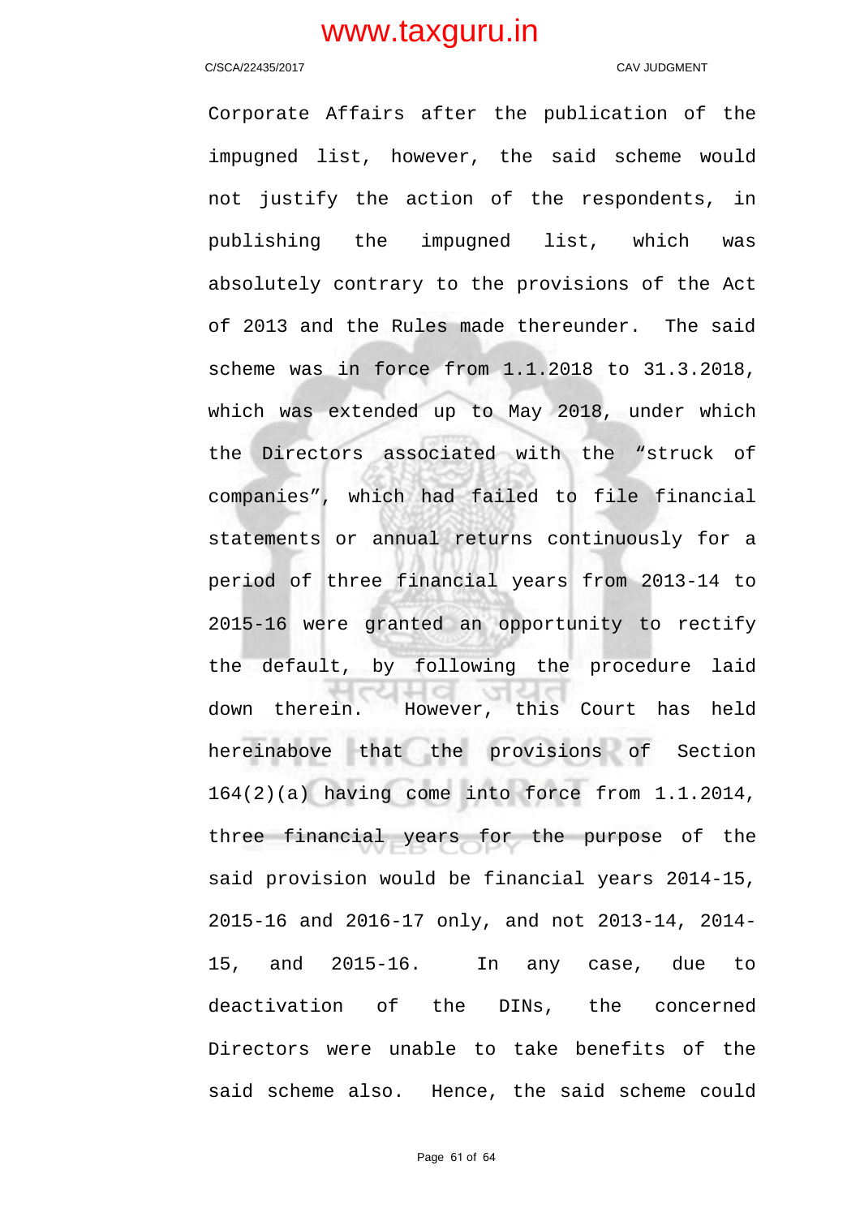Corporate Affairs after the publication of the impugned list, however, the said scheme would not justify the action of the respondents, in publishing the impugned list, which was absolutely contrary to the provisions of the Act of 2013 and the Rules made thereunder. The said scheme was in force from 1.1.2018 to 31.3.2018, which was extended up to May 2018, under which the Directors associated with the “struck of companies”, which had failed to file financial statements or annual returns continuously for a period of three financial years from 2013-14 to 2015-16 were granted an opportunity to rectify the default, by following the procedure laid down therein. However, this Court has held hereinabove that the provisions of Section 164(2)(a) having come into force from 1.1.2014, three financial years for the purpose of the said provision would be financial years 2014-15, 2015-16 and 2016-17 only, and not 2013-14, 2014-15, and 2015-16. In any case, due to deactivation of the DINs, the concerned Directors were unable to take benefits of the said scheme also. Hence, the said scheme could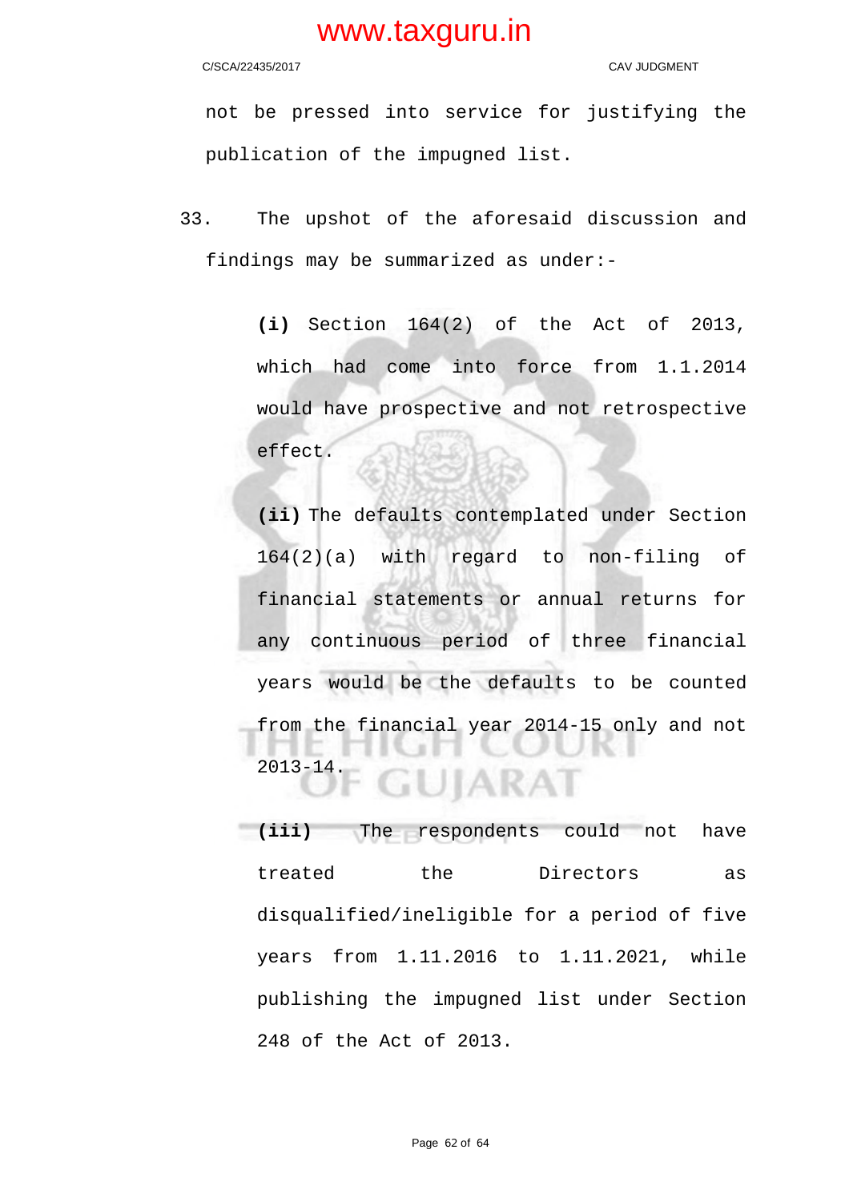not be pressed into service for justifying the publication of the impugned list.

33. The upshot of the aforesaid discussion and findings may be summarized as under:-

**(i)** Section 164(2) of the Act of 2013, which had come into force from 1.1.2014 would have prospective and not retrospective effect.

**(ii)** The defaults contemplated under Section 164(2)(a) with regard to non-filing of financial statements or annual returns for any continuous period of three financial years would be the defaults to be counted from the financial year 2014-15 only and not 2013-14.

**(iii)** The respondents could not have treated the Directors as disqualified/ineligible for a period of five years from 1.11.2016 to 1.11.2021, while publishing the impugned list under Section 248 of the Act of 2013.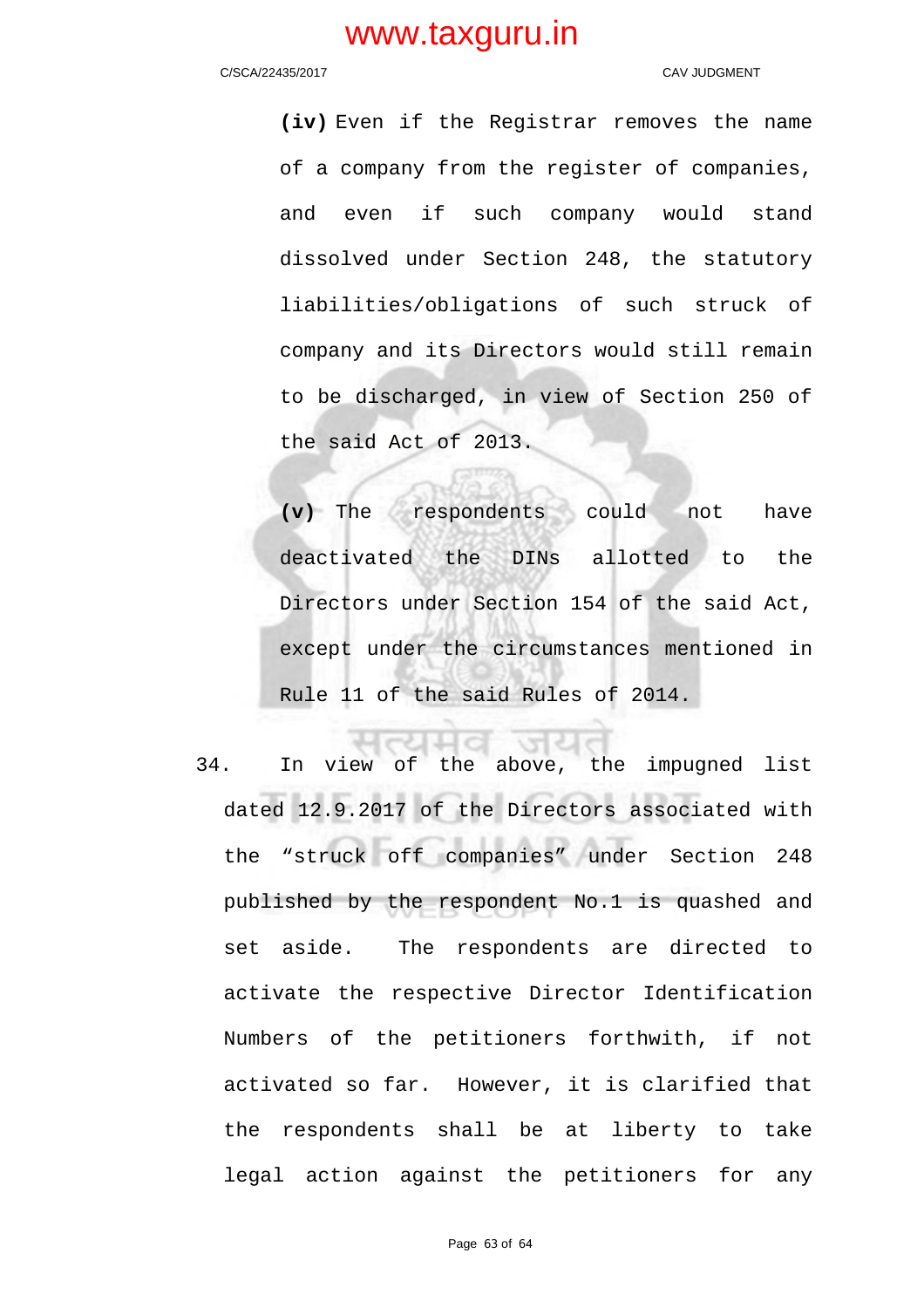**(iv)** Even if the Registrar removes the name of a company from the register of companies, and even if such company would stand dissolved under Section 248, the statutory liabilities/obligations of such struck of company and its Directors would still remain to be discharged, in view of Section 250 of the said Act of 2013.

**(v)** The respondents could not have deactivated the DINs allotted to the Directors under Section 154 of the said Act, except under the circumstances mentioned in Rule 11 of the said Rules of 2014.

34. In view of the above, the impugned list dated 12.9.2017 of the Directors associated with the "struck off companies" under Section 248 published by the respondent No.1 is quashed and set aside. The respondents are directed to activate the respective Director Identification Numbers of the petitioners forthwith, if not activated so far. However, it is clarified that the respondents shall be at liberty to take legal action against the petitioners for any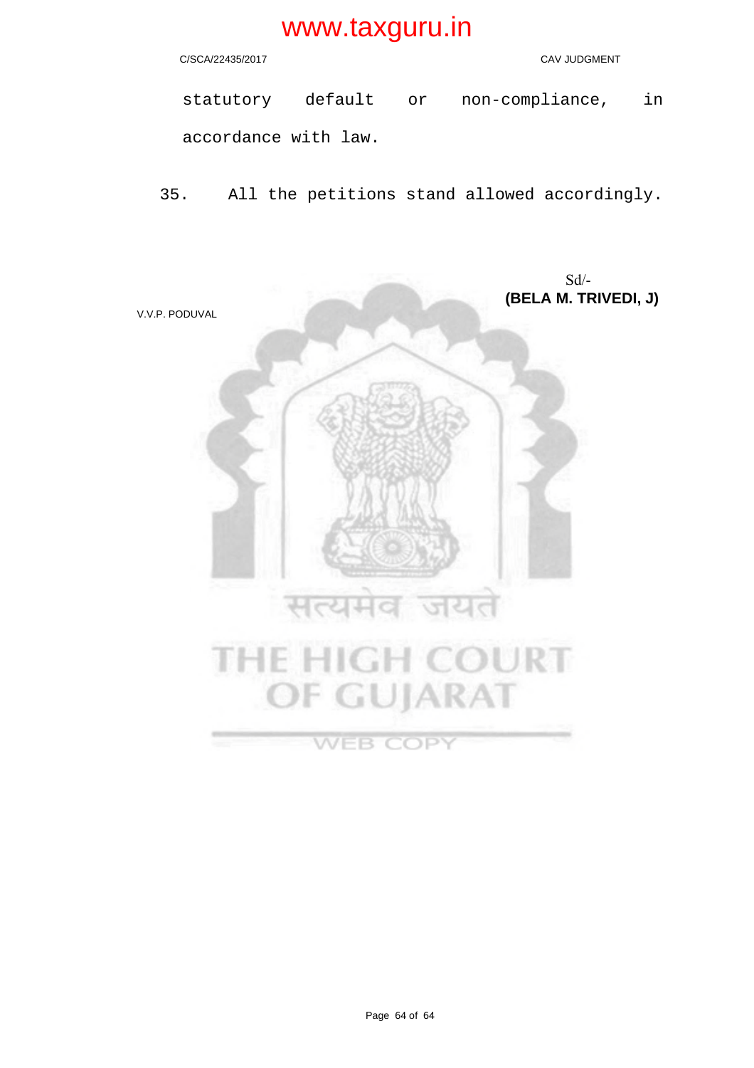statutory default or non-compliance, in accordance with law.

35. All the petitions stand allowed accordingly.

Sd/-
**(BELA M. TRIVEDI, J)**

V.V.P. PODUVAL